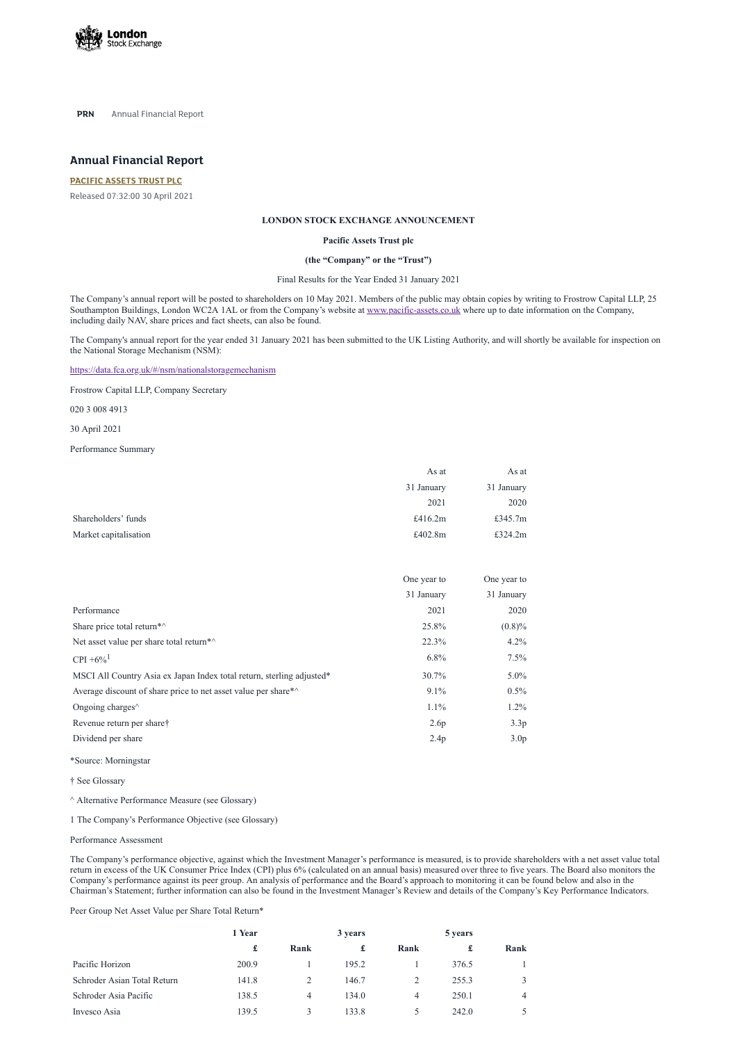**PRN** Annual Financial Report

## Annual Financial Report

**PACIFIC ASSETS TRUST PLC**

Released 07:32:00 30 April 2021

**LONDON STOCK EXCHANGE ANNOUNCEMENT**

**Pacific Assets Trust plc**

**(the "Company" or the "Trust")**

Final Results for the Year Ended 31 January 2021

The Company's annual report will be posted to shareholders on 10 May 2021. Members of the public may obtain copies by writing to Frostrow Capital LLP, 25 Southampton Buildings, London WC2A 1AL or from the Company's website at www.pacific-assets.co.uk where up to date information on the Company, including daily NAV, share prices and fact sheets, can also be found.

The Company's annual report for the year ended 31 January 2021 has been submitted to the UK Listing Authority, and will shortly be available for inspection on the National Storage Mechanism (NSM):

https://data.fca.org.uk/#/nsm/nationalstoragemechanism

Frostrow Capital LLP, Company Secretary

020 3 008 4913

30 April 2021

Performance Summary

| | As at 31 January 2021 | As at 31 January 2020 |
|---|---|---|
| Shareholders' funds | £416.2m | £345.7m |
| Market capitalisation | £402.8m | £324.2m |

| Performance | One year to 31 January 2021 | One year to 31 January 2020 |
|---|---|---|
| Share price total return*^ | 25.8% | (0.8)% |
| Net asset value per share total return*^ | 22.3% | 4.2% |
| CPI +6%[1] | 6.8% | 7.5% |
| MSCI All Country Asia ex Japan Index total return, sterling adjusted* | 30.7% | 5.0% |
| Average discount of share price to net asset value per share*^ | 9.1% | 0.5% |
| Ongoing charges^ | 1.1% | 1.2% |
| Revenue return per share† | 2.6p | 3.3p |
| Dividend per share | 2.4p | 3.0p |

*Source: Morningstar

† See Glossary

^ Alternative Performance Measure (see Glossary)

1 The Company's Performance Objective (see Glossary)

Performance Assessment

The Company's performance objective, against which the Investment Manager's performance is measured, is to provide shareholders with a net asset value total return in excess of the UK Consumer Price Index (CPI) plus 6% (calculated on an annual basis) measured over three to five years. The Board also monitors the Company's performance against its peer group. An analysis of performance and the Board's approach to monitoring it can be found below and also in the Chairman's Statement; further information can also be found in the Investment Manager's Review and details of the Company's Key Performance Indicators.

Peer Group Net Asset Value per Share Total Return*

| | **1 Year** | | **3 years** | | **5 years** | |
|---|---|---|---|---|---|---|
| | **£** | **Rank** | **£** | **Rank** | **£** | **Rank** |
| Pacific Horizon | 200.9 | 1 | 195.2 | 1 | 376.5 | 1 |
| Schroder Asian Total Return | 141.8 | 2 | 146.7 | 2 | 255.3 | 3 |
| Schroder Asia Pacific | 138.5 | 4 | 134.0 | 4 | 250.1 | 4 |
| Invesco Asia | 139.5 | 3 | 133.8 | 5 | 242.0 | 5 |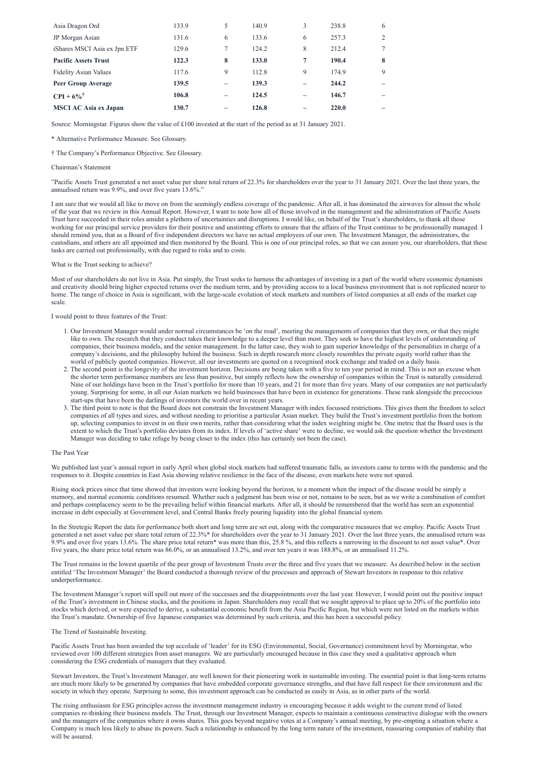| | | | | | | |
|---|---|---|---|---|---|---|
| Asia Dragon Ord | 133.9 | 5 | 140.9 | 3 | 238.8 | 6 |
| JP Morgan Asian | 131.6 | 6 | 133.6 | 6 | 257.3 | 2 |
| iShares MSCI Asia ex Jpn ETF | 129.6 | 7 | 124.2 | 8 | 212.4 | 7 |
| **Pacific Assets Trust** | **122.3** | **8** | **133.0** | **7** | **190.4** | **8** |
| Fidelity Asian Values | 117.6 | 9 | 112.8 | 9 | 174.9 | 9 |
| **Peer Group Average** | **139.5** | – | **139.3** | – | **244.2** | – |
| **CPI + 6%†** | **106.8** | – | **124.5** | – | **146.7** | – |
| **MSCI AC Asia ex Japan** | **130.7** | – | **126.8** | – | **220.0** | – |

Source: Morningstar. Figures show the value of £100 invested at the start of the period as at 31 January 2021.

\* Alternative Performance Measure. See Glossary.

† The Company's Performance Objective. See Glossary.

## Chairman's Statement

"Pacific Assets Trust generated a net asset value per share total return of 22.3% for shareholders over the year to 31 January 2021. Over the last three years, the annualised return was 9.9%, and over five years 13.6%."

I am sure that we would all like to move on from the seemingly endless coverage of the pandemic. After all, it has dominated the airwaves for almost the whole of the year that we review in this Annual Report. However, I want to note how all of those involved in the management and the administration of Pacific Assets Trust have succeeded in their roles amidst a plethora of uncertainties and disruptions. I would like, on behalf of the Trust's shareholders, to thank all those working for our principal service providers for their positive and unstinting efforts to ensure that the affairs of the Trust continue to be professionally managed. I should remind you, that as a Board of five independent directors we have no actual employees of our own. The Investment Manager, the administrators, the custodians, and others are all appointed and then monitored by the Board. This is one of our principal roles, so that we can assure you, our shareholders, that these tasks are carried out professionally, with due regard to risks and to costs.

### What is the Trust seeking to achieve?

Most of our shareholders do not live in Asia. Put simply, the Trust seeks to harness the advantages of investing in a part of the world where economic dynamism and creativity should bring higher expected returns over the medium term, and by providing access to a local business environment that is not replicated nearer to home. The range of choice in Asia is significant, with the large-scale evolution of stock markets and numbers of listed companies at all ends of the market cap scale.

I would point to three features of the Trust:

1. Our Investment Manager would under normal circumstances be 'on the road', meeting the managements of companies that they own, or that they might like to own. The research that they conduct takes their knowledge to a deeper level than most. They seek to have the highest levels of understanding of companies, their business models, and the senior management. In the latter case, they wish to gain superior knowledge of the personalities in charge of a company's decisions, and the philosophy behind the business. Such in depth research more closely resembles the private equity world rather than the world of publicly quoted companies. However, all our investments are quoted on a recognised stock exchange and traded on a daily basis.
2. The second point is the longevity of the investment horizon. Decisions are being taken with a five to ten year period in mind. This is not an excuse when the shorter term performance numbers are less than positive, but simply reflects how the ownership of companies within the Trust is naturally considered. Nine of our holdings have been in the Trust's portfolio for more than 10 years, and 21 for more than five years. Many of our companies are not particularly young. Surprising for some, in all our Asian markets we hold businesses that have been in existence for generations. These rank alongside the precocious start-ups that have been the darlings of investors the world over in recent years.
3. The third point to note is that the Board does not constrain the Investment Manager with index focussed restrictions. This gives them the freedom to select companies of all types and sizes, and without needing to prioritise a particular Asian market. They build the Trust's investment portfolio from the bottom up, selecting companies to invest in on their own merits, rather than considering what the index weighting might be. One metric that the Board uses is the extent to which the Trust's portfolio deviates from its index. If levels of 'active share' were to decline, we would ask the question whether the Investment Manager was deciding to take refuge by being closer to the index (this has certainly not been the case).

### The Past Year

We published last year's annual report in early April when global stock markets had suffered traumatic falls, as investors came to terms with the pandemic and the responses to it. Despite countries in East Asia showing relative resilience in the face of the disease, even markets here were not spared.

Rising stock prices since that time showed that investors were looking beyond the horizon, to a moment when the impact of the disease would be simply a memory, and normal economic conditions resumed. Whether such a judgment has been wise or not, remains to be seen, but as we write a combination of comfort and perhaps complacency seem to be the prevailing belief within financial markets. After all, it should be remembered that the world has seen an exponential increase in debt especially at Government level, and Central Banks freely pouring liquidity into the global financial system.

In the Stretegic Report the data for performance both short and long term are set out, along with the comparative measures that we employ. Pacific Assets Trust generated a net asset value per share total return of 22.3%* for shareholders over the year to 31 January 2021. Over the last three years, the annualised return was 9.9% and over five years 13.6%. The share price total return* was more than this, 25.8 %, and this reflects a narrowing in the discount to net asset value*. Over five years, the share price total return was 86.0%, or an annualised 13.2%, and over ten years it was 188.8%, or an annualised 11.2%.

The Trust remains in the lowest quartile of the peer group of Investment Trusts over the three and five years that we measure. As described below in the section entitled 'The Investment Manager' the Board conducted a thorough review of the processes and approach of Stewart Investors in response to this relative underperformance.

The Investment Manager's report will spell out more of the successes and the disappointments over the last year. However, I would point out the positive impact of the Trust's investment in Chinese stocks, and the positions in Japan. Shareholders may recall that we sought approval to place up to 20% of the portfolio into stocks which derived, or were expected to derive, a substantial economic benefit from the Asia Pacific Region, but which were not listed on the markets within the Trust's mandate. Ownership of five Japanese companies was determined by such criteria, and this has been a successful policy.

### The Trend of Sustainable Investing.

Pacific Assets Trust has been awarded the top accolade of 'leader' for its ESG (Environmental, Social, Governance) commitment level by Morningstar, who reviewed over 100 different strategies from asset managers. We are particularly encouraged because in this case they used a qualitative approach when considering the ESG credentials of managers that they evaluated.

Stewart Investors, the Trust's Investment Manager, are well known for their pioneering work in sustainable investing. The essential point is that long-term returns are much more likely to be generated by companies that have embedded corporate governance strengths, and that have full respect for their environment and the society in which they operate. Surprising to some, this investment approach can be conducted as easily in Asia, as in other parts of the world.

The rising enthusiasm for ESG principles across the investment management industry is encouraging because it adds weight to the current trend of listed companies re-thinking their business models. The Trust, through our Investment Manager, expects to maintain a continuous constructive dialogue with the owners and the managers of the companies where it owns shares. This goes beyond negative votes at a Company's annual meeting, by pre-empting a situation where a Company is much less likely to abuse its powers. Such a relationship is enhanced by the long term nature of the investment, reassuring companies of stability that will be assured.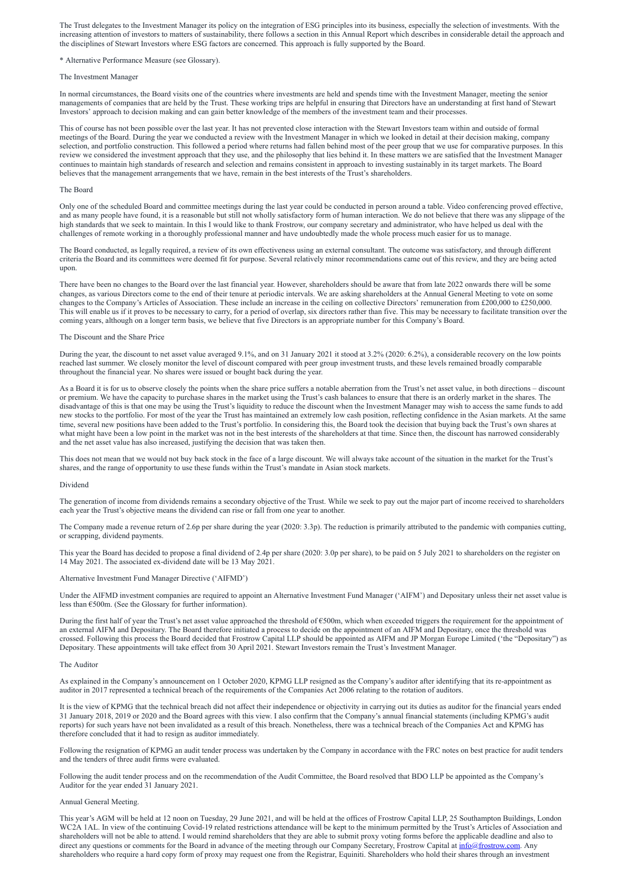The Trust delegates to the Investment Manager its policy on the integration of ESG principles into its business, especially the selection of investments. With the increasing attention of investors to matters of sustainability, there follows a section in this Annual Report which describes in considerable detail the approach and the disciplines of Stewart Investors where ESG factors are concerned. This approach is fully supported by the Board.

* Alternative Performance Measure (see Glossary).

## The Investment Manager

In normal circumstances, the Board visits one of the countries where investments are held and spends time with the Investment Manager, meeting the senior managements of companies that are held by the Trust. These working trips are helpful in ensuring that Directors have an understanding at first hand of Stewart Investors' approach to decision making and can gain better knowledge of the members of the investment team and their processes.

This of course has not been possible over the last year. It has not prevented close interaction with the Stewart Investors team within and outside of formal meetings of the Board. During the year we conducted a review with the Investment Manager in which we looked in detail at their decision making, company selection, and portfolio construction. This followed a period where returns had fallen behind most of the peer group that we use for comparative purposes. In this review we considered the investment approach that they use, and the philosophy that lies behind it. In these matters we are satisfied that the Investment Manager continues to maintain high standards of research and selection and remains consistent in approach to investing sustainably in its target markets. The Board believes that the management arrangements that we have, remain in the best interests of the Trust's shareholders.

## The Board

Only one of the scheduled Board and committee meetings during the last year could be conducted in person around a table. Video conferencing proved effective, and as many people have found, it is a reasonable but still not wholly satisfactory form of human interaction. We do not believe that there was any slippage of the high standards that we seek to maintain. In this I would like to thank Frostrow, our company secretary and administrator, who have helped us deal with the challenges of remote working in a thoroughly professional manner and have undoubtedly made the whole process much easier for us to manage.

The Board conducted, as legally required, a review of its own effectiveness using an external consultant. The outcome was satisfactory, and through different criteria the Board and its committees were deemed fit for purpose. Several relatively minor recommendations came out of this review, and they are being acted upon.

There have been no changes to the Board over the last financial year. However, shareholders should be aware that from late 2022 onwards there will be some changes, as various Directors come to the end of their tenure at periodic intervals. We are asking shareholders at the Annual General Meeting to vote on some changes to the Company's Articles of Association. These include an increase in the ceiling on collective Directors' remuneration from £200,000 to £250,000. This will enable us if it proves to be necessary to carry, for a period of overlap, six directors rather than five. This may be necessary to facilitate transition over the coming years, although on a longer term basis, we believe that five Directors is an appropriate number for this Company's Board.

## The Discount and the Share Price

During the year, the discount to net asset value averaged 9.1%, and on 31 January 2021 it stood at 3.2% (2020: 6.2%), a considerable recovery on the low points reached last summer. We closely monitor the level of discount compared with peer group investment trusts, and these levels remained broadly comparable throughout the financial year. No shares were issued or bought back during the year.

As a Board it is for us to observe closely the points when the share price suffers a notable aberration from the Trust's net asset value, in both directions – discount or premium. We have the capacity to purchase shares in the market using the Trust's cash balances to ensure that there is an orderly market in the shares. The disadvantage of this is that one may be using the Trust's liquidity to reduce the discount when the Investment Manager may wish to access the same funds to add new stocks to the portfolio. For most of the year the Trust has maintained an extremely low cash position, reflecting confidence in the Asian markets. At the same time, several new positions have been added to the Trust's portfolio. In considering this, the Board took the decision that buying back the Trust's own shares at what might have been a low point in the market was not in the best interests of the shareholders at that time. Since then, the discount has narrowed considerably and the net asset value has also increased, justifying the decision that was taken then.

This does not mean that we would not buy back stock in the face of a large discount. We will always take account of the situation in the market for the Trust's shares, and the range of opportunity to use these funds within the Trust's mandate in Asian stock markets.

## Dividend

The generation of income from dividends remains a secondary objective of the Trust. While we seek to pay out the major part of income received to shareholders each year the Trust's objective means the dividend can rise or fall from one year to another.

The Company made a revenue return of 2.6p per share during the year (2020: 3.3p). The reduction is primarily attributed to the pandemic with companies cutting, or scrapping, dividend payments.

This year the Board has decided to propose a final dividend of 2.4p per share (2020: 3.0p per share), to be paid on 5 July 2021 to shareholders on the register on 14 May 2021. The associated ex-dividend date will be 13 May 2021.

## Alternative Investment Fund Manager Directive ('AIFMD')

Under the AIFMD investment companies are required to appoint an Alternative Investment Fund Manager ('AIFM') and Depositary unless their net asset value is less than €500m. (See the Glossary for further information).

During the first half of year the Trust's net asset value approached the threshold of €500m, which when exceeded triggers the requirement for the appointment of an external AIFM and Depositary. The Board therefore initiated a process to decide on the appointment of an AIFM and Depositary, once the threshold was crossed. Following this process the Board decided that Frostrow Capital LLP should be appointed as AIFM and JP Morgan Europe Limited ('the "Depositary") as Depositary. These appointments will take effect from 30 April 2021. Stewart Investors remain the Trust's Investment Manager.

## The Auditor

As explained in the Company's announcement on 1 October 2020, KPMG LLP resigned as the Company's auditor after identifying that its re-appointment as auditor in 2017 represented a technical breach of the requirements of the Companies Act 2006 relating to the rotation of auditors.

It is the view of KPMG that the technical breach did not affect their independence or objectivity in carrying out its duties as auditor for the financial years ended 31 January 2018, 2019 or 2020 and the Board agrees with this view. I also confirm that the Company's annual financial statements (including KPMG's audit reports) for such years have not been invalidated as a result of this breach. Nonetheless, there was a technical breach of the Companies Act and KPMG has therefore concluded that it had to resign as auditor immediately.

Following the resignation of KPMG an audit tender process was undertaken by the Company in accordance with the FRC notes on best practice for audit tenders and the tenders of three audit firms were evaluated.

Following the audit tender process and on the recommendation of the Audit Committee, the Board resolved that BDO LLP be appointed as the Company's Auditor for the year ended 31 January 2021.

## Annual General Meeting.

This year's AGM will be held at 12 noon on Tuesday, 29 June 2021, and will be held at the offices of Frostrow Capital LLP, 25 Southampton Buildings, London WC2A 1AL. In view of the continuing Covid-19 related restrictions attendance will be kept to the minimum permitted by the Trust's Articles of Association and shareholders will not be able to attend. I would remind shareholders that they are able to submit proxy voting forms before the applicable deadline and also to direct any questions or comments for the Board in advance of the meeting through our Company Secretary, Frostrow Capital at info@frostrow.com. Any shareholders who require a hard copy form of proxy may request one from the Registrar, Equiniti. Shareholders who hold their shares through an investment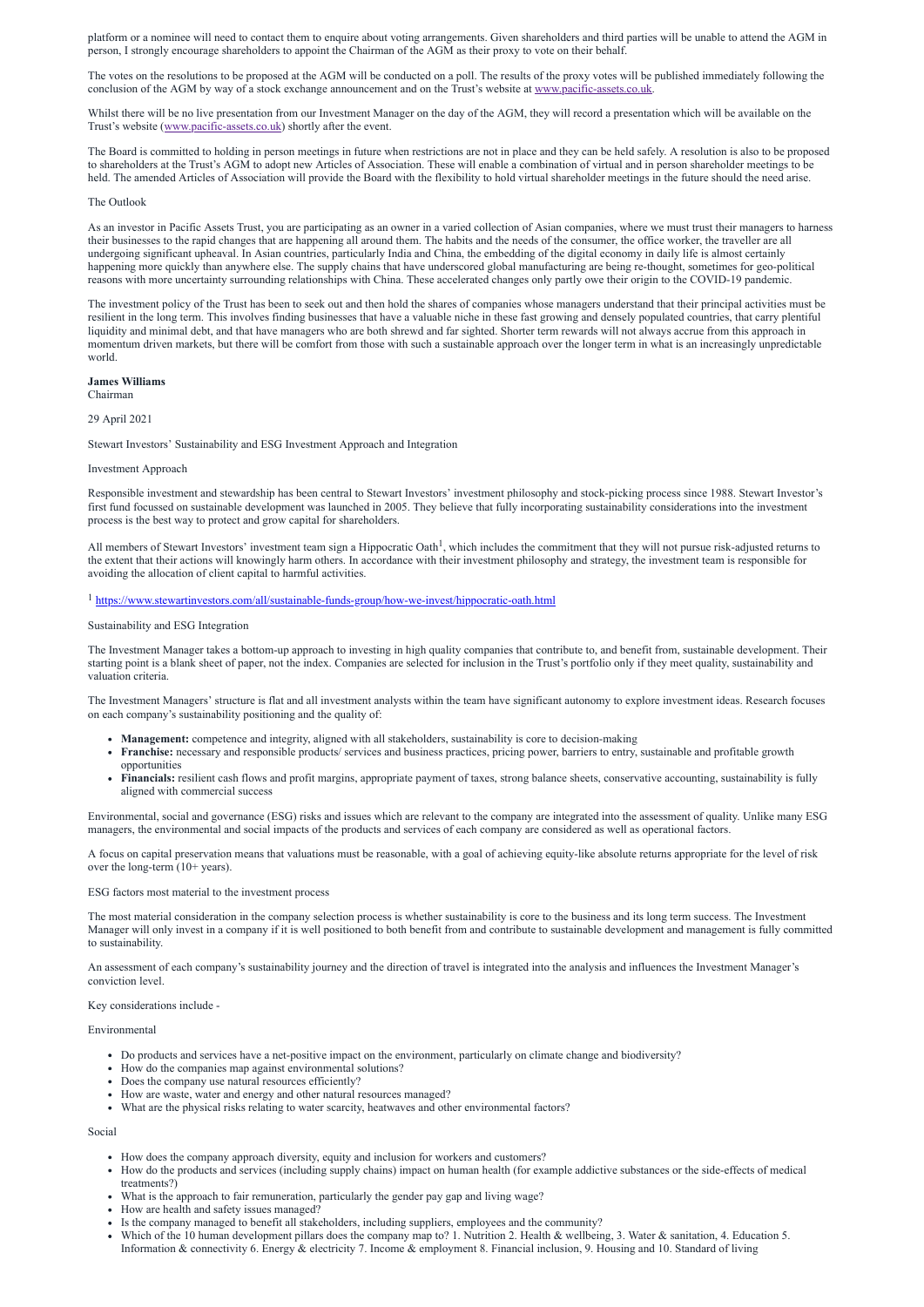platform or a nominee will need to contact them to enquire about voting arrangements. Given shareholders and third parties will be unable to attend the AGM in person, I strongly encourage shareholders to appoint the Chairman of the AGM as their proxy to vote on their behalf.

The votes on the resolutions to be proposed at the AGM will be conducted on a poll. The results of the proxy votes will be published immediately following the conclusion of the AGM by way of a stock exchange announcement and on the Trust's website at www.pacific-assets.co.uk.

Whilst there will be no live presentation from our Investment Manager on the day of the AGM, they will record a presentation which will be available on the Trust's website (www.pacific-assets.co.uk) shortly after the event.

The Board is committed to holding in person meetings in future when restrictions are not in place and they can be held safely. A resolution is also to be proposed to shareholders at the Trust's AGM to adopt new Articles of Association. These will enable a combination of virtual and in person shareholder meetings to be held. The amended Articles of Association will provide the Board with the flexibility to hold virtual shareholder meetings in the future should the need arise.

## The Outlook

As an investor in Pacific Assets Trust, you are participating as an owner in a varied collection of Asian companies, where we must trust their managers to harness their businesses to the rapid changes that are happening all around them. The habits and the needs of the consumer, the office worker, the traveller are all undergoing significant upheaval. In Asian countries, particularly India and China, the embedding of the digital economy in daily life is almost certainly happening more quickly than anywhere else. The supply chains that have underscored global manufacturing are being re-thought, sometimes for geo-political reasons with more uncertainty surrounding relationships with China. These accelerated changes only partly owe their origin to the COVID-19 pandemic.

The investment policy of the Trust has been to seek out and then hold the shares of companies whose managers understand that their principal activities must be resilient in the long term. This involves finding businesses that have a valuable niche in these fast growing and densely populated countries, that carry plentiful liquidity and minimal debt, and that have managers who are both shrewd and far sighted. Shorter term rewards will not always accrue from this approach in momentum driven markets, but there will be comfort from those with such a sustainable approach over the longer term in what is an increasingly unpredictable world.

**James Williams**
Chairman

29 April 2021

## Stewart Investors' Sustainability and ESG Investment Approach and Integration

### Investment Approach

Responsible investment and stewardship has been central to Stewart Investors' investment philosophy and stock-picking process since 1988. Stewart Investor's first fund focussed on sustainable development was launched in 2005. They believe that fully incorporating sustainability considerations into the investment process is the best way to protect and grow capital for shareholders.

All members of Stewart Investors' investment team sign a Hippocratic Oath[1], which includes the commitment that they will not pursue risk-adjusted returns to the extent that their actions will knowingly harm others. In accordance with their investment philosophy and strategy, the investment team is responsible for avoiding the allocation of client capital to harmful activities.

[1] https://www.stewartinvestors.com/all/sustainable-funds-group/how-we-invest/hippocratic-oath.html

### Sustainability and ESG Integration

The Investment Manager takes a bottom-up approach to investing in high quality companies that contribute to, and benefit from, sustainable development. Their starting point is a blank sheet of paper, not the index. Companies are selected for inclusion in the Trust's portfolio only if they meet quality, sustainability and valuation criteria.

The Investment Managers' structure is flat and all investment analysts within the team have significant autonomy to explore investment ideas. Research focuses on each company's sustainability positioning and the quality of:

- **Management:** competence and integrity, aligned with all stakeholders, sustainability is core to decision-making
- **Franchise:** necessary and responsible products/ services and business practices, pricing power, barriers to entry, sustainable and profitable growth opportunities
- **Financials:** resilient cash flows and profit margins, appropriate payment of taxes, strong balance sheets, conservative accounting, sustainability is fully aligned with commercial success

Environmental, social and governance (ESG) risks and issues which are relevant to the company are integrated into the assessment of quality. Unlike many ESG managers, the environmental and social impacts of the products and services of each company are considered as well as operational factors.

A focus on capital preservation means that valuations must be reasonable, with a goal of achieving equity-like absolute returns appropriate for the level of risk over the long-term (10+ years).

### ESG factors most material to the investment process

The most material consideration in the company selection process is whether sustainability is core to the business and its long term success. The Investment Manager will only invest in a company if it is well positioned to both benefit from and contribute to sustainable development and management is fully committed to sustainability.

An assessment of each company's sustainability journey and the direction of travel is integrated into the analysis and influences the Investment Manager's conviction level.

Key considerations include -

#### Environmental

- Do products and services have a net-positive impact on the environment, particularly on climate change and biodiversity?
- How do the companies map against environmental solutions?
- Does the company use natural resources efficiently?
- How are waste, water and energy and other natural resources managed?
- What are the physical risks relating to water scarcity, heatwaves and other environmental factors?

#### Social

- How does the company approach diversity, equity and inclusion for workers and customers?
- How do the products and services (including supply chains) impact on human health (for example addictive substances or the side-effects of medical treatments?)
- What is the approach to fair remuneration, particularly the gender pay gap and living wage?
- How are health and safety issues managed?
- Is the company managed to benefit all stakeholders, including suppliers, employees and the community?
- Which of the 10 human development pillars does the company map to? 1. Nutrition 2. Health & wellbeing, 3. Water & sanitation, 4. Education 5. Information & connectivity 6. Energy & electricity 7. Income & employment 8. Financial inclusion, 9. Housing and 10. Standard of living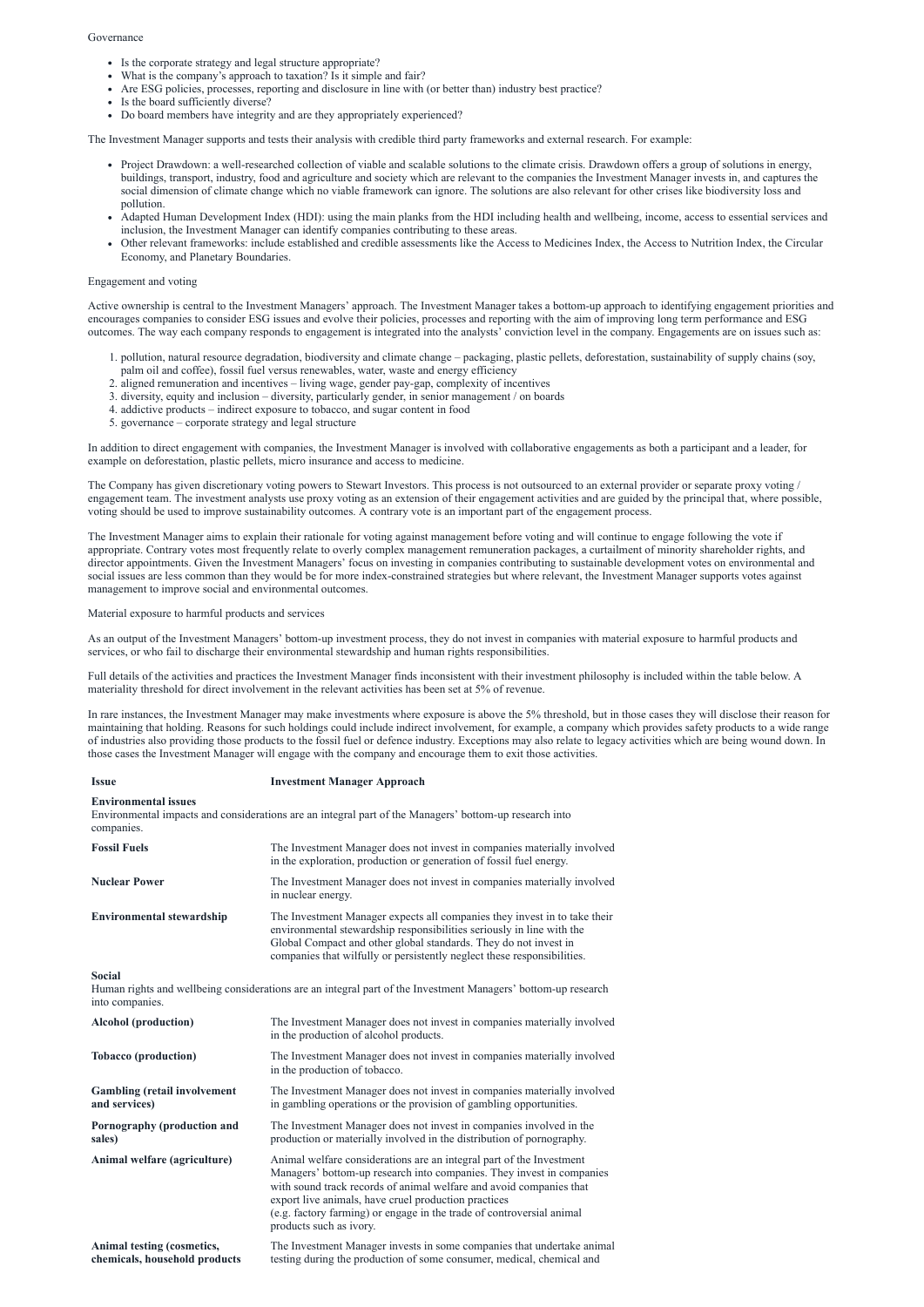Governance

- Is the corporate strategy and legal structure appropriate?
- What is the company's approach to taxation? Is it simple and fair?
- Are ESG policies, processes, reporting and disclosure in line with (or better than) industry best practice?
- Is the board sufficiently diverse?
- Do board members have integrity and are they appropriately experienced?

The Investment Manager supports and tests their analysis with credible third party frameworks and external research. For example:

- Project Drawdown: a well-researched collection of viable and scalable solutions to the climate crisis. Drawdown offers a group of solutions in energy, buildings, transport, industry, food and agriculture and society which are relevant to the companies the Investment Manager invests in, and captures the social dimension of climate change which no viable framework can ignore. The solutions are also relevant for other crises like biodiversity loss and pollution.
- Adapted Human Development Index (HDI): using the main planks from the HDI including health and wellbeing, income, access to essential services and inclusion, the Investment Manager can identify companies contributing to these areas.
- Other relevant frameworks: include established and credible assessments like the Access to Medicines Index, the Access to Nutrition Index, the Circular Economy, and Planetary Boundaries.

Engagement and voting

Active ownership is central to the Investment Managers' approach. The Investment Manager takes a bottom-up approach to identifying engagement priorities and encourages companies to consider ESG issues and evolve their policies, processes and reporting with the aim of improving long term performance and ESG outcomes. The way each company responds to engagement is integrated into the analysts' conviction level in the company. Engagements are on issues such as:

1. pollution, natural resource degradation, biodiversity and climate change – packaging, plastic pellets, deforestation, sustainability of supply chains (soy, palm oil and coffee), fossil fuel versus renewables, water, waste and energy efficiency
2. aligned remuneration and incentives – living wage, gender pay-gap, complexity of incentives
3. diversity, equity and inclusion – diversity, particularly gender, in senior management / on boards
4. addictive products – indirect exposure to tobacco, and sugar content in food
5. governance – corporate strategy and legal structure

In addition to direct engagement with companies, the Investment Manager is involved with collaborative engagements as both a participant and a leader, for example on deforestation, plastic pellets, micro insurance and access to medicine.

The Company has given discretionary voting powers to Stewart Investors. This process is not outsourced to an external provider or separate proxy voting / engagement team. The investment analysts use proxy voting as an extension of their engagement activities and are guided by the principal that, where possible, voting should be used to improve sustainability outcomes. A contrary vote is an important part of the engagement process.

The Investment Manager aims to explain their rationale for voting against management before voting and will continue to engage following the vote if appropriate. Contrary votes most frequently relate to overly complex management remuneration packages, a curtailment of minority shareholder rights, and director appointments. Given the Investment Managers' focus on investing in companies contributing to sustainable development votes on environmental and social issues are less common than they would be for more index-constrained strategies but where relevant, the Investment Manager supports votes against management to improve social and environmental outcomes.

Material exposure to harmful products and services

As an output of the Investment Managers' bottom-up investment process, they do not invest in companies with material exposure to harmful products and services, or who fail to discharge their environmental stewardship and human rights responsibilities.

Full details of the activities and practices the Investment Manager finds inconsistent with their investment philosophy is included within the table below. A materiality threshold for direct involvement in the relevant activities has been set at 5% of revenue.

In rare instances, the Investment Manager may make investments where exposure is above the 5% threshold, but in those cases they will disclose their reason for maintaining that holding. Reasons for such holdings could include indirect involvement, for example, a company which provides safety products to a wide range of industries also providing those products to the fossil fuel or defence industry. Exceptions may also relate to legacy activities which are being wound down. In those cases the Investment Manager will engage with the company and encourage them to exit those activities.

| **Issue** | **Investment Manager Approach** |
|---|---|
| **Environmental issues**<br>Environmental impacts and considerations are an integral part of the Managers' bottom-up research into companies. | |
| **Fossil Fuels** | The Investment Manager does not invest in companies materially involved in the exploration, production or generation of fossil fuel energy. |
| **Nuclear Power** | The Investment Manager does not invest in companies materially involved in nuclear energy. |
| **Environmental stewardship** | The Investment Manager expects all companies they invest in to take their environmental stewardship responsibilities seriously in line with the Global Compact and other global standards. They do not invest in companies that wilfully or persistently neglect these responsibilities. |
| **Social**<br>Human rights and wellbeing considerations are an integral part of the Investment Managers' bottom-up research into companies. | |
| **Alcohol (production)** | The Investment Manager does not invest in companies materially involved in the production of alcohol products. |
| **Tobacco (production)** | The Investment Manager does not invest in companies materially involved in the production of tobacco. |
| **Gambling (retail involvement and services)** | The Investment Manager does not invest in companies materially involved in gambling operations or the provision of gambling opportunities. |
| **Pornography (production and sales)** | The Investment Manager does not invest in companies involved in the production or materially involved in the distribution of pornography. |
| **Animal welfare (agriculture)** | Animal welfare considerations are an integral part of the Investment Managers' bottom-up research into companies. They invest in companies with sound track records of animal welfare and avoid companies that export live animals, have cruel production practices (e.g. factory farming) or engage in the trade of controversial animal products such as ivory. |
| **Animal testing (cosmetics, chemicals, household products** | The Investment Manager invests in some companies that undertake animal testing during the production of some consumer, medical, chemical and |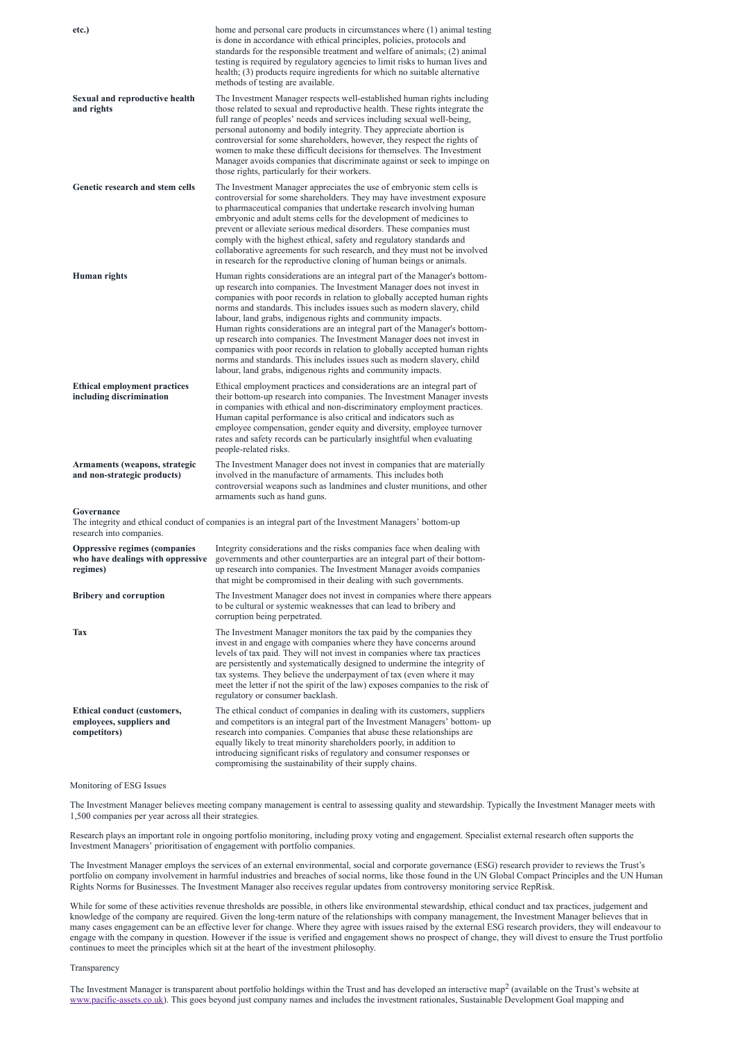| | |
|---|---|
| **etc.)** | home and personal care products in circumstances where (1) animal testing is done in accordance with ethical principles, policies, protocols and standards for the responsible treatment and welfare of animals; (2) animal testing is required by regulatory agencies to limit risks to human lives and health; (3) products require ingredients for which no suitable alternative methods of testing are available. |
| **Sexual and reproductive health and rights** | The Investment Manager respects well-established human rights including those related to sexual and reproductive health. These rights integrate the full range of peoples' needs and services including sexual well-being, personal autonomy and bodily integrity. They appreciate abortion is controversial for some shareholders, however, they respect the rights of women to make these difficult decisions for themselves. The Investment Manager avoids companies that discriminate against or seek to impinge on those rights, particularly for their workers. |
| **Genetic research and stem cells** | The Investment Manager appreciates the use of embryonic stem cells is controversial for some shareholders. They may have investment exposure to pharmaceutical companies that undertake research involving human embryonic and adult stems cells for the development of medicines to prevent or alleviate serious medical disorders. These companies must comply with the highest ethical, safety and regulatory standards and collaborative agreements for such research, and they must not be involved in research for the reproductive cloning of human beings or animals. |
| **Human rights** | Human rights considerations are an integral part of the Manager's bottom-up research into companies. The Investment Manager does not invest in companies with poor records in relation to globally accepted human rights norms and standards. This includes issues such as modern slavery, child labour, land grabs, indigenous rights and community impacts. Human rights considerations are an integral part of the Manager's bottom-up research into companies. The Investment Manager does not invest in companies with poor records in relation to globally accepted human rights norms and standards. This includes issues such as modern slavery, child labour, land grabs, indigenous rights and community impacts. |
| **Ethical employment practices including discrimination** | Ethical employment practices and considerations are an integral part of their bottom-up research into companies. The Investment Manager invests in companies with ethical and non-discriminatory employment practices. Human capital performance is also critical and indicators such as employee compensation, gender equity and diversity, employee turnover rates and safety records can be particularly insightful when evaluating people-related risks. |
| **Armaments (weapons, strategic and non-strategic products)** | The Investment Manager does not invest in companies that are materially involved in the manufacture of armaments. This includes both controversial weapons such as landmines and cluster munitions, and other armaments such as hand guns. |

**Governance**

The integrity and ethical conduct of companies is an integral part of the Investment Managers' bottom-up research into companies.

| | |
|---|---|
| **Oppressive regimes (companies who have dealings with oppressive regimes)** | Integrity considerations and the risks companies face when dealing with governments and other counterparties are an integral part of their bottom-up research into companies. The Investment Manager avoids companies that might be compromised in their dealing with such governments. |
| **Bribery and corruption** | The Investment Manager does not invest in companies where there appears to be cultural or systemic weaknesses that can lead to bribery and corruption being perpetrated. |
| **Tax** | The Investment Manager monitors the tax paid by the companies they invest in and engage with companies where they have concerns around levels of tax paid. They will not invest in companies where tax practices are persistently and systematically designed to undermine the integrity of tax systems. They believe the underpayment of tax (even where it may meet the letter if not the spirit of the law) exposes companies to the risk of regulatory or consumer backlash. |
| **Ethical conduct (customers, employees, suppliers and competitors)** | The ethical conduct of companies in dealing with its customers, suppliers and competitors is an integral part of the Investment Managers' bottom- up research into companies. Companies that abuse these relationships are equally likely to treat minority shareholders poorly, in addition to introducing significant risks of regulatory and consumer responses or compromising the sustainability of their supply chains. |

Monitoring of ESG Issues

The Investment Manager believes meeting company management is central to assessing quality and stewardship. Typically the Investment Manager meets with 1,500 companies per year across all their strategies.

Research plays an important role in ongoing portfolio monitoring, including proxy voting and engagement. Specialist external research often supports the Investment Managers' prioritisation of engagement with portfolio companies.

The Investment Manager employs the services of an external environmental, social and corporate governance (ESG) research provider to reviews the Trust's portfolio on company involvement in harmful industries and breaches of social norms, like those found in the UN Global Compact Principles and the UN Human Rights Norms for Businesses. The Investment Manager also receives regular updates from controversy monitoring service RepRisk.

While for some of these activities revenue thresholds are possible, in others like environmental stewardship, ethical conduct and tax practices, judgement and knowledge of the company are required. Given the long-term nature of the relationships with company management, the Investment Manager believes that in many cases engagement can be an effective lever for change. Where they agree with issues raised by the external ESG research providers, they will endeavour to engage with the company in question. However if the issue is verified and engagement shows no prospect of change, they will divest to ensure the Trust portfolio continues to meet the principles which sit at the heart of the investment philosophy.

Transparency

The Investment Manager is transparent about portfolio holdings within the Trust and has developed an interactive map[2] (available on the Trust's website at www.pacific-assets.co.uk). This goes beyond just company names and includes the investment rationales, Sustainable Development Goal mapping and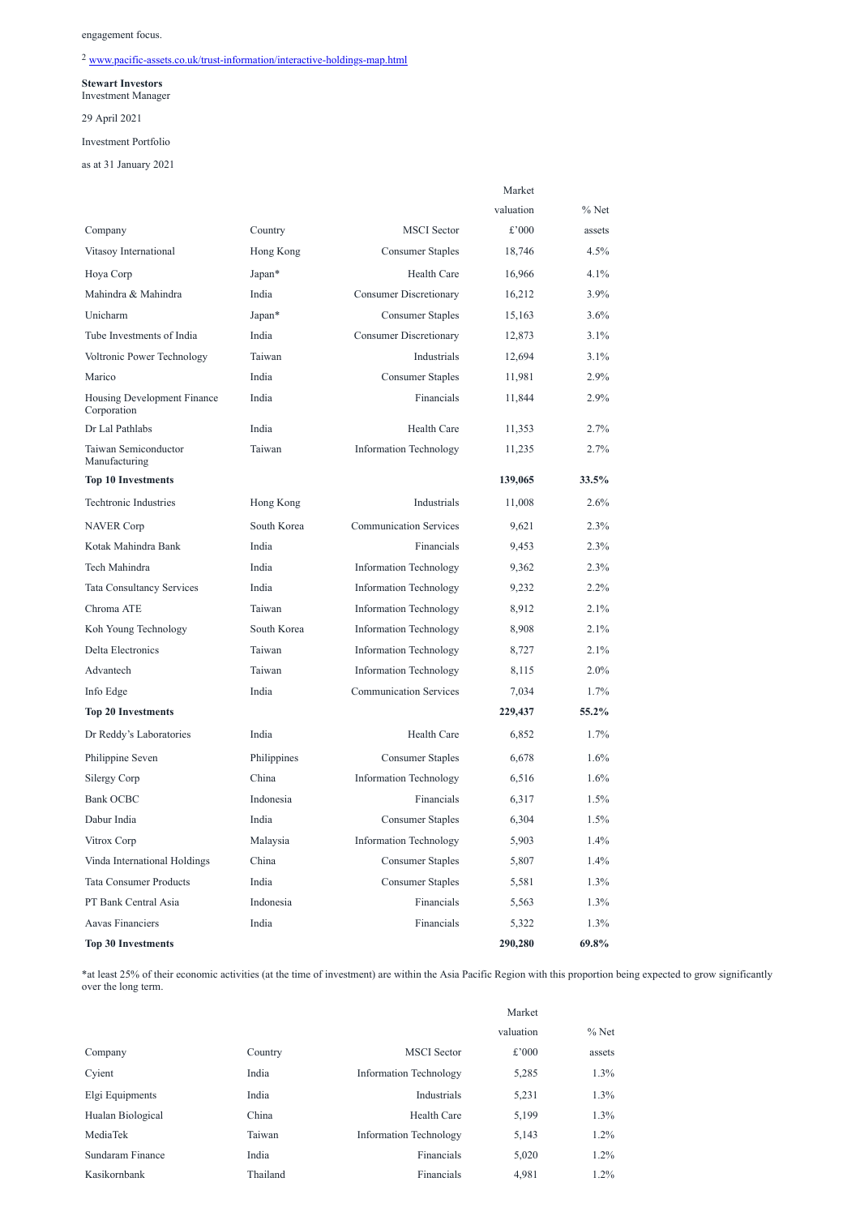engagement focus.

[2] www.pacific-assets.co.uk/trust-information/interactive-holdings-map.html

**Stewart Investors**
Investment Manager

29 April 2021

Investment Portfolio

as at 31 January 2021

| Company | Country | MSCI Sector | Market valuation £'000 | % Net assets |
|---|---|---|---|---|
| Vitasoy International | Hong Kong | Consumer Staples | 18,746 | 4.5% |
| Hoya Corp | Japan* | Health Care | 16,966 | 4.1% |
| Mahindra & Mahindra | India | Consumer Discretionary | 16,212 | 3.9% |
| Unicharm | Japan* | Consumer Staples | 15,163 | 3.6% |
| Tube Investments of India | India | Consumer Discretionary | 12,873 | 3.1% |
| Voltronic Power Technology | Taiwan | Industrials | 12,694 | 3.1% |
| Marico | India | Consumer Staples | 11,981 | 2.9% |
| Housing Development Finance Corporation | India | Financials | 11,844 | 2.9% |
| Dr Lal Pathlabs | India | Health Care | 11,353 | 2.7% |
| Taiwan Semiconductor Manufacturing | Taiwan | Information Technology | 11,235 | 2.7% |
| **Top 10 Investments** | | | **139,065** | **33.5%** |
| Techtronic Industries | Hong Kong | Industrials | 11,008 | 2.6% |
| NAVER Corp | South Korea | Communication Services | 9,621 | 2.3% |
| Kotak Mahindra Bank | India | Financials | 9,453 | 2.3% |
| Tech Mahindra | India | Information Technology | 9,362 | 2.3% |
| Tata Consultancy Services | India | Information Technology | 9,232 | 2.2% |
| Chroma ATE | Taiwan | Information Technology | 8,912 | 2.1% |
| Koh Young Technology | South Korea | Information Technology | 8,908 | 2.1% |
| Delta Electronics | Taiwan | Information Technology | 8,727 | 2.1% |
| Advantech | Taiwan | Information Technology | 8,115 | 2.0% |
| Info Edge | India | Communication Services | 7,034 | 1.7% |
| **Top 20 Investments** | | | **229,437** | **55.2%** |
| Dr Reddy's Laboratories | India | Health Care | 6,852 | 1.7% |
| Philippine Seven | Philippines | Consumer Staples | 6,678 | 1.6% |
| Silergy Corp | China | Information Technology | 6,516 | 1.6% |
| Bank OCBC | Indonesia | Financials | 6,317 | 1.5% |
| Dabur India | India | Consumer Staples | 6,304 | 1.5% |
| Vitrox Corp | Malaysia | Information Technology | 5,903 | 1.4% |
| Vinda International Holdings | China | Consumer Staples | 5,807 | 1.4% |
| Tata Consumer Products | India | Consumer Staples | 5,581 | 1.3% |
| PT Bank Central Asia | Indonesia | Financials | 5,563 | 1.3% |
| Aavas Financiers | India | Financials | 5,322 | 1.3% |
| **Top 30 Investments** | | | **290,280** | **69.8%** |

*at least 25% of their economic activities (at the time of investment) are within the Asia Pacific Region with this proportion being expected to grow significantly over the long term.

| Company | Country | MSCI Sector | Market valuation £'000 | % Net assets |
|---|---|---|---|---|
| Cyient | India | Information Technology | 5,285 | 1.3% |
| Elgi Equipments | India | Industrials | 5,231 | 1.3% |
| Hualan Biological | China | Health Care | 5,199 | 1.3% |
| MediaTek | Taiwan | Information Technology | 5,143 | 1.2% |
| Sundaram Finance | India | Financials | 5,020 | 1.2% |
| Kasikornbank | Thailand | Financials | 4,981 | 1.2% |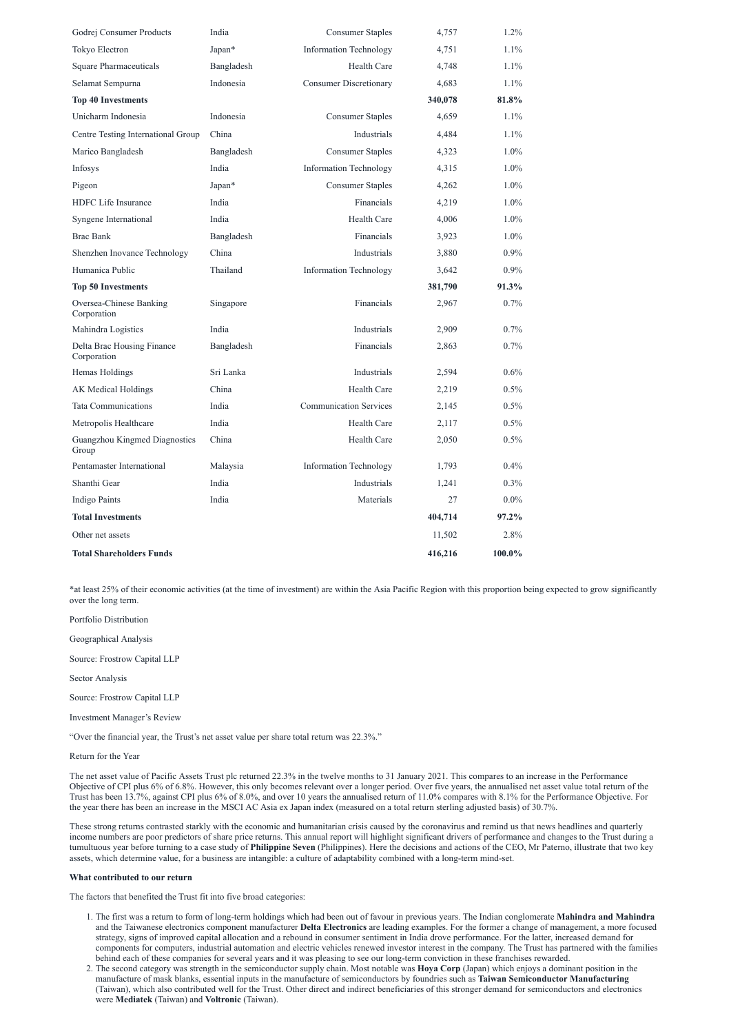| | | | | |
|---|---|---|---|---|
| Godrej Consumer Products | India | Consumer Staples | 4,757 | 1.2% |
| Tokyo Electron | Japan* | Information Technology | 4,751 | 1.1% |
| Square Pharmaceuticals | Bangladesh | Health Care | 4,748 | 1.1% |
| Selamat Sempurna | Indonesia | Consumer Discretionary | 4,683 | 1.1% |
| **Top 40 Investments** | | | **340,078** | **81.8%** |
| Unicharm Indonesia | Indonesia | Consumer Staples | 4,659 | 1.1% |
| Centre Testing International Group | China | Industrials | 4,484 | 1.1% |
| Marico Bangladesh | Bangladesh | Consumer Staples | 4,323 | 1.0% |
| Infosys | India | Information Technology | 4,315 | 1.0% |
| Pigeon | Japan* | Consumer Staples | 4,262 | 1.0% |
| HDFC Life Insurance | India | Financials | 4,219 | 1.0% |
| Syngene International | India | Health Care | 4,006 | 1.0% |
| Brac Bank | Bangladesh | Financials | 3,923 | 1.0% |
| Shenzhen Inovance Technology | China | Industrials | 3,880 | 0.9% |
| Humanica Public | Thailand | Information Technology | 3,642 | 0.9% |
| **Top 50 Investments** | | | **381,790** | **91.3%** |
| Oversea-Chinese Banking Corporation | Singapore | Financials | 2,967 | 0.7% |
| Mahindra Logistics | India | Industrials | 2,909 | 0.7% |
| Delta Brac Housing Finance Corporation | Bangladesh | Financials | 2,863 | 0.7% |
| Hemas Holdings | Sri Lanka | Industrials | 2,594 | 0.6% |
| AK Medical Holdings | China | Health Care | 2,219 | 0.5% |
| Tata Communications | India | Communication Services | 2,145 | 0.5% |
| Metropolis Healthcare | India | Health Care | 2,117 | 0.5% |
| Guangzhou Kingmed Diagnostics Group | China | Health Care | 2,050 | 0.5% |
| Pentamaster International | Malaysia | Information Technology | 1,793 | 0.4% |
| Shanthi Gear | India | Industrials | 1,241 | 0.3% |
| Indigo Paints | India | Materials | 27 | 0.0% |
| **Total Investments** | | | **404,714** | **97.2%** |
| Other net assets | | | 11,502 | 2.8% |
| **Total Shareholders Funds** | | | **416,216** | **100.0%** |

*at least 25% of their economic activities (at the time of investment) are within the Asia Pacific Region with this proportion being expected to grow significantly over the long term.

Portfolio Distribution

Geographical Analysis

Source: Frostrow Capital LLP

Sector Analysis

Source: Frostrow Capital LLP

Investment Manager's Review

"Over the financial year, the Trust's net asset value per share total return was 22.3%."

Return for the Year

The net asset value of Pacific Assets Trust plc returned 22.3% in the twelve months to 31 January 2021. This compares to an increase in the Performance Objective of CPI plus 6% of 6.8%. However, this only becomes relevant over a longer period. Over five years, the annualised net asset value total return of the Trust has been 13.7%, against CPI plus 6% of 8.0%, and over 10 years the annualised return of 11.0% compares with 8.1% for the Performance Objective. For the year there has been an increase in the MSCI AC Asia ex Japan index (measured on a total return sterling adjusted basis) of 30.7%.

These strong returns contrasted starkly with the economic and humanitarian crisis caused by the coronavirus and remind us that news headlines and quarterly income numbers are poor predictors of share price returns. This annual report will highlight significant drivers of performance and changes to the Trust during a tumultuous year before turning to a case study of **Philippine Seven** (Philippines). Here the decisions and actions of the CEO, Mr Paterno, illustrate that two key assets, which determine value, for a business are intangible: a culture of adaptability combined with a long-term mind-set.

**What contributed to our return**

The factors that benefited the Trust fit into five broad categories:

1. The first was a return to form of long-term holdings which had been out of favour in previous years. The Indian conglomerate **Mahindra and Mahindra** and the Taiwanese electronics component manufacturer **Delta Electronics** are leading examples. For the former a change of management, a more focused strategy, signs of improved capital allocation and a rebound in consumer sentiment in India drove performance. For the latter, increased demand for components for computers, industrial automation and electric vehicles renewed investor interest in the company. The Trust has partnered with the families behind each of these companies for several years and it was pleasing to see our long-term conviction in these franchises rewarded.
2. The second category was strength in the semiconductor supply chain. Most notable was **Hoya Corp** (Japan) which enjoys a dominant position in the manufacture of mask blanks, essential inputs in the manufacture of semiconductors by foundries such as **Taiwan Semiconductor Manufacturing** (Taiwan), which also contributed well for the Trust. Other direct and indirect beneficiaries of this stronger demand for semiconductors and electronics were **Mediatek** (Taiwan) and **Voltronic** (Taiwan).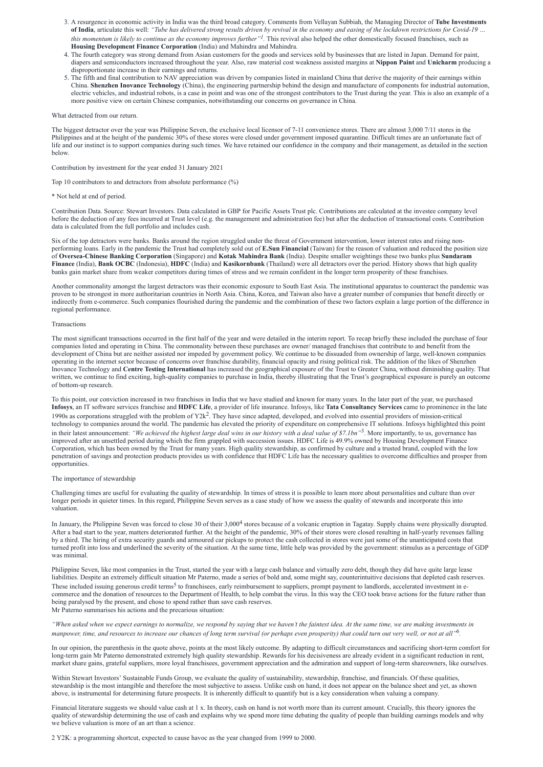3. A resurgence in economic activity in India was the third broad category. Comments from Vellayan Subbiah, the Managing Director of **Tube Investments of India**, articulate this well: *"Tube has delivered strong results driven by revival in the economy and easing of the lockdown restrictions for Covid-19 … this momentum is likely to continue as the economy improves further"*[1]. This revival also helped the other domestically focused franchises, such as **Housing Development Finance Corporation** (India) and Mahindra and Mahindra.
4. The fourth category was strong demand from Asian customers for the goods and services sold by businesses that are listed in Japan. Demand for paint, diapers and semiconductors increased throughout the year. Also, raw material cost weakness assisted margins at **Nippon Paint** and **Unicharm** producing a disproportionate increase in their earnings and returns.
5. The fifth and final contribution to NAV appreciation was driven by companies listed in mainland China that derive the majority of their earnings within China. **Shenzhen Inovance Technology** (China), the engineering partnership behind the design and manufacture of components for industrial automation, electric vehicles, and industrial robots, is a case in point and was one of the strongest contributors to the Trust during the year. This is also an example of a more positive view on certain Chinese companies, notwithstanding our concerns on governance in China.

What detracted from our return.

The biggest detractor over the year was Philippine Seven, the exclusive local licensor of 7-11 convenience stores. There are almost 3,000 7/11 stores in the Philippines and at the height of the pandemic 30% of these stores were closed under government imposed quarantine. Difficult times are an unfortunate fact of life and our instinct is to support companies during such times. We have retained our confidence in the company and their management, as detailed in the section below.

Contribution by investment for the year ended 31 January 2021

Top 10 contributors to and detractors from absolute performance (%)

\* Not held at end of period.

Contribution Data. Source: Stewart Investors. Data calculated in GBP for Pacific Assets Trust plc. Contributions are calculated at the investee company level before the deduction of any fees incurred at Trust level (e.g. the management and administration fee) but after the deduction of transactional costs. Contribution data is calculated from the full portfolio and includes cash.

Six of the top detractors were banks. Banks around the region struggled under the threat of Government intervention, lower interest rates and rising non-performing loans. Early in the pandemic the Trust had completely sold out of **E.Sun Financial** (Taiwan) for the reason of valuation and reduced the position size of **Oversea-Chinese Banking Corporation** (Singapore) and **Kotak Mahindra Bank** (India). Despite smaller weightings these two banks plus **Sundaram Finance** (India), **Bank OCBC** (Indonesia), **HDFC** (India) and **Kasikornbank** (Thailand) were all detractors over the period. History shows that high quality banks gain market share from weaker competitors during times of stress and we remain confident in the longer term prosperity of these franchises.

Another commonality amongst the largest detractors was their economic exposure to South East Asia. The institutional apparatus to counteract the pandemic was proven to be strongest in more authoritarian countries in North Asia. China, Korea, and Taiwan also have a greater number of companies that benefit directly or indirectly from e-commerce. Such companies flourished during the pandemic and the combination of these two factors explain a large portion of the difference in regional performance.

Transactions

The most significant transactions occurred in the first half of the year and were detailed in the interim report. To recap briefly these included the purchase of four companies listed and operating in China. The commonality between these purchases are owner/ managed franchises that contribute to and benefit from the development of China but are neither assisted nor impeded by government policy. We continue to be dissuaded from ownership of large, well-known companies operating in the internet sector because of concerns over franchise durability, financial opacity and rising political risk. The addition of the likes of Shenzhen Inovance Technology and **Centre Testing International** has increased the geographical exposure of the Trust to Greater China, without diminishing quality. That written, we continue to find exciting, high-quality companies to purchase in India, thereby illustrating that the Trust's geographical exposure is purely an outcome of bottom-up research.

To this point, our conviction increased in two franchises in India that we have studied and known for many years. In the later part of the year, we purchased **Infosys**, an IT software services franchise and **HDFC Life**, a provider of life insurance. Infosys, like **Tata Consultancy Services** came to prominence in the late 1990s as corporations struggled with the problem of Y2k[2]. They have since adapted, developed, and evolved into essential providers of mission-critical technology to companies around the world. The pandemic has elevated the priority of expenditure on comprehensive IT solutions. Infosys highlighted this point in their latest announcement: *"We achieved the highest large deal wins in our history with a deal value of $7.1bn"*[3]. More importantly, to us, governance has improved after an unsettled period during which the firm grappled with succession issues. HDFC Life is 49.9% owned by Housing Development Finance Corporation, which has been owned by the Trust for many years. High quality stewardship, as confirmed by culture and a trusted brand, coupled with the low penetration of savings and protection products provides us with confidence that HDFC Life has the necessary qualities to overcome difficulties and prosper from opportunities.

The importance of stewardship

Challenging times are useful for evaluating the quality of stewardship. In times of stress it is possible to learn more about personalities and culture than over longer periods in quieter times. In this regard, Philippine Seven serves as a case study of how we assess the quality of stewards and incorporate this into valuation.

In January, the Philippine Seven was forced to close 30 of their 3,000[4] stores because of a volcanic eruption in Tagatay. Supply chains were physically disrupted. After a bad start to the year, matters deteriorated further. At the height of the pandemic, 30% of their stores were closed resulting in half-yearly revenues falling by a third. The hiring of extra security guards and armoured car pickups to protect the cash collected in stores were just some of the unanticipated costs that turned profit into loss and underlined the severity of the situation. At the same time, little help was provided by the government: stimulus as a percentage of GDP was minimal.

Philippine Seven, like most companies in the Trust, started the year with a large cash balance and virtually zero debt, though they did have quite large lease liabilities. Despite an extremely difficult situation Mr Paterno, made a series of bold and, some might say, counterintuitive decisions that depleted cash reserves. These included issuing generous credit terms[5] to franchisees, early reimbursement to suppliers, prompt payment to landlords, accelerated investment in e-commerce and the donation of resources to the Department of Health, to help combat the virus. In this way the CEO took brave actions for the future rather than being paralysed by the present, and chose to spend rather than save cash reserves.
Mr Paterno summarises his actions and the precarious situation:

*"When asked when we expect earnings to normalize, we respond by saying that we haven't the faintest idea. At the same time, we are making investments in manpower, time, and resources to increase our chances of long term survival (or perhaps even prosperity) that could turn out very well, or not at all"*[6].

In our opinion, the parenthesis in the quote above, points at the most likely outcome. By adapting to difficult circumstances and sacrificing short-term comfort for long-term gain Mr Paterno demonstrated extremely high quality stewardship. Rewards for his decisiveness are already evident in a significant reduction in rent, market share gains, grateful suppliers, more loyal franchisees, government appreciation and the admiration and support of long-term shareowners, like ourselves.

Within Stewart Investors' Sustainable Funds Group, we evaluate the quality of sustainability, stewardship, franchise, and financials. Of these qualities, stewardship is the most intangible and therefore the most subjective to assess. Unlike cash on hand, it does not appear on the balance sheet and yet, as shown above, is instrumental for determining future prospects. It is inherently difficult to quantify but is a key consideration when valuing a company.

Financial literature suggests we should value cash at 1 x. In theory, cash on hand is not worth more than its current amount. Crucially, this theory ignores the quality of stewardship determining the use of cash and explains why we spend more time debating the quality of people than building earnings models and why we believe valuation is more of an art than a science.

2 Y2K: a programming shortcut, expected to cause havoc as the year changed from 1999 to 2000.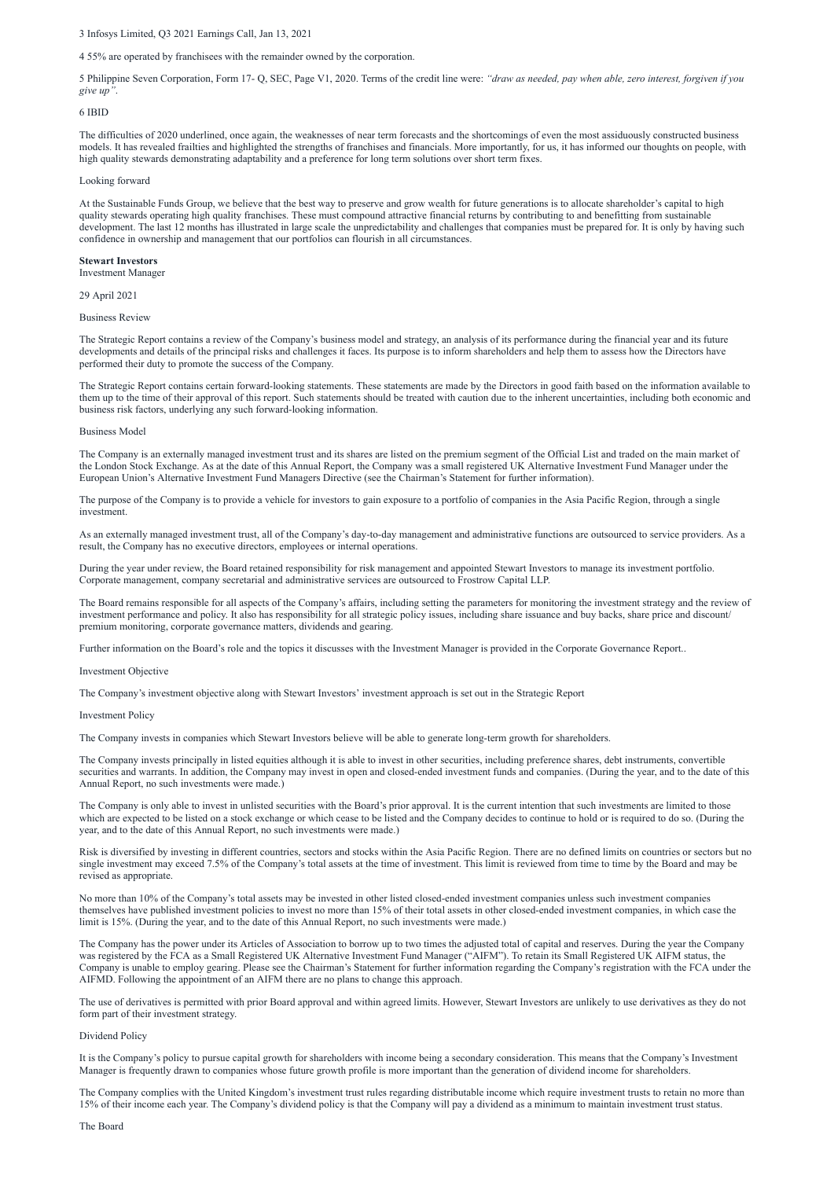3 Infosys Limited, Q3 2021 Earnings Call, Jan 13, 2021

4 55% are operated by franchisees with the remainder owned by the corporation.

5 Philippine Seven Corporation, Form 17- Q, SEC, Page V1, 2020. Terms of the credit line were: *"draw as needed, pay when able, zero interest, forgiven if you give up"*.

6 IBID

The difficulties of 2020 underlined, once again, the weaknesses of near term forecasts and the shortcomings of even the most assiduously constructed business models. It has revealed frailties and highlighted the strengths of franchises and financials. More importantly, for us, it has informed our thoughts on people, with high quality stewards demonstrating adaptability and a preference for long term solutions over short term fixes.

Looking forward

At the Sustainable Funds Group, we believe that the best way to preserve and grow wealth for future generations is to allocate shareholder's capital to high quality stewards operating high quality franchises. These must compound attractive financial returns by contributing to and benefitting from sustainable development. The last 12 months has illustrated in large scale the unpredictability and challenges that companies must be prepared for. It is only by having such confidence in ownership and management that our portfolios can flourish in all circumstances.

**Stewart Investors**
Investment Manager

29 April 2021

Business Review

The Strategic Report contains a review of the Company's business model and strategy, an analysis of its performance during the financial year and its future developments and details of the principal risks and challenges it faces. Its purpose is to inform shareholders and help them to assess how the Directors have performed their duty to promote the success of the Company.

The Strategic Report contains certain forward-looking statements. These statements are made by the Directors in good faith based on the information available to them up to the time of their approval of this report. Such statements should be treated with caution due to the inherent uncertainties, including both economic and business risk factors, underlying any such forward-looking information.

Business Model

The Company is an externally managed investment trust and its shares are listed on the premium segment of the Official List and traded on the main market of the London Stock Exchange. As at the date of this Annual Report, the Company was a small registered UK Alternative Investment Fund Manager under the European Union's Alternative Investment Fund Managers Directive (see the Chairman's Statement for further information).

The purpose of the Company is to provide a vehicle for investors to gain exposure to a portfolio of companies in the Asia Pacific Region, through a single investment.

As an externally managed investment trust, all of the Company's day-to-day management and administrative functions are outsourced to service providers. As a result, the Company has no executive directors, employees or internal operations.

During the year under review, the Board retained responsibility for risk management and appointed Stewart Investors to manage its investment portfolio. Corporate management, company secretarial and administrative services are outsourced to Frostrow Capital LLP.

The Board remains responsible for all aspects of the Company's affairs, including setting the parameters for monitoring the investment strategy and the review of investment performance and policy. It also has responsibility for all strategic policy issues, including share issuance and buy backs, share price and discount/ premium monitoring, corporate governance matters, dividends and gearing.

Further information on the Board's role and the topics it discusses with the Investment Manager is provided in the Corporate Governance Report..

Investment Objective

The Company's investment objective along with Stewart Investors' investment approach is set out in the Strategic Report

Investment Policy

The Company invests in companies which Stewart Investors believe will be able to generate long-term growth for shareholders.

The Company invests principally in listed equities although it is able to invest in other securities, including preference shares, debt instruments, convertible securities and warrants. In addition, the Company may invest in open and closed-ended investment funds and companies. (During the year, and to the date of this Annual Report, no such investments were made.)

The Company is only able to invest in unlisted securities with the Board's prior approval. It is the current intention that such investments are limited to those which are expected to be listed on a stock exchange or which cease to be listed and the Company decides to continue to hold or is required to do so. (During the year, and to the date of this Annual Report, no such investments were made.)

Risk is diversified by investing in different countries, sectors and stocks within the Asia Pacific Region. There are no defined limits on countries or sectors but no single investment may exceed 7.5% of the Company's total assets at the time of investment. This limit is reviewed from time to time by the Board and may be revised as appropriate.

No more than 10% of the Company's total assets may be invested in other listed closed-ended investment companies unless such investment companies themselves have published investment policies to invest no more than 15% of their total assets in other closed-ended investment companies, in which case the limit is 15%. (During the year, and to the date of this Annual Report, no such investments were made.)

The Company has the power under its Articles of Association to borrow up to two times the adjusted total of capital and reserves. During the year the Company was registered by the FCA as a Small Registered UK Alternative Investment Fund Manager ("AIFM"). To retain its Small Registered UK AIFM status, the Company is unable to employ gearing. Please see the Chairman's Statement for further information regarding the Company's registration with the FCA under the AIFMD. Following the appointment of an AIFM there are no plans to change this approach.

The use of derivatives is permitted with prior Board approval and within agreed limits. However, Stewart Investors are unlikely to use derivatives as they do not form part of their investment strategy.

Dividend Policy

It is the Company's policy to pursue capital growth for shareholders with income being a secondary consideration. This means that the Company's Investment Manager is frequently drawn to companies whose future growth profile is more important than the generation of dividend income for shareholders.

The Company complies with the United Kingdom's investment trust rules regarding distributable income which require investment trusts to retain no more than 15% of their income each year. The Company's dividend policy is that the Company will pay a dividend as a minimum to maintain investment trust status.

The Board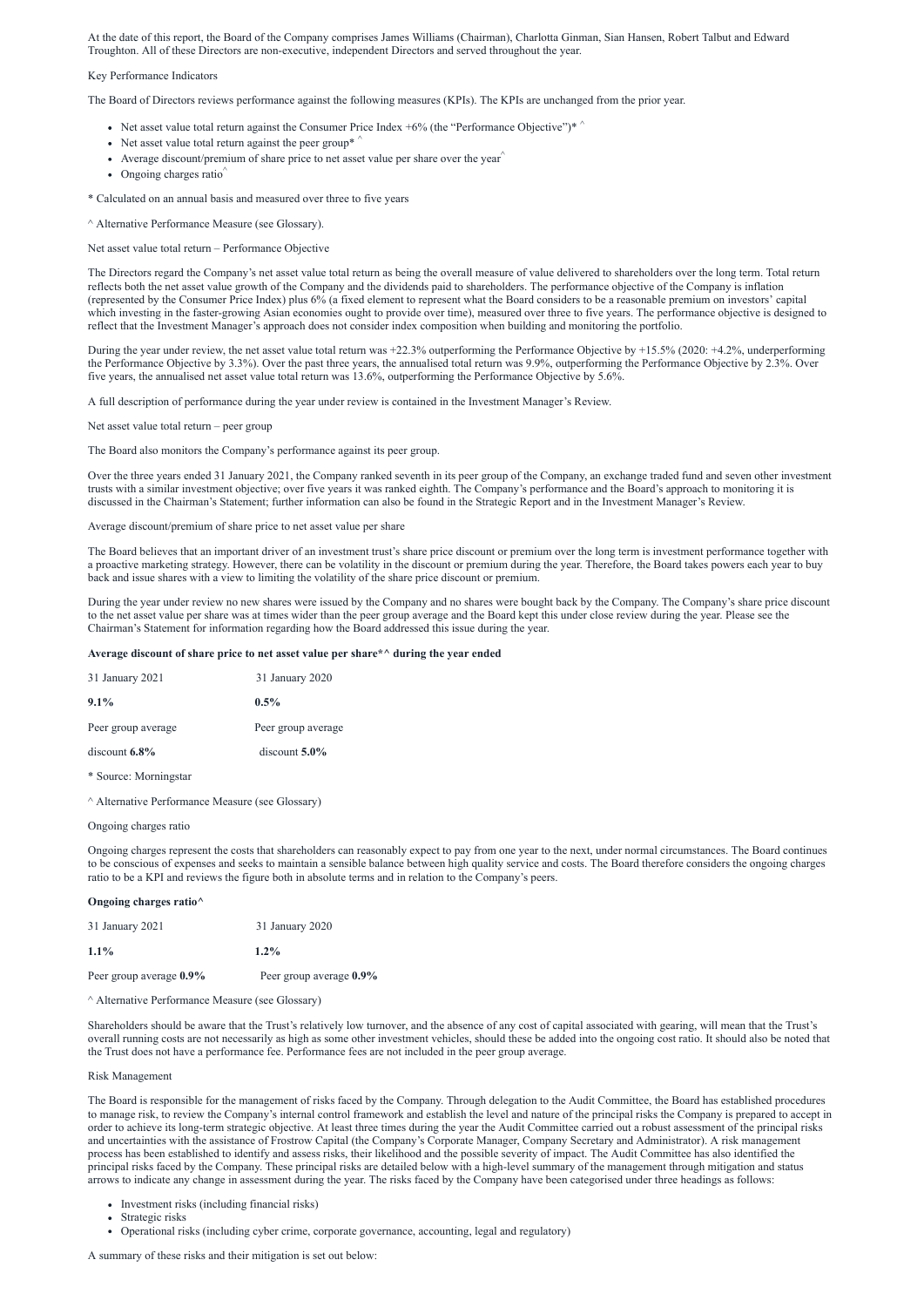At the date of this report, the Board of the Company comprises James Williams (Chairman), Charlotta Ginman, Sian Hansen, Robert Talbut and Edward Troughton. All of these Directors are non-executive, independent Directors and served throughout the year.

## Key Performance Indicators

The Board of Directors reviews performance against the following measures (KPIs). The KPIs are unchanged from the prior year.

- Net asset value total return against the Consumer Price Index +6% (the "Performance Objective")* ^
- Net asset value total return against the peer group* ^
- Average discount/premium of share price to net asset value per share over the year^
- Ongoing charges ratio^

* Calculated on an annual basis and measured over three to five years

^ Alternative Performance Measure (see Glossary).

### Net asset value total return – Performance Objective

The Directors regard the Company's net asset value total return as being the overall measure of value delivered to shareholders over the long term. Total return reflects both the net asset value growth of the Company and the dividends paid to shareholders. The performance objective of the Company is inflation (represented by the Consumer Price Index) plus 6% (a fixed element to represent what the Board considers to be a reasonable premium on investors' capital which investing in the faster-growing Asian economies ought to provide over time), measured over three to five years. The performance objective is designed to reflect that the Investment Manager's approach does not consider index composition when building and monitoring the portfolio.

During the year under review, the net asset value total return was +22.3% outperforming the Performance Objective by +15.5% (2020: +4.2%, underperforming the Performance Objective by 3.3%). Over the past three years, the annualised total return was 9.9%, outperforming the Performance Objective by 2.3%. Over five years, the annualised net asset value total return was 13.6%, outperforming the Performance Objective by 5.6%.

A full description of performance during the year under review is contained in the Investment Manager's Review.

### Net asset value total return – peer group

The Board also monitors the Company's performance against its peer group.

Over the three years ended 31 January 2021, the Company ranked seventh in its peer group of the Company, an exchange traded fund and seven other investment trusts with a similar investment objective; over five years it was ranked eighth. The Company's performance and the Board's approach to monitoring it is discussed in the Chairman's Statement; further information can also be found in the Strategic Report and in the Investment Manager's Review.

### Average discount/premium of share price to net asset value per share

The Board believes that an important driver of an investment trust's share price discount or premium over the long term is investment performance together with a proactive marketing strategy. However, there can be volatility in the discount or premium during the year. Therefore, the Board takes powers each year to buy back and issue shares with a view to limiting the volatility of the share price discount or premium.

During the year under review no new shares were issued by the Company and no shares were bought back by the Company. The Company's share price discount to the net asset value per share was at times wider than the peer group average and the Board kept this under close review during the year. Please see the Chairman's Statement for information regarding how the Board addressed this issue during the year.

**Average discount of share price to net asset value per share*^ during the year ended**

| 31 January 2021 | 31 January 2020 |
|---|---|
| **9.1%** | **0.5%** |
| Peer group average | Peer group average |
| discount **6.8%** | discount **5.0%** |

* Source: Morningstar

^ Alternative Performance Measure (see Glossary)

### Ongoing charges ratio

Ongoing charges represent the costs that shareholders can reasonably expect to pay from one year to the next, under normal circumstances. The Board continues to be conscious of expenses and seeks to maintain a sensible balance between high quality service and costs. The Board therefore considers the ongoing charges ratio to be a KPI and reviews the figure both in absolute terms and in relation to the Company's peers.

**Ongoing charges ratio^**

| 31 January 2021 | 31 January 2020 |
|---|---|
| **1.1%** | **1.2%** |
| Peer group average **0.9%** | Peer group average **0.9%** |

^ Alternative Performance Measure (see Glossary)

Shareholders should be aware that the Trust's relatively low turnover, and the absence of any cost of capital associated with gearing, will mean that the Trust's overall running costs are not necessarily as high as some other investment vehicles, should these be added into the ongoing cost ratio. It should also be noted that the Trust does not have a performance fee. Performance fees are not included in the peer group average.

## Risk Management

The Board is responsible for the management of risks faced by the Company. Through delegation to the Audit Committee, the Board has established procedures to manage risk, to review the Company's internal control framework and establish the level and nature of the principal risks the Company is prepared to accept in order to achieve its long-term strategic objective. At least three times during the year the Audit Committee carried out a robust assessment of the principal risks and uncertainties with the assistance of Frostrow Capital (the Company's Corporate Manager, Company Secretary and Administrator). A risk management process has been established to identify and assess risks, their likelihood and the possible severity of impact. The Audit Committee has also identified the principal risks faced by the Company. These principal risks are detailed below with a high-level summary of the management through mitigation and status arrows to indicate any change in assessment during the year. The risks faced by the Company have been categorised under three headings as follows:

- Investment risks (including financial risks)
- Strategic risks
- Operational risks (including cyber crime, corporate governance, accounting, legal and regulatory)

A summary of these risks and their mitigation is set out below: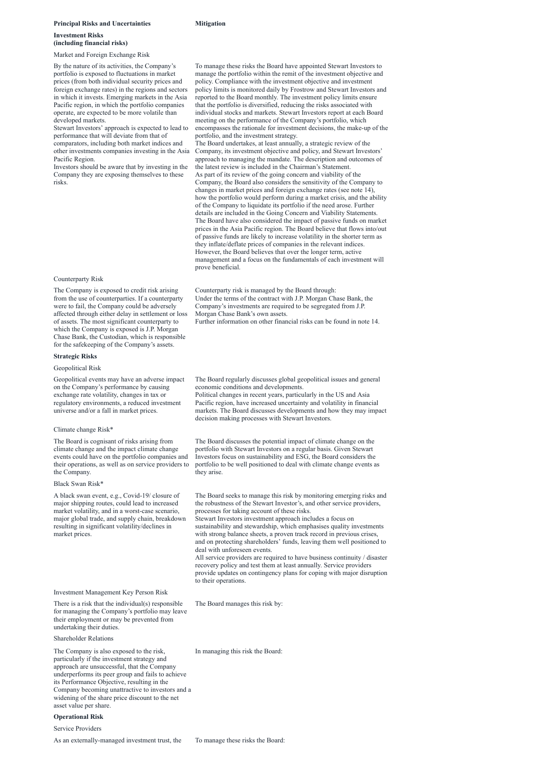| Principal Risks and Uncertainties | Mitigation |
|---|---|
| **Investment Risks (including financial risks)** | |
| Market and Foreign Exchange Risk | |
| By the nature of its activities, the Company's portfolio is exposed to fluctuations in market prices (from both individual security prices and foreign exchange rates) in the regions and sectors in which it invests. Emerging markets in the Asia Pacific region, in which the portfolio companies operate, are expected to be more volatile than developed markets.<br>Stewart Investors' approach is expected to lead to performance that will deviate from that of comparators, including both market indices and other investments companies investing in the Asia Pacific Region.<br>Investors should be aware that by investing in the Company they are exposing themselves to these risks. | To manage these risks the Board have appointed Stewart Investors to manage the portfolio within the remit of the investment objective and policy. Compliance with the investment objective and investment policy limits is monitored daily by Frostrow and Stewart Investors and reported to the Board monthly. The investment policy limits ensure that the portfolio is diversified, reducing the risks associated with individual stocks and markets. Stewart Investors report at each Board meeting on the performance of the Company's portfolio, which encompasses the rationale for investment decisions, the make-up of the portfolio, and the investment strategy.<br>The Board undertakes, at least annually, a strategic review of the Company, its investment objective and policy, and Stewart Investors' approach to managing the mandate. The description and outcomes of the latest review is included in the Chairman's Statement.<br>As part of its review of the going concern and viability of the Company, the Board also considers the sensitivity of the Company to changes in market prices and foreign exchange rates (see note 14), how the portfolio would perform during a market crisis, and the ability of the Company to liquidate its portfolio if the need arose. Further details are included in the Going Concern and Viability Statements.<br>The Board have also considered the impact of passive funds on market prices in the Asia Pacific region. The Board believe that flows into/out of passive funds are likely to increase volatility in the shorter term as they inflate/deflate prices of companies in the relevant indices. However, the Board believes that over the longer term, active management and a focus on the fundamentals of each investment will prove beneficial. |
| Counterparty Risk | |
| The Company is exposed to credit risk arising from the use of counterparties. If a counterparty were to fail, the Company could be adversely affected through either delay in settlement or loss of assets. The most significant counterparty to which the Company is exposed is J.P. Morgan Chase Bank, the Custodian, which is responsible for the safekeeping of the Company's assets. | Counterparty risk is managed by the Board through:<br>Under the terms of the contract with J.P. Morgan Chase Bank, the Company's investments are required to be segregated from J.P. Morgan Chase Bank's own assets.<br>Further information on other financial risks can be found in note 14. |
| **Strategic Risks** | |
| Geopolitical Risk | |
| Geopolitical events may have an adverse impact on the Company's performance by causing exchange rate volatility, changes in tax or regulatory environments, a reduced investment universe and/or a fall in market prices. | The Board regularly discusses global geopolitical issues and general economic conditions and developments.<br>Political changes in recent years, particularly in the US and Asia Pacific region, have increased uncertainty and volatility in financial markets. The Board discusses developments and how they may impact decision making processes with Stewart Investors. |
| Climate change Risk* | |
| The Board is cognisant of risks arising from climate change and the impact climate change events could have on the portfolio companies and their operations, as well as on service providers to the Company. | The Board discusses the potential impact of climate change on the portfolio with Stewart Investors on a regular basis. Given Stewart Investors focus on sustainability and ESG, the Board considers the portfolio to be well positioned to deal with climate change events as they arise. |
| Black Swan Risk* | |
| A black swan event, e.g., Covid-19/ closure of major shipping routes, could lead to increased market volatility, and in a worst-case scenario, major global trade, and supply chain, breakdown resulting in significant volatility/declines in market prices. | The Board seeks to manage this risk by monitoring emerging risks and the robustness of the Stewart Investor's, and other service providers, processes for taking account of these risks.<br>Stewart Investors investment approach includes a focus on sustainability and stewardship, which emphasises quality investments with strong balance sheets, a proven track record in previous crises, and on protecting shareholders' funds, leaving them well positioned to deal with unforeseen events.<br>All service providers are required to have business continuity / disaster recovery policy and test them at least annually. Service providers provide updates on contingency plans for coping with major disruption to their operations. |
| Investment Management Key Person Risk | |
| There is a risk that the individual(s) responsible for managing the Company's portfolio may leave their employment or may be prevented from undertaking their duties. | The Board manages this risk by: |
| Shareholder Relations | |
| The Company is also exposed to the risk, particularly if the investment strategy and approach are unsuccessful, that the Company underperforms its peer group and fails to achieve its Performance Objective, resulting in the Company becoming unattractive to investors and a widening of the share price discount to the net asset value per share. | In managing this risk the Board: |
| **Operational Risk** | |
| Service Providers | |
| As an externally-managed investment trust, the | To manage these risks the Board: |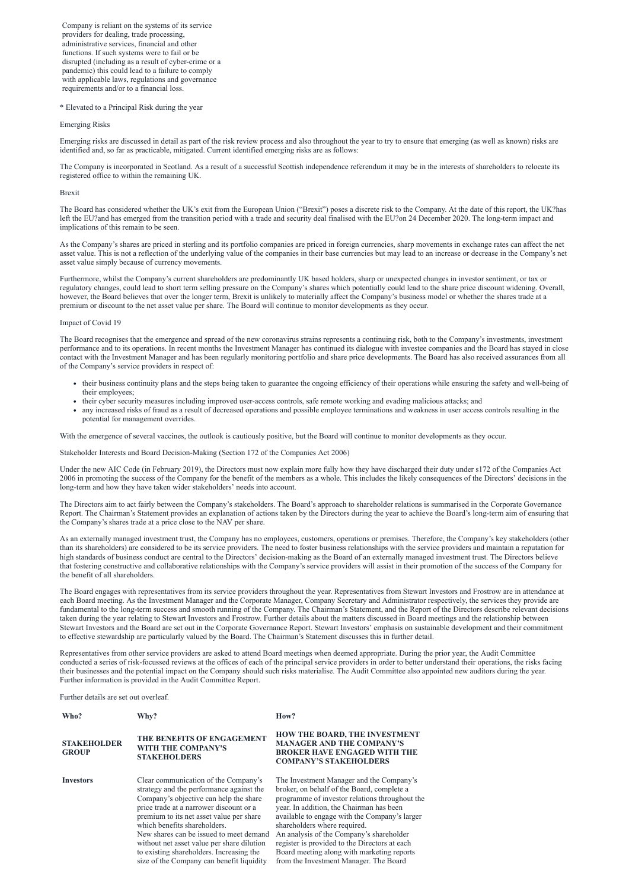Company is reliant on the systems of its service providers for dealing, trade processing, administrative services, financial and other functions. If such systems were to fail or be disrupted (including as a result of cyber-crime or a pandemic) this could lead to a failure to comply with applicable laws, regulations and governance requirements and/or to a financial loss.

* Elevated to a Principal Risk during the year

## Emerging Risks

Emerging risks are discussed in detail as part of the risk review process and also throughout the year to try to ensure that emerging (as well as known) risks are identified and, so far as practicable, mitigated. Current identified emerging risks are as follows:

The Company is incorporated in Scotland. As a result of a successful Scottish independence referendum it may be in the interests of shareholders to relocate its registered office to within the remaining UK.

### Brexit

The Board has considered whether the UK's exit from the European Union ("Brexit") poses a discrete risk to the Company. At the date of this report, the UK?has left the EU?and has emerged from the transition period with a trade and security deal finalised with the EU?on 24 December 2020. The long-term impact and implications of this remain to be seen.

As the Company's shares are priced in sterling and its portfolio companies are priced in foreign currencies, sharp movements in exchange rates can affect the net asset value. This is not a reflection of the underlying value of the companies in their base currencies but may lead to an increase or decrease in the Company's net asset value simply because of currency movements.

Furthermore, whilst the Company's current shareholders are predominantly UK based holders, sharp or unexpected changes in investor sentiment, or tax or regulatory changes, could lead to short term selling pressure on the Company's shares which potentially could lead to the share price discount widening. Overall, however, the Board believes that over the longer term, Brexit is unlikely to materially affect the Company's business model or whether the shares trade at a premium or discount to the net asset value per share. The Board will continue to monitor developments as they occur.

### Impact of Covid 19

The Board recognises that the emergence and spread of the new coronavirus strains represents a continuing risk, both to the Company's investments, investment performance and to its operations. In recent months the Investment Manager has continued its dialogue with investee companies and the Board has stayed in close contact with the Investment Manager and has been regularly monitoring portfolio and share price developments. The Board has also received assurances from all of the Company's service providers in respect of:

- their business continuity plans and the steps being taken to guarantee the ongoing efficiency of their operations while ensuring the safety and well-being of their employees;
- their cyber security measures including improved user-access controls, safe remote working and evading malicious attacks; and
- any increased risks of fraud as a result of decreased operations and possible employee terminations and weakness in user access controls resulting in the potential for management overrides.

With the emergence of several vaccines, the outlook is cautiously positive, but the Board will continue to monitor developments as they occur.

## Stakeholder Interests and Board Decision-Making (Section 172 of the Companies Act 2006)

Under the new AIC Code (in February 2019), the Directors must now explain more fully how they have discharged their duty under s172 of the Companies Act 2006 in promoting the success of the Company for the benefit of the members as a whole. This includes the likely consequences of the Directors' decisions in the long-term and how they have taken wider stakeholders' needs into account.

The Directors aim to act fairly between the Company's stakeholders. The Board's approach to shareholder relations is summarised in the Corporate Governance Report. The Chairman's Statement provides an explanation of actions taken by the Directors during the year to achieve the Board's long-term aim of ensuring that the Company's shares trade at a price close to the NAV per share.

As an externally managed investment trust, the Company has no employees, customers, operations or premises. Therefore, the Company's key stakeholders (other than its shareholders) are considered to be its service providers. The need to foster business relationships with the service providers and maintain a reputation for high standards of business conduct are central to the Directors' decision-making as the Board of an externally managed investment trust. The Directors believe that fostering constructive and collaborative relationships with the Company's service providers will assist in their promotion of the success of the Company for the benefit of all shareholders.

The Board engages with representatives from its service providers throughout the year. Representatives from Stewart Investors and Frostrow are in attendance at each Board meeting. As the Investment Manager and the Corporate Manager, Company Secretary and Administrator respectively, the services they provide are fundamental to the long-term success and smooth running of the Company. The Chairman's Statement, and the Report of the Directors describe relevant decisions taken during the year relating to Stewart Investors and Frostrow. Further details about the matters discussed in Board meetings and the relationship between Stewart Investors and the Board are set out in the Corporate Governance Report. Stewart Investors' emphasis on sustainable development and their commitment to effective stewardship are particularly valued by the Board. The Chairman's Statement discusses this in further detail.

Representatives from other service providers are asked to attend Board meetings when deemed appropriate. During the prior year, the Audit Committee conducted a series of risk-focussed reviews at the offices of each of the principal service providers in order to better understand their operations, the risks facing their businesses and the potential impact on the Company should such risks materialise. The Audit Committee also appointed new auditors during the year. Further information is provided in the Audit Committee Report.

Further details are set out overleaf.

| **Who?** | **Why?** | **How?** |
|---|---|---|
| **STAKEHOLDER GROUP** | **THE BENEFITS OF ENGAGEMENT WITH THE COMPANY'S STAKEHOLDERS** | **HOW THE BOARD, THE INVESTMENT MANAGER AND THE COMPANY'S BROKER HAVE ENGAGED WITH THE COMPANY'S STAKEHOLDERS** |
| **Investors** | Clear communication of the Company's strategy and the performance against the Company's objective can help the share price trade at a narrower discount or a premium to its net asset value per share which benefits shareholders. New shares can be issued to meet demand without net asset value per share dilution to existing shareholders. Increasing the size of the Company can benefit liquidity | The Investment Manager and the Company's broker, on behalf of the Board, complete a programme of investor relations throughout the year. In addition, the Chairman has been available to engage with the Company's larger shareholders where required. An analysis of the Company's shareholder register is provided to the Directors at each Board meeting along with marketing reports from the Investment Manager. The Board |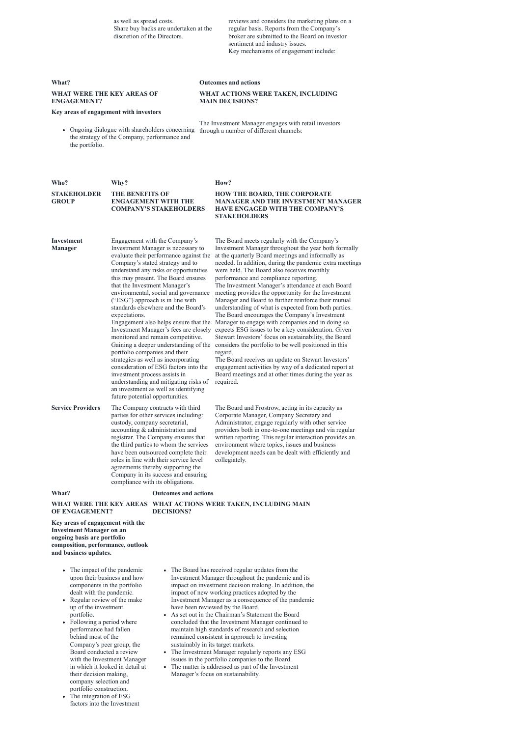as well as spread costs.
Share buy backs are undertaken at the discretion of the Directors.

reviews and considers the marketing plans on a regular basis. Reports from the Company's broker are submitted to the Board on investor sentiment and industry issues.
Key mechanisms of engagement include:

| What? | Outcomes and actions |
|---|---|
| **WHAT WERE THE KEY AREAS OF ENGAGEMENT?** | **WHAT ACTIONS WERE TAKEN, INCLUDING MAIN DECISIONS?** |
| **Key areas of engagement with investors** | |
| • Ongoing dialogue with shareholders concerning the strategy of the Company, performance and the portfolio. | The Investment Manager engages with retail investors through a number of different channels: |

| Who? | Why? | How? |
|---|---|---|
| **STAKEHOLDER GROUP** | **THE BENEFITS OF ENGAGEMENT WITH THE COMPANY'S STAKEHOLDERS** | **HOW THE BOARD, THE CORPORATE MANAGER AND THE INVESTMENT MANAGER HAVE ENGAGED WITH THE COMPANY'S STAKEHOLDERS** |
| **Investment Manager** | Engagement with the Company's Investment Manager is necessary to evaluate their performance against the Company's stated strategy and to understand any risks or opportunities this may present. The Board ensures that the Investment Manager's environmental, social and governance ("ESG") approach is in line with standards elsewhere and the Board's expectations. Engagement also helps ensure that the Investment Manager's fees are closely monitored and remain competitive. Gaining a deeper understanding of the portfolio companies and their strategies as well as incorporating consideration of ESG factors into the investment process assists in understanding and mitigating risks of an investment as well as identifying future potential opportunities. | The Board meets regularly with the Company's Investment Manager throughout the year both formally at the quarterly Board meetings and informally as needed. In addition, during the pandemic extra meetings were held. The Board also receives monthly performance and compliance reporting. The Investment Manager's attendance at each Board meeting provides the opportunity for the Investment Manager and Board to further reinforce their mutual understanding of what is expected from both parties. The Board encourages the Company's Investment Manager to engage with companies and in doing so expects ESG issues to be a key consideration. Given Stewart Investors' focus on sustainability, the Board considers the portfolio to be well positioned in this regard. The Board receives an update on Stewart Investors' engagement activities by way of a dedicated report at Board meetings and at other times during the year as required. |
| **Service Providers** | The Company contracts with third parties for other services including: custody, company secretarial, accounting & administration and registrar. The Company ensures that the third parties to whom the services have been outsourced complete their roles in line with their service level agreements thereby supporting the Company in its success and ensuring compliance with its obligations. | The Board and Frostrow, acting in its capacity as Corporate Manager, Company Secretary and Administrator, engage regularly with other service providers both in one-to-one meetings and via regular written reporting. This regular interaction provides an environment where topics, issues and business development needs can be dealt with efficiently and collegiately. |

| What? | Outcomes and actions |
|---|---|
| **WHAT WERE THE KEY AREAS OF ENGAGEMENT?** | **WHAT ACTIONS WERE TAKEN, INCLUDING MAIN DECISIONS?** |
| **Key areas of engagement with the Investment Manager on an ongoing basis are portfolio composition, performance, outlook and business updates.** | |
| • The impact of the pandemic upon their business and how components in the portfolio dealt with the pandemic.<br>• Regular review of the make up of the investment portfolio.<br>• Following a period where performance had fallen behind most of the Company's peer group, the Board conducted a review with the Investment Manager in which it looked in detail at their decision making, company selection and portfolio construction.<br>• The integration of ESG factors into the Investment | • The Board has received regular updates from the Investment Manager throughout the pandemic and its impact on investment decision making. In addition, the impact of new working practices adopted by the Investment Manager as a consequence of the pandemic have been reviewed by the Board.<br>• As set out in the Chairman's Statement the Board concluded that the Investment Manager continued to maintain high standards of research and selection remained consistent in approach to investing sustainably in its target markets.<br>• The Investment Manager regularly reports any ESG issues in the portfolio companies to the Board.<br>• The matter is addressed as part of the Investment Manager's focus on sustainability. |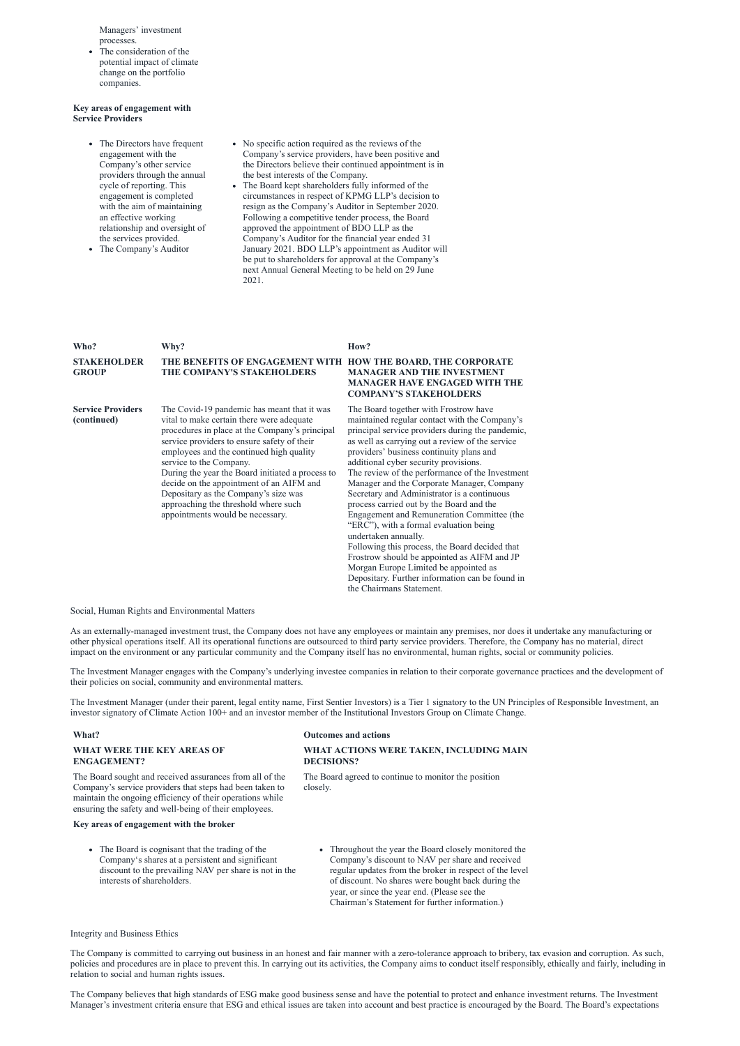Managers' investment processes.
- The consideration of the potential impact of climate change on the portfolio companies.

**Key areas of engagement with Service Providers**

- The Directors have frequent engagement with the Company's other service providers through the annual cycle of reporting. This engagement is completed with the aim of maintaining an effective working relationship and oversight of the services provided.
- The Company's Auditor

- No specific action required as the reviews of the Company's service providers, have been positive and the Directors believe their continued appointment is in the best interests of the Company.
- The Board kept shareholders fully informed of the circumstances in respect of KPMG LLP's decision to resign as the Company's Auditor in September 2020. Following a competitive tender process, the Board approved the appointment of BDO LLP as the Company's Auditor for the financial year ended 31 January 2021. BDO LLP's appointment as Auditor will be put to shareholders for approval at the Company's next Annual General Meeting to be held on 29 June 2021.

| Who? | Why? | How? |
|---|---|---|
| **STAKEHOLDER GROUP** | **THE BENEFITS OF ENGAGEMENT WITH THE COMPANY'S STAKEHOLDERS** | **HOW THE BOARD, THE CORPORATE MANAGER AND THE INVESTMENT MANAGER HAVE ENGAGED WITH THE COMPANY'S STAKEHOLDERS** |
| **Service Providers (continued)** | The Covid-19 pandemic has meant that it was vital to make certain there were adequate procedures in place at the Company's principal service providers to ensure safety of their employees and the continued high quality service to the Company.<br>During the year the Board initiated a process to decide on the appointment of an AIFM and Depositary as the Company's size was approaching the threshold where such appointments would be necessary. | The Board together with Frostrow have maintained regular contact with the Company's principal service providers during the pandemic, as well as carrying out a review of the service providers' business continuity plans and additional cyber security provisions.<br>The review of the performance of the Investment Manager and the Corporate Manager, Company Secretary and Administrator is a continuous process carried out by the Board and the Engagement and Remuneration Committee (the "ERC"), with a formal evaluation being undertaken annually.<br>Following this process, the Board decided that Frostrow should be appointed as AIFM and JP Morgan Europe Limited be appointed as Depositary. Further information can be found in the Chairmans Statement. |

Social, Human Rights and Environmental Matters

As an externally-managed investment trust, the Company does not have any employees or maintain any premises, nor does it undertake any manufacturing or other physical operations itself. All its operational functions are outsourced to third party service providers. Therefore, the Company has no material, direct impact on the environment or any particular community and the Company itself has no environmental, human rights, social or community policies.

The Investment Manager engages with the Company's underlying investee companies in relation to their corporate governance practices and the development of their policies on social, community and environmental matters.

The Investment Manager (under their parent, legal entity name, First Sentier Investors) is a Tier 1 signatory to the UN Principles of Responsible Investment, an investor signatory of Climate Action 100+ and an investor member of the Institutional Investors Group on Climate Change.

| What? | Outcomes and actions |
|---|---|
| **WHAT WERE THE KEY AREAS OF ENGAGEMENT?** | **WHAT ACTIONS WERE TAKEN, INCLUDING MAIN DECISIONS?** |
| The Board sought and received assurances from all of the Company's service providers that steps had been taken to maintain the ongoing efficiency of their operations while ensuring the safety and well-being of their employees. | The Board agreed to continue to monitor the position closely. |

**Key areas of engagement with the broker**

- The Board is cognisant that the trading of the Company's shares at a persistent and significant discount to the prevailing NAV per share is not in the interests of shareholders.

- Throughout the year the Board closely monitored the Company's discount to NAV per share and received regular updates from the broker in respect of the level of discount. No shares were bought back during the year, or since the year end. (Please see the Chairman's Statement for further information.)

Integrity and Business Ethics

The Company is committed to carrying out business in an honest and fair manner with a zero-tolerance approach to bribery, tax evasion and corruption. As such, policies and procedures are in place to prevent this. In carrying out its activities, the Company aims to conduct itself responsibly, ethically and fairly, including in relation to social and human rights issues.

The Company believes that high standards of ESG make good business sense and have the potential to protect and enhance investment returns. The Investment Manager's investment criteria ensure that ESG and ethical issues are taken into account and best practice is encouraged by the Board. The Board's expectations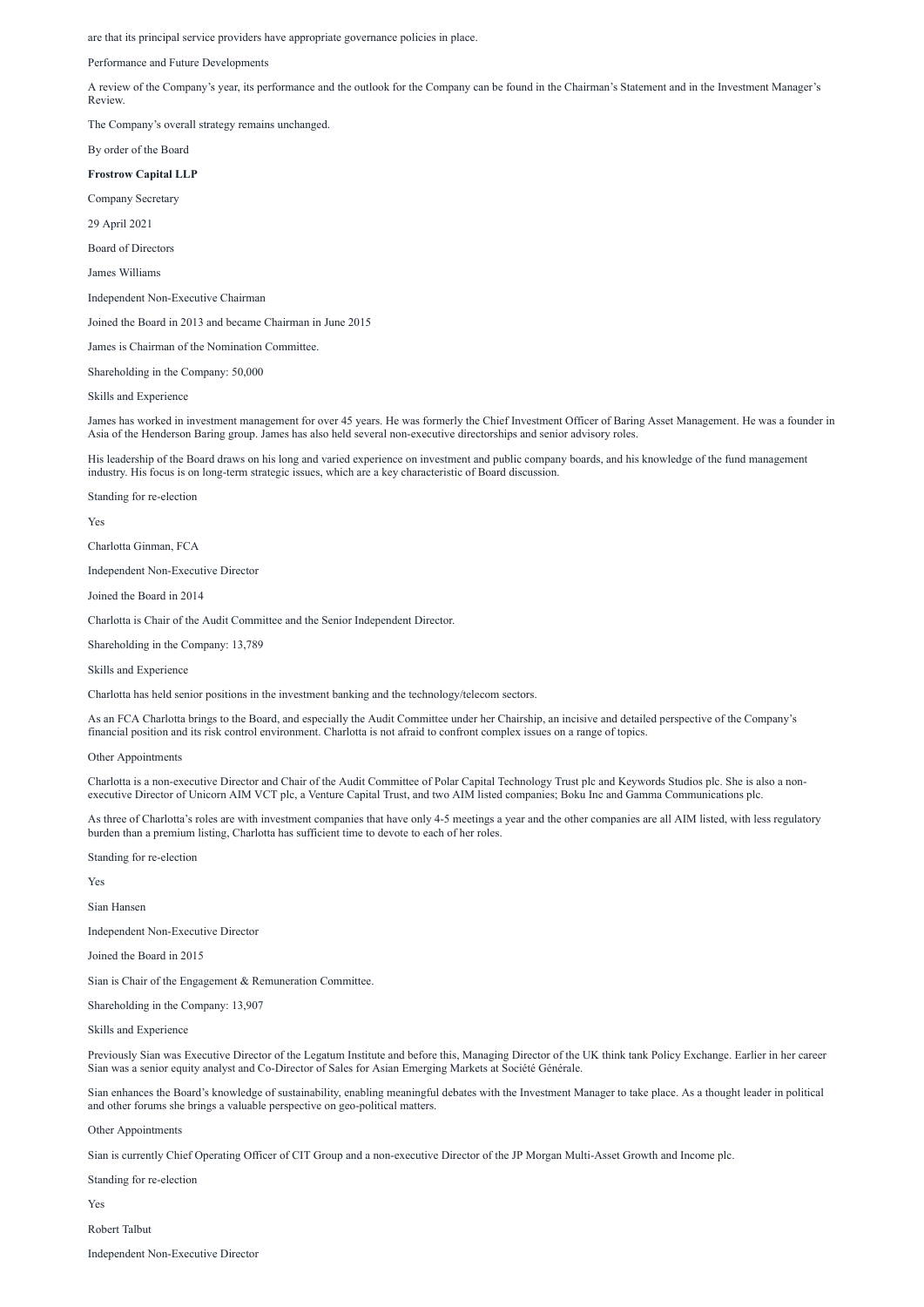are that its principal service providers have appropriate governance policies in place.

Performance and Future Developments

A review of the Company's year, its performance and the outlook for the Company can be found in the Chairman's Statement and in the Investment Manager's Review.

The Company's overall strategy remains unchanged.

By order of the Board

**Frostrow Capital LLP**

Company Secretary

29 April 2021

Board of Directors

James Williams

Independent Non-Executive Chairman

Joined the Board in 2013 and became Chairman in June 2015

James is Chairman of the Nomination Committee.

Shareholding in the Company: 50,000

Skills and Experience

James has worked in investment management for over 45 years. He was formerly the Chief Investment Officer of Baring Asset Management. He was a founder in Asia of the Henderson Baring group. James has also held several non-executive directorships and senior advisory roles.

His leadership of the Board draws on his long and varied experience on investment and public company boards, and his knowledge of the fund management industry. His focus is on long-term strategic issues, which are a key characteristic of Board discussion.

Standing for re-election

Yes

Charlotta Ginman, FCA

Independent Non-Executive Director

Joined the Board in 2014

Charlotta is Chair of the Audit Committee and the Senior Independent Director.

Shareholding in the Company: 13,789

Skills and Experience

Charlotta has held senior positions in the investment banking and the technology/telecom sectors.

As an FCA Charlotta brings to the Board, and especially the Audit Committee under her Chairship, an incisive and detailed perspective of the Company's financial position and its risk control environment. Charlotta is not afraid to confront complex issues on a range of topics.

Other Appointments

Charlotta is a non-executive Director and Chair of the Audit Committee of Polar Capital Technology Trust plc and Keywords Studios plc. She is also a non-executive Director of Unicorn AIM VCT plc, a Venture Capital Trust, and two AIM listed companies; Boku Inc and Gamma Communications plc.

As three of Charlotta's roles are with investment companies that have only 4-5 meetings a year and the other companies are all AIM listed, with less regulatory burden than a premium listing, Charlotta has sufficient time to devote to each of her roles.

Standing for re-election

Yes

Sian Hansen

Independent Non-Executive Director

Joined the Board in 2015

Sian is Chair of the Engagement & Remuneration Committee.

Shareholding in the Company: 13,907

Skills and Experience

Previously Sian was Executive Director of the Legatum Institute and before this, Managing Director of the UK think tank Policy Exchange. Earlier in her career Sian was a senior equity analyst and Co-Director of Sales for Asian Emerging Markets at Société Générale.

Sian enhances the Board's knowledge of sustainability, enabling meaningful debates with the Investment Manager to take place. As a thought leader in political and other forums she brings a valuable perspective on geo-political matters.

Other Appointments

Sian is currently Chief Operating Officer of CIT Group and a non-executive Director of the JP Morgan Multi-Asset Growth and Income plc.

Standing for re-election

Yes

Robert Talbut

Independent Non-Executive Director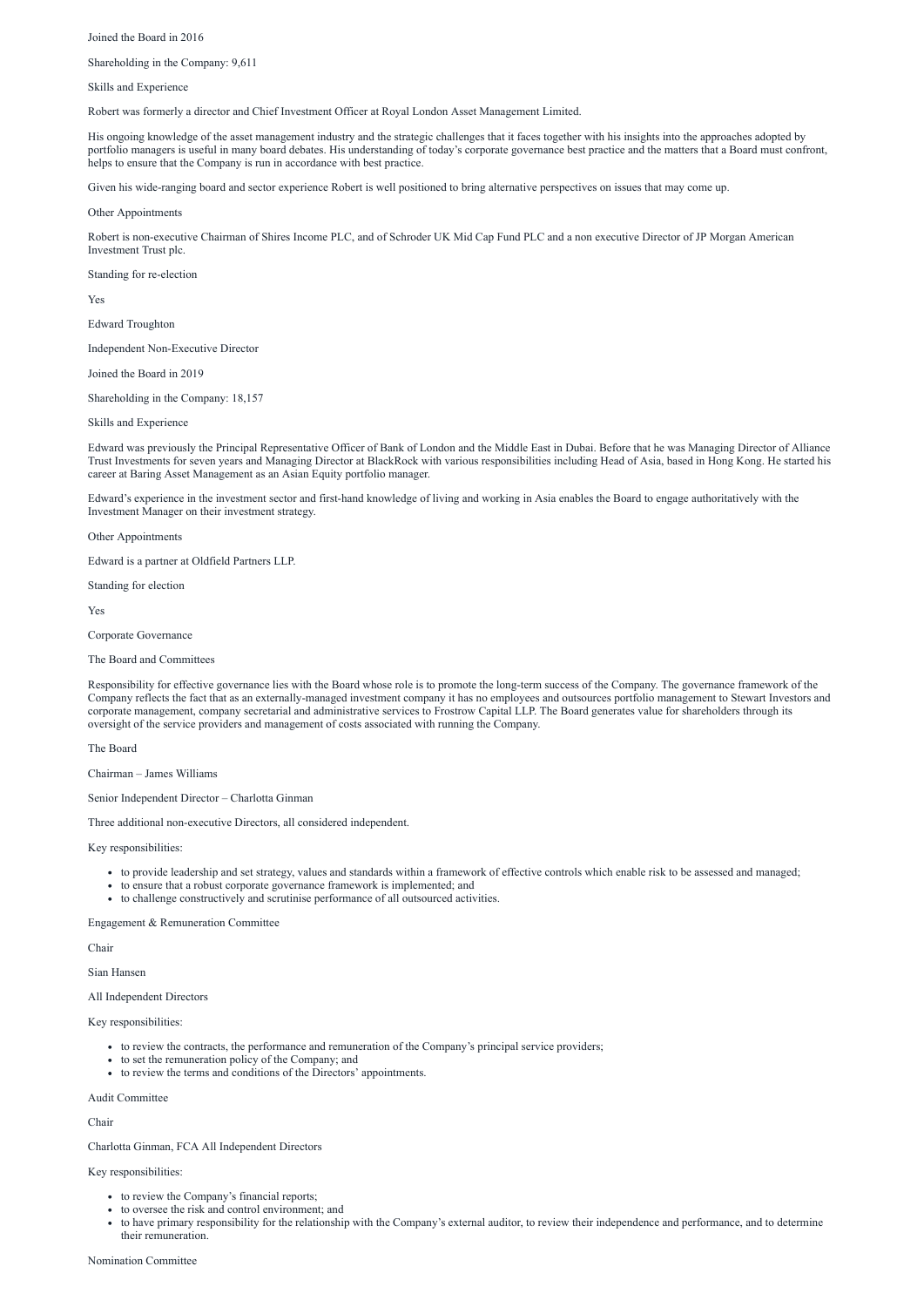Joined the Board in 2016

Shareholding in the Company: 9,611

Skills and Experience

Robert was formerly a director and Chief Investment Officer at Royal London Asset Management Limited.

His ongoing knowledge of the asset management industry and the strategic challenges that it faces together with his insights into the approaches adopted by portfolio managers is useful in many board debates. His understanding of today's corporate governance best practice and the matters that a Board must confront, helps to ensure that the Company is run in accordance with best practice.

Given his wide-ranging board and sector experience Robert is well positioned to bring alternative perspectives on issues that may come up.

Other Appointments

Robert is non-executive Chairman of Shires Income PLC, and of Schroder UK Mid Cap Fund PLC and a non executive Director of JP Morgan American Investment Trust plc.

Standing for re-election

Yes

Edward Troughton

Independent Non-Executive Director

Joined the Board in 2019

Shareholding in the Company: 18,157

Skills and Experience

Edward was previously the Principal Representative Officer of Bank of London and the Middle East in Dubai. Before that he was Managing Director of Alliance Trust Investments for seven years and Managing Director at BlackRock with various responsibilities including Head of Asia, based in Hong Kong. He started his career at Baring Asset Management as an Asian Equity portfolio manager.

Edward's experience in the investment sector and first-hand knowledge of living and working in Asia enables the Board to engage authoritatively with the Investment Manager on their investment strategy.

Other Appointments

Edward is a partner at Oldfield Partners LLP.

Standing for election

Yes

## Corporate Governance

### The Board and Committees

Responsibility for effective governance lies with the Board whose role is to promote the long-term success of the Company. The governance framework of the Company reflects the fact that as an externally-managed investment company it has no employees and outsources portfolio management to Stewart Investors and corporate management, company secretarial and administrative services to Frostrow Capital LLP. The Board generates value for shareholders through its oversight of the service providers and management of costs associated with running the Company.

### The Board

Chairman – James Williams

Senior Independent Director – Charlotta Ginman

Three additional non-executive Directors, all considered independent.

Key responsibilities:

- to provide leadership and set strategy, values and standards within a framework of effective controls which enable risk to be assessed and managed;
- to ensure that a robust corporate governance framework is implemented; and
- to challenge constructively and scrutinise performance of all outsourced activities.

### Engagement & Remuneration Committee

Chair

Sian Hansen

All Independent Directors

Key responsibilities:

- to review the contracts, the performance and remuneration of the Company's principal service providers;
- to set the remuneration policy of the Company; and
- to review the terms and conditions of the Directors' appointments.

### Audit Committee

Chair

Charlotta Ginman, FCA All Independent Directors

Key responsibilities:

- to review the Company's financial reports;
- to oversee the risk and control environment; and
- to have primary responsibility for the relationship with the Company's external auditor, to review their independence and performance, and to determine their remuneration.

### Nomination Committee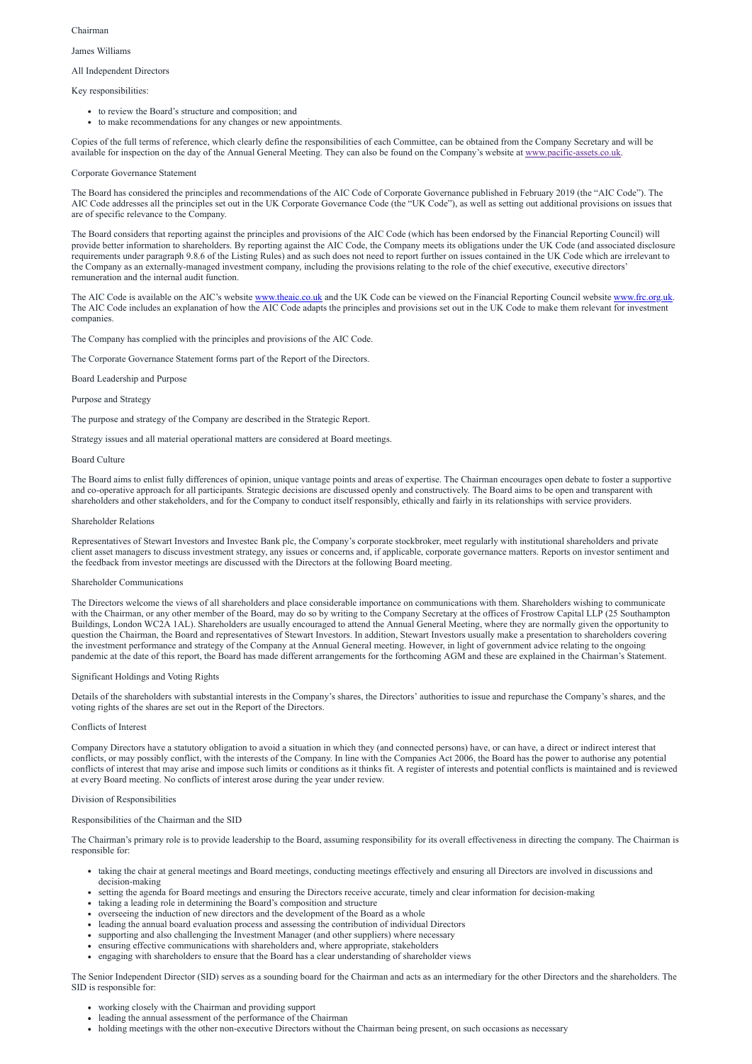Chairman

James Williams

All Independent Directors

Key responsibilities:

- to review the Board's structure and composition; and
- to make recommendations for any changes or new appointments.

Copies of the full terms of reference, which clearly define the responsibilities of each Committee, can be obtained from the Company Secretary and will be available for inspection on the day of the Annual General Meeting. They can also be found on the Company's website at [www.pacific-assets.co.uk](www.pacific-assets.co.uk).

## Corporate Governance Statement

The Board has considered the principles and recommendations of the AIC Code of Corporate Governance published in February 2019 (the "AIC Code"). The AIC Code addresses all the principles set out in the UK Corporate Governance Code (the "UK Code"), as well as setting out additional provisions on issues that are of specific relevance to the Company.

The Board considers that reporting against the principles and provisions of the AIC Code (which has been endorsed by the Financial Reporting Council) will provide better information to shareholders. By reporting against the AIC Code, the Company meets its obligations under the UK Code (and associated disclosure requirements under paragraph 9.8.6 of the Listing Rules) and as such does not need to report further on issues contained in the UK Code which are irrelevant to the Company as an externally-managed investment company, including the provisions relating to the role of the chief executive, executive directors' remuneration and the internal audit function.

The AIC Code is available on the AIC's website [www.theaic.co.uk](www.theaic.co.uk) and the UK Code can be viewed on the Financial Reporting Council website [www.frc.org.uk](www.frc.org.uk). The AIC Code includes an explanation of how the AIC Code adapts the principles and provisions set out in the UK Code to make them relevant for investment companies.

The Company has complied with the principles and provisions of the AIC Code.

The Corporate Governance Statement forms part of the Report of the Directors.

## Board Leadership and Purpose

### Purpose and Strategy

The purpose and strategy of the Company are described in the Strategic Report.

Strategy issues and all material operational matters are considered at Board meetings.

### Board Culture

The Board aims to enlist fully differences of opinion, unique vantage points and areas of expertise. The Chairman encourages open debate to foster a supportive and co-operative approach for all participants. Strategic decisions are discussed openly and constructively. The Board aims to be open and transparent with shareholders and other stakeholders, and for the Company to conduct itself responsibly, ethically and fairly in its relationships with service providers.

### Shareholder Relations

Representatives of Stewart Investors and Investec Bank plc, the Company's corporate stockbroker, meet regularly with institutional shareholders and private client asset managers to discuss investment strategy, any issues or concerns and, if applicable, corporate governance matters. Reports on investor sentiment and the feedback from investor meetings are discussed with the Directors at the following Board meeting.

### Shareholder Communications

The Directors welcome the views of all shareholders and place considerable importance on communications with them. Shareholders wishing to communicate with the Chairman, or any other member of the Board, may do so by writing to the Company Secretary at the offices of Frostrow Capital LLP (25 Southampton Buildings, London WC2A 1AL). Shareholders are usually encouraged to attend the Annual General Meeting, where they are normally given the opportunity to question the Chairman, the Board and representatives of Stewart Investors. In addition, Stewart Investors usually make a presentation to shareholders covering the investment performance and strategy of the Company at the Annual General meeting. However, in light of government advice relating to the ongoing pandemic at the date of this report, the Board has made different arrangements for the forthcoming AGM and these are explained in the Chairman's Statement.

### Significant Holdings and Voting Rights

Details of the shareholders with substantial interests in the Company's shares, the Directors' authorities to issue and repurchase the Company's shares, and the voting rights of the shares are set out in the Report of the Directors.

### Conflicts of Interest

Company Directors have a statutory obligation to avoid a situation in which they (and connected persons) have, or can have, a direct or indirect interest that conflicts, or may possibly conflict, with the interests of the Company. In line with the Companies Act 2006, the Board has the power to authorise any potential conflicts of interest that may arise and impose such limits or conditions as it thinks fit. A register of interests and potential conflicts is maintained and is reviewed at every Board meeting. No conflicts of interest arose during the year under review.

## Division of Responsibilities

### Responsibilities of the Chairman and the SID

The Chairman's primary role is to provide leadership to the Board, assuming responsibility for its overall effectiveness in directing the company. The Chairman is responsible for:

- taking the chair at general meetings and Board meetings, conducting meetings effectively and ensuring all Directors are involved in discussions and decision-making
- setting the agenda for Board meetings and ensuring the Directors receive accurate, timely and clear information for decision-making
- taking a leading role in determining the Board's composition and structure
- overseeing the induction of new directors and the development of the Board as a whole
- leading the annual board evaluation process and assessing the contribution of individual Directors
- supporting and also challenging the Investment Manager (and other suppliers) where necessary
- ensuring effective communications with shareholders and, where appropriate, stakeholders
- engaging with shareholders to ensure that the Board has a clear understanding of shareholder views

The Senior Independent Director (SID) serves as a sounding board for the Chairman and acts as an intermediary for the other Directors and the shareholders. The SID is responsible for:

- working closely with the Chairman and providing support
- leading the annual assessment of the performance of the Chairman
- holding meetings with the other non-executive Directors without the Chairman being present, on such occasions as necessary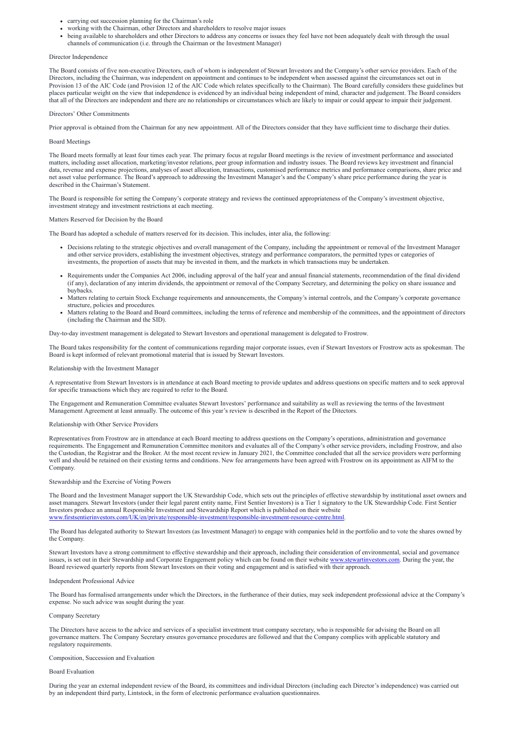- carrying out succession planning for the Chairman's role
- working with the Chairman, other Directors and shareholders to resolve major issues
- being available to shareholders and other Directors to address any concerns or issues they feel have not been adequately dealt with through the usual channels of communication (i.e. through the Chairman or the Investment Manager)

## Director Independence

The Board consists of five non-executive Directors, each of whom is independent of Stewart Investors and the Company's other service providers. Each of the Directors, including the Chairman, was independent on appointment and continues to be independent when assessed against the circumstances set out in Provision 13 of the AIC Code (and Provision 12 of the AIC Code which relates specifically to the Chairman). The Board carefully considers these guidelines but places particular weight on the view that independence is evidenced by an individual being independent of mind, character and judgement. The Board considers that all of the Directors are independent and there are no relationships or circumstances which are likely to impair or could appear to impair their judgement.

## Directors' Other Commitments

Prior approval is obtained from the Chairman for any new appointment. All of the Directors consider that they have sufficient time to discharge their duties.

## Board Meetings

The Board meets formally at least four times each year. The primary focus at regular Board meetings is the review of investment performance and associated matters, including asset allocation, marketing/investor relations, peer group information and industry issues. The Board reviews key investment and financial data, revenue and expense projections, analyses of asset allocation, transactions, customised performance metrics and performance comparisons, share price and net asset value performance. The Board's approach to addressing the Investment Manager's and the Company's share price performance during the year is described in the Chairman's Statement.

The Board is responsible for setting the Company's corporate strategy and reviews the continued appropriateness of the Company's investment objective, investment strategy and investment restrictions at each meeting.

## Matters Reserved for Decision by the Board

The Board has adopted a schedule of matters reserved for its decision. This includes, inter alia, the following:

- Decisions relating to the strategic objectives and overall management of the Company, including the appointment or removal of the Investment Manager and other service providers, establishing the investment objectives, strategy and performance comparators, the permitted types or categories of investments, the proportion of assets that may be invested in them, and the markets in which transactions may be undertaken.
- Requirements under the Companies Act 2006, including approval of the half year and annual financial statements, recommendation of the final dividend (if any), declaration of any interim dividends, the appointment or removal of the Company Secretary, and determining the policy on share issuance and buybacks.
- Matters relating to certain Stock Exchange requirements and announcements, the Company's internal controls, and the Company's corporate governance structure, policies and procedures.
- Matters relating to the Board and Board committees, including the terms of reference and membership of the committees, and the appointment of directors (including the Chairman and the SID).

Day-to-day investment management is delegated to Stewart Investors and operational management is delegated to Frostrow.

The Board takes responsibility for the content of communications regarding major corporate issues, even if Stewart Investors or Frostrow acts as spokesman. The Board is kept informed of relevant promotional material that is issued by Stewart Investors.

## Relationship with the Investment Manager

A representative from Stewart Investors is in attendance at each Board meeting to provide updates and address questions on specific matters and to seek approval for specific transactions which they are required to refer to the Board.

The Engagement and Remuneration Committee evaluates Stewart Investors' performance and suitability as well as reviewing the terms of the Investment Management Agreement at least annually. The outcome of this year's review is described in the Report of the Directors.

## Relationship with Other Service Providers

Representatives from Frostrow are in attendance at each Board meeting to address questions on the Company's operations, administration and governance requirements. The Engagement and Remuneration Committee monitors and evaluates all of the Company's other service providers, including Frostrow, and also the Custodian, the Registrar and the Broker. At the most recent review in January 2021, the Committee concluded that all the service providers were performing well and should be retained on their existing terms and conditions. New fee arrangements have been agreed with Frostrow on its appointment as AIFM to the Company.

## Stewardship and the Exercise of Voting Powers

The Board and the Investment Manager support the UK Stewardship Code, which sets out the principles of effective stewardship by institutional asset owners and asset managers. Stewart Investors (under their legal parent entity name, First Sentier Investors) is a Tier 1 signatory to the UK Stewardship Code. First Sentier Investors produce an annual Responsible Investment and Stewardship Report which is published on their website www.firstsentierinvestors.com/UK/en/private/responsible-investment/responsible-investment-resource-centre.html.

The Board has delegated authority to Stewart Investors (as Investment Manager) to engage with companies held in the portfolio and to vote the shares owned by the Company.

Stewart Investors have a strong commitment to effective stewardship and their approach, including their consideration of environmental, social and governance issues, is set out in their Stewardship and Corporate Engagement policy which can be found on their website www.stewartinvestors.com. During the year, the Board reviewed quarterly reports from Stewart Investors on their voting and engagement and is satisfied with their approach.

## Independent Professional Advice

The Board has formalised arrangements under which the Directors, in the furtherance of their duties, may seek independent professional advice at the Company's expense. No such advice was sought during the year.

## Company Secretary

The Directors have access to the advice and services of a specialist investment trust company secretary, who is responsible for advising the Board on all governance matters. The Company Secretary ensures governance procedures are followed and that the Company complies with applicable statutory and regulatory requirements.

## Composition, Succession and Evaluation

### Board Evaluation

During the year an external independent review of the Board, its committees and individual Directors (including each Director's independence) was carried out by an independent third party, Lintstock, in the form of electronic performance evaluation questionnaires.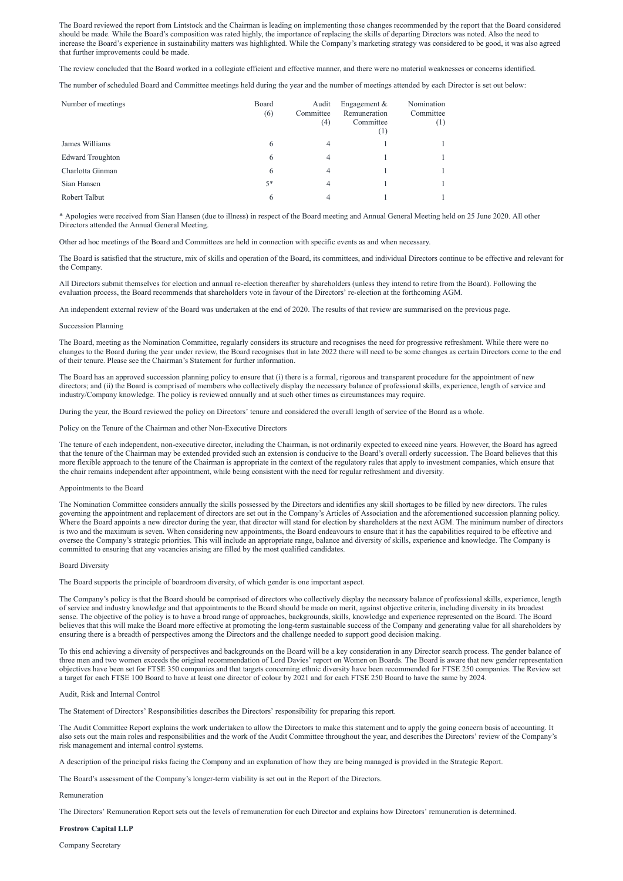The Board reviewed the report from Lintstock and the Chairman is leading on implementing those changes recommended by the report that the Board considered should be made. While the Board's composition was rated highly, the importance of replacing the skills of departing Directors was noted. Also the need to increase the Board's experience in sustainability matters was highlighted. While the Company's marketing strategy was considered to be good, it was also agreed that further improvements could be made.

The review concluded that the Board worked in a collegiate efficient and effective manner, and there were no material weaknesses or concerns identified.

The number of scheduled Board and Committee meetings held during the year and the number of meetings attended by each Director is set out below:

| Number of meetings | Board (6) | Audit Committee (4) | Engagement & Remuneration Committee (1) | Nomination Committee (1) |
| --- | --- | --- | --- | --- |
| James Williams | 6 | 4 | 1 | 1 |
| Edward Troughton | 6 | 4 | 1 | 1 |
| Charlotta Ginman | 6 | 4 | 1 | 1 |
| Sian Hansen | 5* | 4 | 1 | 1 |
| Robert Talbut | 6 | 4 | 1 | 1 |

\* Apologies were received from Sian Hansen (due to illness) in respect of the Board meeting and Annual General Meeting held on 25 June 2020. All other Directors attended the Annual General Meeting.

Other ad hoc meetings of the Board and Committees are held in connection with specific events as and when necessary.

The Board is satisfied that the structure, mix of skills and operation of the Board, its committees, and individual Directors continue to be effective and relevant for the Company.

All Directors submit themselves for election and annual re-election thereafter by shareholders (unless they intend to retire from the Board). Following the evaluation process, the Board recommends that shareholders vote in favour of the Directors' re-election at the forthcoming AGM.

An independent external review of the Board was undertaken at the end of 2020. The results of that review are summarised on the previous page.

Succession Planning

The Board, meeting as the Nomination Committee, regularly considers its structure and recognises the need for progressive refreshment. While there were no changes to the Board during the year under review, the Board recognises that in late 2022 there will need to be some changes as certain Directors come to the end of their tenure. Please see the Chairman's Statement for further information.

The Board has an approved succession planning policy to ensure that (i) there is a formal, rigorous and transparent procedure for the appointment of new directors; and (ii) the Board is comprised of members who collectively display the necessary balance of professional skills, experience, length of service and industry/Company knowledge. The policy is reviewed annually and at such other times as circumstances may require.

During the year, the Board reviewed the policy on Directors' tenure and considered the overall length of service of the Board as a whole.

Policy on the Tenure of the Chairman and other Non-Executive Directors

The tenure of each independent, non-executive director, including the Chairman, is not ordinarily expected to exceed nine years. However, the Board has agreed that the tenure of the Chairman may be extended provided such an extension is conducive to the Board's overall orderly succession. The Board believes that this more flexible approach to the tenure of the Chairman is appropriate in the context of the regulatory rules that apply to investment companies, which ensure that the chair remains independent after appointment, while being consistent with the need for regular refreshment and diversity.

Appointments to the Board

The Nomination Committee considers annually the skills possessed by the Directors and identifies any skill shortages to be filled by new directors. The rules governing the appointment and replacement of directors are set out in the Company's Articles of Association and the aforementioned succession planning policy. Where the Board appoints a new director during the year, that director will stand for election by shareholders at the next AGM. The minimum number of directors is two and the maximum is seven. When considering new appointments, the Board endeavours to ensure that it has the capabilities required to be effective and oversee the Company's strategic priorities. This will include an appropriate range, balance and diversity of skills, experience and knowledge. The Company is committed to ensuring that any vacancies arising are filled by the most qualified candidates.

Board Diversity

The Board supports the principle of boardroom diversity, of which gender is one important aspect.

The Company's policy is that the Board should be comprised of directors who collectively display the necessary balance of professional skills, experience, length of service and industry knowledge and that appointments to the Board should be made on merit, against objective criteria, including diversity in its broadest sense. The objective of the policy is to have a broad range of approaches, backgrounds, skills, knowledge and experience represented on the Board. The Board believes that this will make the Board more effective at promoting the long-term sustainable success of the Company and generating value for all shareholders by ensuring there is a breadth of perspectives among the Directors and the challenge needed to support good decision making.

To this end achieving a diversity of perspectives and backgrounds on the Board will be a key consideration in any Director search process. The gender balance of three men and two women exceeds the original recommendation of Lord Davies' report on Women on Boards. The Board is aware that new gender representation objectives have been set for FTSE 350 companies and that targets concerning ethnic diversity have been recommended for FTSE 250 companies. The Review set a target for each FTSE 100 Board to have at least one director of colour by 2021 and for each FTSE 250 Board to have the same by 2024.

Audit, Risk and Internal Control

The Statement of Directors' Responsibilities describes the Directors' responsibility for preparing this report.

The Audit Committee Report explains the work undertaken to allow the Directors to make this statement and to apply the going concern basis of accounting. It also sets out the main roles and responsibilities and the work of the Audit Committee throughout the year, and describes the Directors' review of the Company's risk management and internal control systems.

A description of the principal risks facing the Company and an explanation of how they are being managed is provided in the Strategic Report.

The Board's assessment of the Company's longer-term viability is set out in the Report of the Directors.

Remuneration

The Directors' Remuneration Report sets out the levels of remuneration for each Director and explains how Directors' remuneration is determined.

**Frostrow Capital LLP**

Company Secretary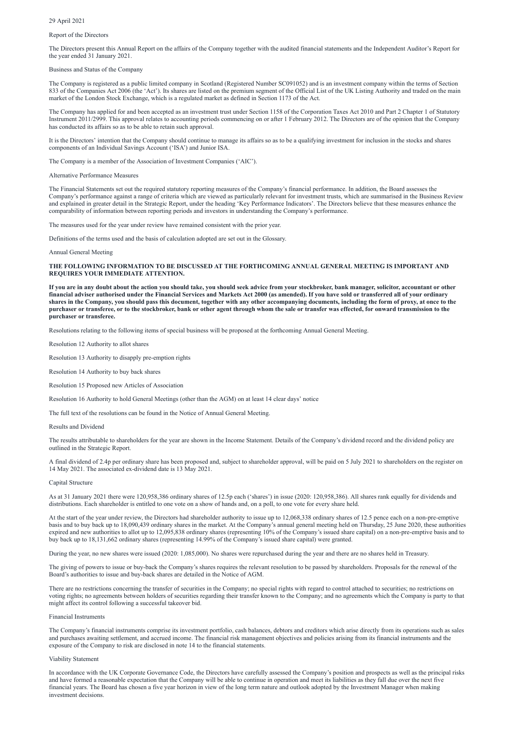29 April 2021

# Report of the Directors

The Directors present this Annual Report on the affairs of the Company together with the audited financial statements and the Independent Auditor's Report for the year ended 31 January 2021.

## Business and Status of the Company

The Company is registered as a public limited company in Scotland (Registered Number SC091052) and is an investment company within the terms of Section 833 of the Companies Act 2006 (the 'Act'). Its shares are listed on the premium segment of the Official List of the UK Listing Authority and traded on the main market of the London Stock Exchange, which is a regulated market as defined in Section 1173 of the Act.

The Company has applied for and been accepted as an investment trust under Section 1158 of the Corporation Taxes Act 2010 and Part 2 Chapter 1 of Statutory Instrument 2011/2999. This approval relates to accounting periods commencing on or after 1 February 2012. The Directors are of the opinion that the Company has conducted its affairs so as to be able to retain such approval.

It is the Directors' intention that the Company should continue to manage its affairs so as to be a qualifying investment for inclusion in the stocks and shares components of an Individual Savings Account ('ISA') and Junior ISA.

The Company is a member of the Association of Investment Companies ('AIC').

## Alternative Performance Measures

The Financial Statements set out the required statutory reporting measures of the Company's financial performance. In addition, the Board assesses the Company's performance against a range of criteria which are viewed as particularly relevant for investment trusts, which are summarised in the Business Review and explained in greater detail in the Strategic Report, under the heading 'Key Performance Indicators'. The Directors believe that these measures enhance the comparability of information between reporting periods and investors in understanding the Company's performance.

The measures used for the year under review have remained consistent with the prior year.

Definitions of the terms used and the basis of calculation adopted are set out in the Glossary.

## Annual General Meeting

**THE FOLLOWING INFORMATION TO BE DISCUSSED AT THE FORTHCOMING ANNUAL GENERAL MEETING IS IMPORTANT AND REQUIRES YOUR IMMEDIATE ATTENTION.**

**If you are in any doubt about the action you should take, you should seek advice from your stockbroker, bank manager, solicitor, accountant or other financial adviser authorised under the Financial Services and Markets Act 2000 (as amended). If you have sold or transferred all of your ordinary shares in the Company, you should pass this document, together with any other accompanying documents, including the form of proxy, at once to the purchaser or transferee, or to the stockbroker, bank or other agent through whom the sale or transfer was effected, for onward transmission to the purchaser or transferee.**

Resolutions relating to the following items of special business will be proposed at the forthcoming Annual General Meeting.

Resolution 12 Authority to allot shares

Resolution 13 Authority to disapply pre-emption rights

Resolution 14 Authority to buy back shares

Resolution 15 Proposed new Articles of Association

Resolution 16 Authority to hold General Meetings (other than the AGM) on at least 14 clear days' notice

The full text of the resolutions can be found in the Notice of Annual General Meeting.

## Results and Dividend

The results attributable to shareholders for the year are shown in the Income Statement. Details of the Company's dividend record and the dividend policy are outlined in the Strategic Report.

A final dividend of 2.4p per ordinary share has been proposed and, subject to shareholder approval, will be paid on 5 July 2021 to shareholders on the register on 14 May 2021. The associated ex-dividend date is 13 May 2021.

## Capital Structure

As at 31 January 2021 there were 120,958,386 ordinary shares of 12.5p each ('shares') in issue (2020: 120,958,386). All shares rank equally for dividends and distributions. Each shareholder is entitled to one vote on a show of hands and, on a poll, to one vote for every share held.

At the start of the year under review, the Directors had shareholder authority to issue up to 12,068,338 ordinary shares of 12.5 pence each on a non-pre-emptive basis and to buy back up to 18,090,439 ordinary shares in the market. At the Company's annual general meeting held on Thursday, 25 June 2020, these authorities expired and new authorities to allot up to 12,095,838 ordinary shares (representing 10% of the Company's issued share capital) on a non-pre-emptive basis and to buy back up to 18,131,662 ordinary shares (representing 14.99% of the Company's issued share capital) were granted.

During the year, no new shares were issued (2020: 1,085,000). No shares were repurchased during the year and there are no shares held in Treasury.

The giving of powers to issue or buy-back the Company's shares requires the relevant resolution to be passed by shareholders. Proposals for the renewal of the Board's authorities to issue and buy-back shares are detailed in the Notice of AGM.

There are no restrictions concerning the transfer of securities in the Company; no special rights with regard to control attached to securities; no restrictions on voting rights; no agreements between holders of securities regarding their transfer known to the Company; and no agreements which the Company is party to that might affect its control following a successful takeover bid.

## Financial Instruments

The Company's financial instruments comprise its investment portfolio, cash balances, debtors and creditors which arise directly from its operations such as sales and purchases awaiting settlement, and accrued income. The financial risk management objectives and policies arising from its financial instruments and the exposure of the Company to risk are disclosed in note 14 to the financial statements.

## Viability Statement

In accordance with the UK Corporate Governance Code, the Directors have carefully assessed the Company's position and prospects as well as the principal risks and have formed a reasonable expectation that the Company will be able to continue in operation and meet its liabilities as they fall due over the next five financial years. The Board has chosen a five year horizon in view of the long term nature and outlook adopted by the Investment Manager when making investment decisions.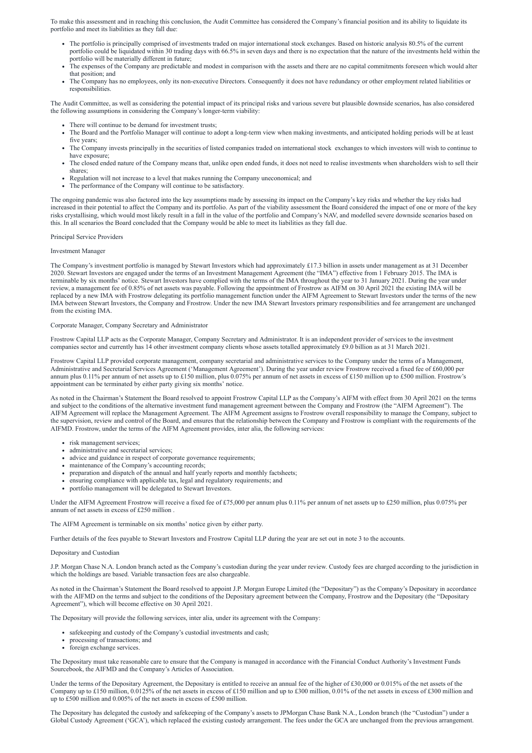To make this assessment and in reaching this conclusion, the Audit Committee has considered the Company's financial position and its ability to liquidate its portfolio and meet its liabilities as they fall due:

- The portfolio is principally comprised of investments traded on major international stock exchanges. Based on historic analysis 80.5% of the current portfolio could be liquidated within 30 trading days with 66.5% in seven days and there is no expectation that the nature of the investments held within the portfolio will be materially different in future;
- The expenses of the Company are predictable and modest in comparison with the assets and there are no capital commitments foreseen which would alter that position; and
- The Company has no employees, only its non-executive Directors. Consequently it does not have redundancy or other employment related liabilities or responsibilities.

The Audit Committee, as well as considering the potential impact of its principal risks and various severe but plausible downside scenarios, has also considered the following assumptions in considering the Company's longer-term viability:

- There will continue to be demand for investment trusts;
- The Board and the Portfolio Manager will continue to adopt a long-term view when making investments, and anticipated holding periods will be at least five years;
- The Company invests principally in the securities of listed companies traded on international stock exchanges to which investors will wish to continue to have exposure;
- The closed ended nature of the Company means that, unlike open ended funds, it does not need to realise investments when shareholders wish to sell their shares;
- Regulation will not increase to a level that makes running the Company uneconomical; and
- The performance of the Company will continue to be satisfactory.

The ongoing pandemic was also factored into the key assumptions made by assessing its impact on the Company's key risks and whether the key risks had increased in their potential to affect the Company and its portfolio. As part of the viability assessment the Board considered the impact of one or more of the key risks crystallising, which would most likely result in a fall in the value of the portfolio and Company's NAV, and modelled severe downside scenarios based on this. In all scenarios the Board concluded that the Company would be able to meet its liabilities as they fall due.

Principal Service Providers

Investment Manager

The Company's investment portfolio is managed by Stewart Investors which had approximately £17.3 billion in assets under management as at 31 December 2020. Stewart Investors are engaged under the terms of an Investment Management Agreement (the "IMA") effective from 1 February 2015. The IMA is terminable by six months' notice. Stewart Investors have complied with the terms of the IMA throughout the year to 31 January 2021. During the year under review, a management fee of 0.85% of net assets was payable. Following the appointment of Frostrow as AIFM on 30 April 2021 the existing IMA will be replaced by a new IMA with Frostrow delegating its portfolio management function under the AIFM Agreement to Stewart Investors under the terms of the new IMA between Stewart Investors, the Company and Frostrow. Under the new IMA Stewart Investors primary responsibilities and fee arrangement are unchanged from the existing IMA.

Corporate Manager, Company Secretary and Administrator

Frostrow Capital LLP acts as the Corporate Manager, Company Secretary and Administrator. It is an independent provider of services to the investment companies sector and currently has 14 other investment company clients whose assets totalled approximately £9.0 billion as at 31 March 2021.

Frostrow Capital LLP provided corporate management, company secretarial and administrative services to the Company under the terms of a Management, Administrative and Secretarial Services Agreement ('Management Agreement'). During the year under review Frostrow received a fixed fee of £60,000 per annum plus 0.11% per annum of net assets up to £150 million, plus 0.075% per annum of net assets in excess of £150 million up to £500 million. Frostrow's appointment can be terminated by either party giving six months' notice.

As noted in the Chairman's Statement the Board resolved to appoint Frostrow Capital LLP as the Company's AIFM with effect from 30 April 2021 on the terms and subject to the conditions of the alternative investment fund management agreement between the Company and Frostrow (the "AIFM Agreement"). The AIFM Agreement will replace the Management Agreement. The AIFM Agreement assigns to Frostrow overall responsibility to manage the Company, subject to the supervision, review and control of the Board, and ensures that the relationship between the Company and Frostrow is compliant with the requirements of the AIFMD. Frostrow, under the terms of the AIFM Agreement provides, inter alia, the following services:

- risk management services;
- administrative and secretarial services;
- advice and guidance in respect of corporate governance requirements;
- maintenance of the Company's accounting records;
- preparation and dispatch of the annual and half yearly reports and monthly factsheets;
- ensuring compliance with applicable tax, legal and regulatory requirements; and
- portfolio management will be delegated to Stewart Investors.

Under the AIFM Agreement Frostrow will receive a fixed fee of £75,000 per annum plus 0.11% per annum of net assets up to £250 million, plus 0.075% per annum of net assets in excess of £250 million .

The AIFM Agreement is terminable on six months' notice given by either party.

Further details of the fees payable to Stewart Investors and Frostrow Capital LLP during the year are set out in note 3 to the accounts.

Depositary and Custodian

J.P. Morgan Chase N.A. London branch acted as the Company's custodian during the year under review. Custody fees are charged according to the jurisdiction in which the holdings are based. Variable transaction fees are also chargeable.

As noted in the Chairman's Statement the Board resolved to appoint J.P. Morgan Europe Limited (the "Depositary") as the Company's Depositary in accordance with the AIFMD on the terms and subject to the conditions of the Depositary agreement between the Company, Frostrow and the Depositary (the "Depositary Agreement"), which will become effective on 30 April 2021.

The Depositary will provide the following services, inter alia, under its agreement with the Company:

- safekeeping and custody of the Company's custodial investments and cash;
- processing of transactions; and
- foreign exchange services.

The Depositary must take reasonable care to ensure that the Company is managed in accordance with the Financial Conduct Authority's Investment Funds Sourcebook, the AIFMD and the Company's Articles of Association.

Under the terms of the Depositary Agreement, the Depositary is entitled to receive an annual fee of the higher of £30,000 or 0.015% of the net assets of the Company up to £150 million, 0.0125% of the net assets in excess of £150 million and up to £300 million, 0.01% of the net assets in excess of £300 million and up to £500 million and 0.005% of the net assets in excess of £500 million.

The Depositary has delegated the custody and safekeeping of the Company's assets to JPMorgan Chase Bank N.A., London branch (the "Custodian") under a Global Custody Agreement ('GCA'), which replaced the existing custody arrangement. The fees under the GCA are unchanged from the previous arrangement.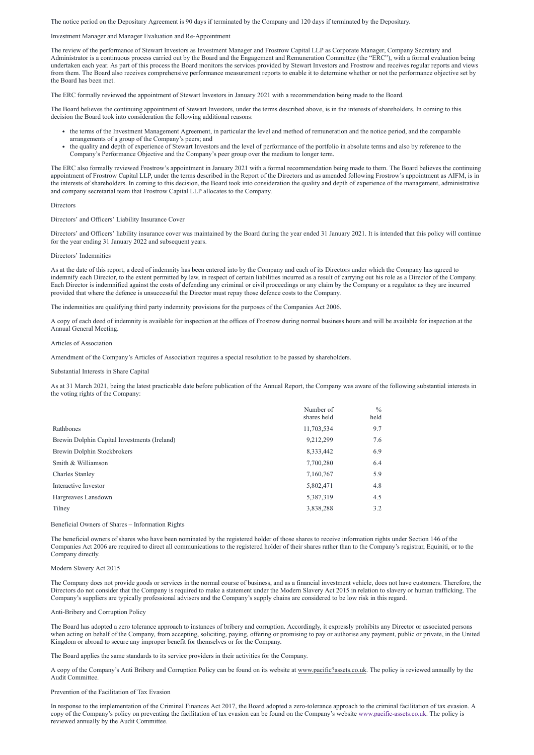The notice period on the Depositary Agreement is 90 days if terminated by the Company and 120 days if terminated by the Depositary.

## Investment Manager and Manager Evaluation and Re-Appointment

The review of the performance of Stewart Investors as Investment Manager and Frostrow Capital LLP as Corporate Manager, Company Secretary and Administrator is a continuous process carried out by the Board and the Engagement and Remuneration Committee (the "ERC"), with a formal evaluation being undertaken each year. As part of this process the Board monitors the services provided by Stewart Investors and Frostrow and receives regular reports and views from them. The Board also receives comprehensive performance measurement reports to enable it to determine whether or not the performance objective set by the Board has been met.

The ERC formally reviewed the appointment of Stewart Investors in January 2021 with a recommendation being made to the Board.

The Board believes the continuing appointment of Stewart Investors, under the terms described above, is in the interests of shareholders. In coming to this decision the Board took into consideration the following additional reasons:

- the terms of the Investment Management Agreement, in particular the level and method of remuneration and the notice period, and the comparable arrangements of a group of the Company's peers; and
- the quality and depth of experience of Stewart Investors and the level of performance of the portfolio in absolute terms and also by reference to the Company's Performance Objective and the Company's peer group over the medium to longer term.

The ERC also formally reviewed Frostrow's appointment in January 2021 with a formal recommendation being made to them. The Board believes the continuing appointment of Frostrow Capital LLP, under the terms described in the Report of the Directors and as amended following Frostrow's appointment as AIFM, is in the interests of shareholders. In coming to this decision, the Board took into consideration the quality and depth of experience of the management, administrative and company secretarial team that Frostrow Capital LLP allocates to the Company.

## Directors

### Directors' and Officers' Liability Insurance Cover

Directors' and Officers' liability insurance cover was maintained by the Board during the year ended 31 January 2021. It is intended that this policy will continue for the year ending 31 January 2022 and subsequent years.

### Directors' Indemnities

As at the date of this report, a deed of indemnity has been entered into by the Company and each of its Directors under which the Company has agreed to indemnify each Director, to the extent permitted by law, in respect of certain liabilities incurred as a result of carrying out his role as a Director of the Company. Each Director is indemnified against the costs of defending any criminal or civil proceedings or any claim by the Company or a regulator as they are incurred provided that where the defence is unsuccessful the Director must repay those defence costs to the Company.

The indemnities are qualifying third party indemnity provisions for the purposes of the Companies Act 2006.

A copy of each deed of indemnity is available for inspection at the offices of Frostrow during normal business hours and will be available for inspection at the Annual General Meeting.

## Articles of Association

Amendment of the Company's Articles of Association requires a special resolution to be passed by shareholders.

## Substantial Interests in Share Capital

As at 31 March 2021, being the latest practicable date before publication of the Annual Report, the Company was aware of the following substantial interests in the voting rights of the Company:

| | Number of shares held | % held |
|---|---|---|
| Rathbones | 11,703,534 | 9.7 |
| Brewin Dolphin Capital Investments (Ireland) | 9,212,299 | 7.6 |
| Brewin Dolphin Stockbrokers | 8,333,442 | 6.9 |
| Smith & Williamson | 7,700,280 | 6.4 |
| Charles Stanley | 7,160,767 | 5.9 |
| Interactive Investor | 5,802,471 | 4.8 |
| Hargreaves Lansdown | 5,387,319 | 4.5 |
| Tilney | 3,838,288 | 3.2 |

## Beneficial Owners of Shares – Information Rights

The beneficial owners of shares who have been nominated by the registered holder of those shares to receive information rights under Section 146 of the Companies Act 2006 are required to direct all communications to the registered holder of their shares rather than to the Company's registrar, Equiniti, or to the Company directly.

## Modern Slavery Act 2015

The Company does not provide goods or services in the normal course of business, and as a financial investment vehicle, does not have customers. Therefore, the Directors do not consider that the Company is required to make a statement under the Modern Slavery Act 2015 in relation to slavery or human trafficking. The Company's suppliers are typically professional advisers and the Company's supply chains are considered to be low risk in this regard.

## Anti-Bribery and Corruption Policy

The Board has adopted a zero tolerance approach to instances of bribery and corruption. Accordingly, it expressly prohibits any Director or associated persons when acting on behalf of the Company, from accepting, soliciting, paying, offering or promising to pay or authorise any payment, public or private, in the United Kingdom or abroad to secure any improper benefit for themselves or for the Company.

The Board applies the same standards to its service providers in their activities for the Company.

A copy of the Company's Anti Bribery and Corruption Policy can be found on its website at www.pacific?assets.co.uk. The policy is reviewed annually by the Audit Committee.

## Prevention of the Facilitation of Tax Evasion

In response to the implementation of the Criminal Finances Act 2017, the Board adopted a zero-tolerance approach to the criminal facilitation of tax evasion. A copy of the Company's policy on preventing the facilitation of tax evasion can be found on the Company's website www.pacific-assets.co.uk. The policy is reviewed annually by the Audit Committee.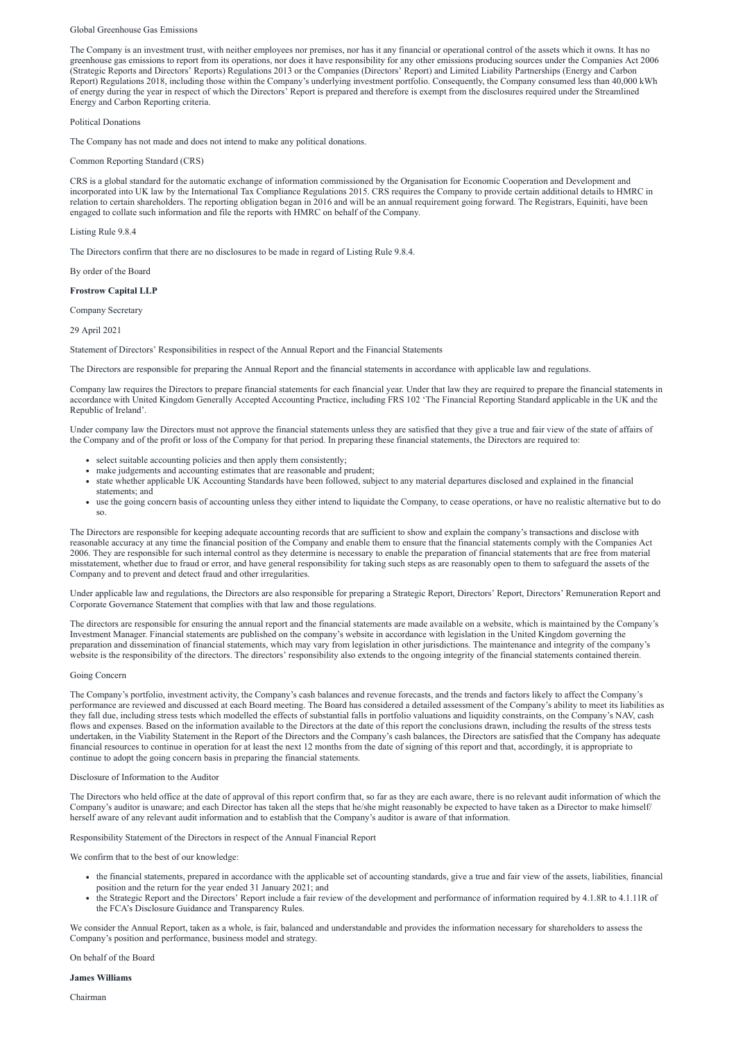Global Greenhouse Gas Emissions

The Company is an investment trust, with neither employees nor premises, nor has it any financial or operational control of the assets which it owns. It has no greenhouse gas emissions to report from its operations, nor does it have responsibility for any other emissions producing sources under the Companies Act 2006 (Strategic Reports and Directors' Reports) Regulations 2013 or the Companies (Directors' Report) and Limited Liability Partnerships (Energy and Carbon Report) Regulations 2018, including those within the Company's underlying investment portfolio. Consequently, the Company consumed less than 40,000 kWh of energy during the year in respect of which the Directors' Report is prepared and therefore is exempt from the disclosures required under the Streamlined Energy and Carbon Reporting criteria.

Political Donations

The Company has not made and does not intend to make any political donations.

Common Reporting Standard (CRS)

CRS is a global standard for the automatic exchange of information commissioned by the Organisation for Economic Cooperation and Development and incorporated into UK law by the International Tax Compliance Regulations 2015. CRS requires the Company to provide certain additional details to HMRC in relation to certain shareholders. The reporting obligation began in 2016 and will be an annual requirement going forward. The Registrars, Equiniti, have been engaged to collate such information and file the reports with HMRC on behalf of the Company.

Listing Rule 9.8.4

The Directors confirm that there are no disclosures to be made in regard of Listing Rule 9.8.4.

By order of the Board

**Frostrow Capital LLP**

Company Secretary

29 April 2021

Statement of Directors' Responsibilities in respect of the Annual Report and the Financial Statements

The Directors are responsible for preparing the Annual Report and the financial statements in accordance with applicable law and regulations.

Company law requires the Directors to prepare financial statements for each financial year. Under that law they are required to prepare the financial statements in accordance with United Kingdom Generally Accepted Accounting Practice, including FRS 102 'The Financial Reporting Standard applicable in the UK and the Republic of Ireland'.

Under company law the Directors must not approve the financial statements unless they are satisfied that they give a true and fair view of the state of affairs of the Company and of the profit or loss of the Company for that period. In preparing these financial statements, the Directors are required to:

- select suitable accounting policies and then apply them consistently;
- make judgements and accounting estimates that are reasonable and prudent;
- state whether applicable UK Accounting Standards have been followed, subject to any material departures disclosed and explained in the financial statements; and
- use the going concern basis of accounting unless they either intend to liquidate the Company, to cease operations, or have no realistic alternative but to do so.

The Directors are responsible for keeping adequate accounting records that are sufficient to show and explain the company's transactions and disclose with reasonable accuracy at any time the financial position of the Company and enable them to ensure that the financial statements comply with the Companies Act 2006. They are responsible for such internal control as they determine is necessary to enable the preparation of financial statements that are free from material misstatement, whether due to fraud or error, and have general responsibility for taking such steps as are reasonably open to them to safeguard the assets of the Company and to prevent and detect fraud and other irregularities.

Under applicable law and regulations, the Directors are also responsible for preparing a Strategic Report, Directors' Report, Directors' Remuneration Report and Corporate Governance Statement that complies with that law and those regulations.

The directors are responsible for ensuring the annual report and the financial statements are made available on a website, which is maintained by the Company's Investment Manager. Financial statements are published on the company's website in accordance with legislation in the United Kingdom governing the preparation and dissemination of financial statements, which may vary from legislation in other jurisdictions. The maintenance and integrity of the company's website is the responsibility of the directors. The directors' responsibility also extends to the ongoing integrity of the financial statements contained therein.

Going Concern

The Company's portfolio, investment activity, the Company's cash balances and revenue forecasts, and the trends and factors likely to affect the Company's performance are reviewed and discussed at each Board meeting. The Board has considered a detailed assessment of the Company's ability to meet its liabilities as they fall due, including stress tests which modelled the effects of substantial falls in portfolio valuations and liquidity constraints, on the Company's NAV, cash flows and expenses. Based on the information available to the Directors at the date of this report the conclusions drawn, including the results of the stress tests undertaken, in the Viability Statement in the Report of the Directors and the Company's cash balances, the Directors are satisfied that the Company has adequate financial resources to continue in operation for at least the next 12 months from the date of signing of this report and that, accordingly, it is appropriate to continue to adopt the going concern basis in preparing the financial statements.

Disclosure of Information to the Auditor

The Directors who held office at the date of approval of this report confirm that, so far as they are each aware, there is no relevant audit information of which the Company's auditor is unaware; and each Director has taken all the steps that he/she might reasonably be expected to have taken as a Director to make himself/herself aware of any relevant audit information and to establish that the Company's auditor is aware of that information.

Responsibility Statement of the Directors in respect of the Annual Financial Report

We confirm that to the best of our knowledge:

- the financial statements, prepared in accordance with the applicable set of accounting standards, give a true and fair view of the assets, liabilities, financial position and the return for the year ended 31 January 2021; and
- the Strategic Report and the Directors' Report include a fair review of the development and performance of information required by 4.1.8R to 4.1.11R of the FCA's Disclosure Guidance and Transparency Rules.

We consider the Annual Report, taken as a whole, is fair, balanced and understandable and provides the information necessary for shareholders to assess the Company's position and performance, business model and strategy.

On behalf of the Board

**James Williams**

Chairman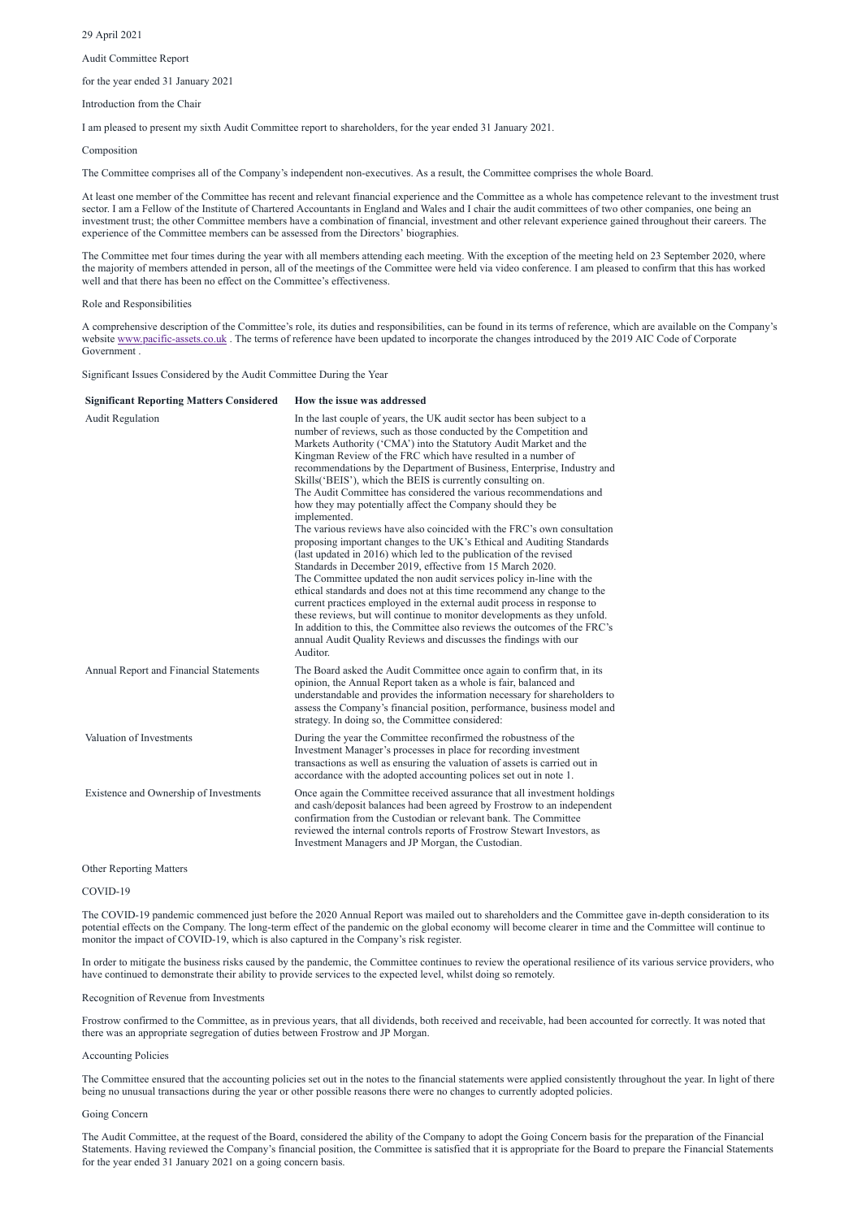29 April 2021

# Audit Committee Report

for the year ended 31 January 2021

## Introduction from the Chair

I am pleased to present my sixth Audit Committee report to shareholders, for the year ended 31 January 2021.

## Composition

The Committee comprises all of the Company's independent non-executives. As a result, the Committee comprises the whole Board.

At least one member of the Committee has recent and relevant financial experience and the Committee as a whole has competence relevant to the investment trust sector. I am a Fellow of the Institute of Chartered Accountants in England and Wales and I chair the audit committees of two other companies, one being an investment trust; the other Committee members have a combination of financial, investment and other relevant experience gained throughout their careers. The experience of the Committee members can be assessed from the Directors' biographies.

The Committee met four times during the year with all members attending each meeting. With the exception of the meeting held on 23 September 2020, where the majority of members attended in person, all of the meetings of the Committee were held via video conference. I am pleased to confirm that this has worked well and that there has been no effect on the Committee's effectiveness.

## Role and Responsibilities

A comprehensive description of the Committee's role, its duties and responsibilities, can be found in its terms of reference, which are available on the Company's website www.pacific-assets.co.uk . The terms of reference have been updated to incorporate the changes introduced by the 2019 AIC Code of Corporate Government .

## Significant Issues Considered by the Audit Committee During the Year

| **Significant Reporting Matters Considered** | **How the issue was addressed** |
|---|---|
| Audit Regulation | In the last couple of years, the UK audit sector has been subject to a number of reviews, such as those conducted by the Competition and Markets Authority ('CMA') into the Statutory Audit Market and the Kingman Review of the FRC which have resulted in a number of recommendations by the Department of Business, Enterprise, Industry and Skills('BEIS'), which the BEIS is currently consulting on.<br>The Audit Committee has considered the various recommendations and how they may potentially affect the Company should they be implemented.<br>The various reviews have also coincided with the FRC's own consultation proposing important changes to the UK's Ethical and Auditing Standards (last updated in 2016) which led to the publication of the revised Standards in December 2019, effective from 15 March 2020.<br>The Committee updated the non audit services policy in-line with the ethical standards and does not at this time recommend any change to the current practices employed in the external audit process in response to these reviews, but will continue to monitor developments as they unfold.<br>In addition to this, the Committee also reviews the outcomes of the FRC's annual Audit Quality Reviews and discusses the findings with our Auditor. |
| Annual Report and Financial Statements | The Board asked the Audit Committee once again to confirm that, in its opinion, the Annual Report taken as a whole is fair, balanced and understandable and provides the information necessary for shareholders to assess the Company's financial position, performance, business model and strategy. In doing so, the Committee considered: |
| Valuation of Investments | During the year the Committee reconfirmed the robustness of the Investment Manager's processes in place for recording investment transactions as well as ensuring the valuation of assets is carried out in accordance with the adopted accounting polices set out in note 1. |
| Existence and Ownership of Investments | Once again the Committee received assurance that all investment holdings and cash/deposit balances had been agreed by Frostrow to an independent confirmation from the Custodian or relevant bank. The Committee reviewed the internal controls reports of Frostrow Stewart Investors, as Investment Managers and JP Morgan, the Custodian. |

## Other Reporting Matters

### COVID-19

The COVID-19 pandemic commenced just before the 2020 Annual Report was mailed out to shareholders and the Committee gave in-depth consideration to its potential effects on the Company. The long-term effect of the pandemic on the global economy will become clearer in time and the Committee will continue to monitor the impact of COVID-19, which is also captured in the Company's risk register.

In order to mitigate the business risks caused by the pandemic, the Committee continues to review the operational resilience of its various service providers, who have continued to demonstrate their ability to provide services to the expected level, whilst doing so remotely.

### Recognition of Revenue from Investments

Frostrow confirmed to the Committee, as in previous years, that all dividends, both received and receivable, had been accounted for correctly. It was noted that there was an appropriate segregation of duties between Frostrow and JP Morgan.

### Accounting Policies

The Committee ensured that the accounting policies set out in the notes to the financial statements were applied consistently throughout the year. In light of there being no unusual transactions during the year or other possible reasons there were no changes to currently adopted policies.

### Going Concern

The Audit Committee, at the request of the Board, considered the ability of the Company to adopt the Going Concern basis for the preparation of the Financial Statements. Having reviewed the Company's financial position, the Committee is satisfied that it is appropriate for the Board to prepare the Financial Statements for the year ended 31 January 2021 on a going concern basis.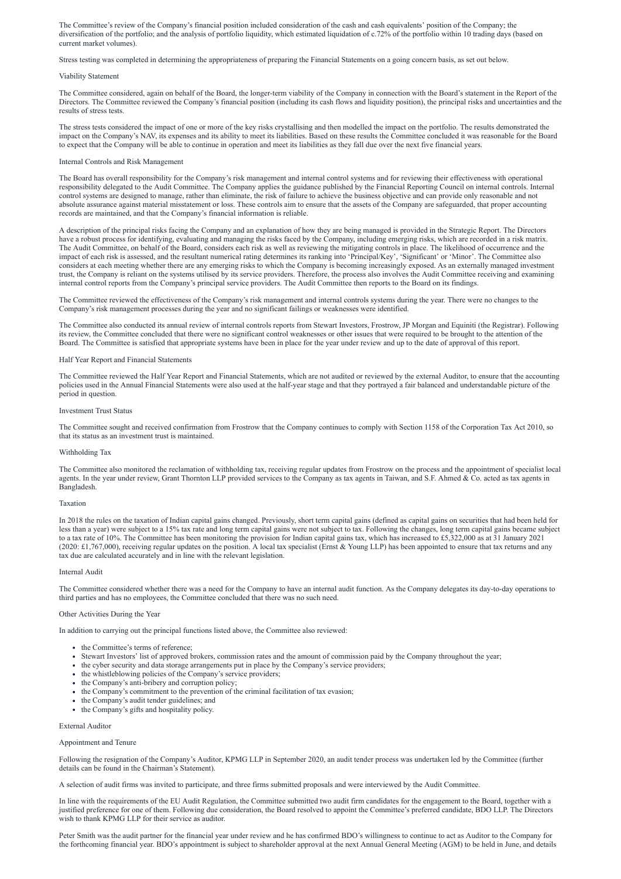The Committee's review of the Company's financial position included consideration of the cash and cash equivalents' position of the Company; the diversification of the portfolio; and the analysis of portfolio liquidity, which estimated liquidation of c.72% of the portfolio within 10 trading days (based on current market volumes).

Stress testing was completed in determining the appropriateness of preparing the Financial Statements on a going concern basis, as set out below.

### Viability Statement

The Committee considered, again on behalf of the Board, the longer-term viability of the Company in connection with the Board's statement in the Report of the Directors. The Committee reviewed the Company's financial position (including its cash flows and liquidity position), the principal risks and uncertainties and the results of stress tests.

The stress tests considered the impact of one or more of the key risks crystallising and then modelled the impact on the portfolio. The results demonstrated the impact on the Company's NAV, its expenses and its ability to meet its liabilities. Based on these results the Committee concluded it was reasonable for the Board to expect that the Company will be able to continue in operation and meet its liabilities as they fall due over the next five financial years.

### Internal Controls and Risk Management

The Board has overall responsibility for the Company's risk management and internal control systems and for reviewing their effectiveness with operational responsibility delegated to the Audit Committee. The Company applies the guidance published by the Financial Reporting Council on internal controls. Internal control systems are designed to manage, rather than eliminate, the risk of failure to achieve the business objective and can provide only reasonable and not absolute assurance against material misstatement or loss. These controls aim to ensure that the assets of the Company are safeguarded, that proper accounting records are maintained, and that the Company's financial information is reliable.

A description of the principal risks facing the Company and an explanation of how they are being managed is provided in the Strategic Report. The Directors have a robust process for identifying, evaluating and managing the risks faced by the Company, including emerging risks, which are recorded in a risk matrix. The Audit Committee, on behalf of the Board, considers each risk as well as reviewing the mitigating controls in place. The likelihood of occurrence and the impact of each risk is assessed, and the resultant numerical rating determines its ranking into 'Principal/Key', 'Significant' or 'Minor'. The Committee also considers at each meeting whether there are any emerging risks to which the Company is becoming increasingly exposed. As an externally managed investment trust, the Company is reliant on the systems utilised by its service providers. Therefore, the process also involves the Audit Committee receiving and examining internal control reports from the Company's principal service providers. The Audit Committee then reports to the Board on its findings.

The Committee reviewed the effectiveness of the Company's risk management and internal controls systems during the year. There were no changes to the Company's risk management processes during the year and no significant failings or weaknesses were identified.

The Committee also conducted its annual review of internal controls reports from Stewart Investors, Frostrow, JP Morgan and Equiniti (the Registrar). Following its review, the Committee concluded that there were no significant control weaknesses or other issues that were required to be brought to the attention of the Board. The Committee is satisfied that appropriate systems have been in place for the year under review and up to the date of approval of this report.

### Half Year Report and Financial Statements

The Committee reviewed the Half Year Report and Financial Statements, which are not audited or reviewed by the external Auditor, to ensure that the accounting policies used in the Annual Financial Statements were also used at the half-year stage and that they portrayed a fair balanced and understandable picture of the period in question.

### Investment Trust Status

The Committee sought and received confirmation from Frostrow that the Company continues to comply with Section 1158 of the Corporation Tax Act 2010, so that its status as an investment trust is maintained.

### Withholding Tax

The Committee also monitored the reclamation of withholding tax, receiving regular updates from Frostrow on the process and the appointment of specialist local agents. In the year under review, Grant Thornton LLP provided services to the Company as tax agents in Taiwan, and S.F. Ahmed & Co. acted as tax agents in Bangladesh.

### Taxation

In 2018 the rules on the taxation of Indian capital gains changed. Previously, short term capital gains (defined as capital gains on securities that had been held for less than a year) were subject to a 15% tax rate and long term capital gains were not subject to tax. Following the changes, long term capital gains became subject to a tax rate of 10%. The Committee has been monitoring the provision for Indian capital gains tax, which has increased to £5,322,000 as at 31 January 2021 (2020: £1,767,000), receiving regular updates on the position. A local tax specialist (Ernst & Young LLP) has been appointed to ensure that tax returns and any tax due are calculated accurately and in line with the relevant legislation.

### Internal Audit

The Committee considered whether there was a need for the Company to have an internal audit function. As the Company delegates its day-to-day operations to third parties and has no employees, the Committee concluded that there was no such need.

### Other Activities During the Year

In addition to carrying out the principal functions listed above, the Committee also reviewed:

- the Committee's terms of reference;
- Stewart Investors' list of approved brokers, commission rates and the amount of commission paid by the Company throughout the year;
- the cyber security and data storage arrangements put in place by the Company's service providers;
- the whistleblowing policies of the Company's service providers;
- the Company's anti-bribery and corruption policy;
- the Company's commitment to the prevention of the criminal facilitation of tax evasion;
- the Company's audit tender guidelines; and
- the Company's gifts and hospitality policy.

### External Auditor

#### Appointment and Tenure

Following the resignation of the Company's Auditor, KPMG LLP in September 2020, an audit tender process was undertaken led by the Committee (further details can be found in the Chairman's Statement).

A selection of audit firms was invited to participate, and three firms submitted proposals and were interviewed by the Audit Committee.

In line with the requirements of the EU Audit Regulation, the Committee submitted two audit firm candidates for the engagement to the Board, together with a justified preference for one of them. Following due consideration, the Board resolved to appoint the Committee's preferred candidate, BDO LLP. The Directors wish to thank KPMG LLP for their service as auditor.

Peter Smith was the audit partner for the financial year under review and he has confirmed BDO's willingness to continue to act as Auditor to the Company for the forthcoming financial year. BDO's appointment is subject to shareholder approval at the next Annual General Meeting (AGM) to be held in June, and details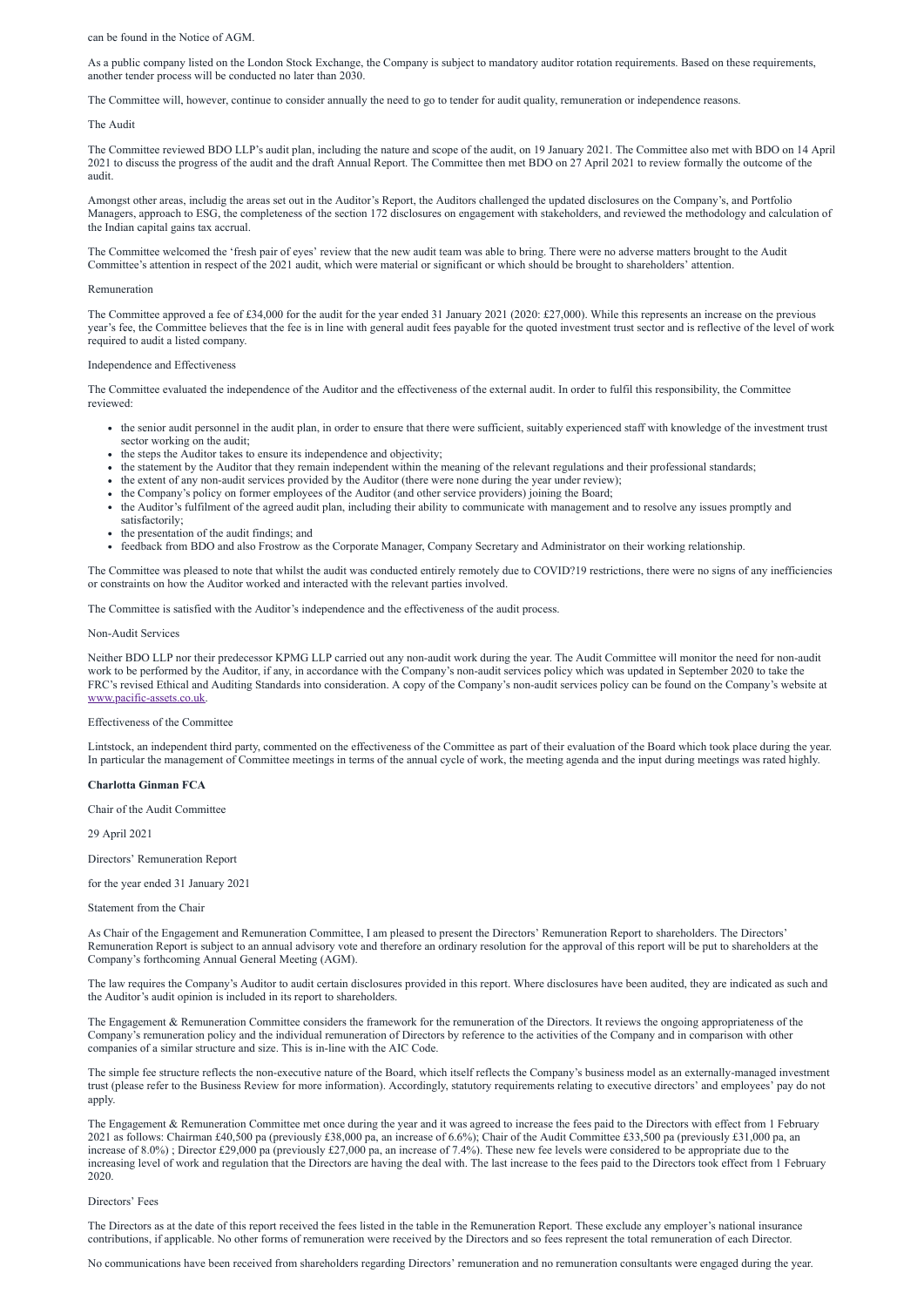can be found in the Notice of AGM.

As a public company listed on the London Stock Exchange, the Company is subject to mandatory auditor rotation requirements. Based on these requirements, another tender process will be conducted no later than 2030.

The Committee will, however, continue to consider annually the need to go to tender for audit quality, remuneration or independence reasons.

The Audit

The Committee reviewed BDO LLP's audit plan, including the nature and scope of the audit, on 19 January 2021. The Committee also met with BDO on 14 April 2021 to discuss the progress of the audit and the draft Annual Report. The Committee then met BDO on 27 April 2021 to review formally the outcome of the audit.

Amongst other areas, includig the areas set out in the Auditor's Report, the Auditors challenged the updated disclosures on the Company's, and Portfolio Managers, approach to ESG, the completeness of the section 172 disclosures on engagement with stakeholders, and reviewed the methodology and calculation of the Indian capital gains tax accrual.

The Committee welcomed the 'fresh pair of eyes' review that the new audit team was able to bring. There were no adverse matters brought to the Audit Committee's attention in respect of the 2021 audit, which were material or significant or which should be brought to shareholders' attention.

Remuneration

The Committee approved a fee of £34,000 for the audit for the year ended 31 January 2021 (2020: £27,000). While this represents an increase on the previous year's fee, the Committee believes that the fee is in line with general audit fees payable for the quoted investment trust sector and is reflective of the level of work required to audit a listed company.

Independence and Effectiveness

The Committee evaluated the independence of the Auditor and the effectiveness of the external audit. In order to fulfil this responsibility, the Committee reviewed:

- the senior audit personnel in the audit plan, in order to ensure that there were sufficient, suitably experienced staff with knowledge of the investment trust sector working on the audit;
- the steps the Auditor takes to ensure its independence and objectivity;
- the statement by the Auditor that they remain independent within the meaning of the relevant regulations and their professional standards;
- the extent of any non-audit services provided by the Auditor (there were none during the year under review);
- the Company's policy on former employees of the Auditor (and other service providers) joining the Board;
- the Auditor's fulfilment of the agreed audit plan, including their ability to communicate with management and to resolve any issues promptly and satisfactorily;
- the presentation of the audit findings; and
- feedback from BDO and also Frostrow as the Corporate Manager, Company Secretary and Administrator on their working relationship.

The Committee was pleased to note that whilst the audit was conducted entirely remotely due to COVID?19 restrictions, there were no signs of any inefficiencies or constraints on how the Auditor worked and interacted with the relevant parties involved.

The Committee is satisfied with the Auditor's independence and the effectiveness of the audit process.

Non-Audit Services

Neither BDO LLP nor their predecessor KPMG LLP carried out any non-audit work during the year. The Audit Committee will monitor the need for non-audit work to be performed by the Auditor, if any, in accordance with the Company's non-audit services policy which was updated in September 2020 to take the FRC's revised Ethical and Auditing Standards into consideration. A copy of the Company's non-audit services policy can be found on the Company's website at www.pacific-assets.co.uk.

Effectiveness of the Committee

Lintstock, an independent third party, commented on the effectiveness of the Committee as part of their evaluation of the Board which took place during the year. In particular the management of Committee meetings in terms of the annual cycle of work, the meeting agenda and the input during meetings was rated highly.

**Charlotta Ginman FCA**

Chair of the Audit Committee

29 April 2021

Directors' Remuneration Report

for the year ended 31 January 2021

Statement from the Chair

As Chair of the Engagement and Remuneration Committee, I am pleased to present the Directors' Remuneration Report to shareholders. The Directors' Remuneration Report is subject to an annual advisory vote and therefore an ordinary resolution for the approval of this report will be put to shareholders at the Company's forthcoming Annual General Meeting (AGM).

The law requires the Company's Auditor to audit certain disclosures provided in this report. Where disclosures have been audited, they are indicated as such and the Auditor's audit opinion is included in its report to shareholders.

The Engagement & Remuneration Committee considers the framework for the remuneration of the Directors. It reviews the ongoing appropriateness of the Company's remuneration policy and the individual remuneration of Directors by reference to the activities of the Company and in comparison with other companies of a similar structure and size. This is in-line with the AIC Code.

The simple fee structure reflects the non-executive nature of the Board, which itself reflects the Company's business model as an externally-managed investment trust (please refer to the Business Review for more information). Accordingly, statutory requirements relating to executive directors' and employees' pay do not apply.

The Engagement & Remuneration Committee met once during the year and it was agreed to increase the fees paid to the Directors with effect from 1 February 2021 as follows: Chairman £40,500 pa (previously £38,000 pa, an increase of 6.6%); Chair of the Audit Committee £33,500 pa (previously £31,000 pa, an increase of 8.0%) ; Director £29,000 pa (previously £27,000 pa, an increase of 7.4%). These new fee levels were considered to be appropriate due to the increasing level of work and regulation that the Directors are having the deal with. The last increase to the fees paid to the Directors took effect from 1 February 2020.

Directors' Fees

The Directors as at the date of this report received the fees listed in the table in the Remuneration Report. These exclude any employer's national insurance contributions, if applicable. No other forms of remuneration were received by the Directors and so fees represent the total remuneration of each Director.

No communications have been received from shareholders regarding Directors' remuneration and no remuneration consultants were engaged during the year.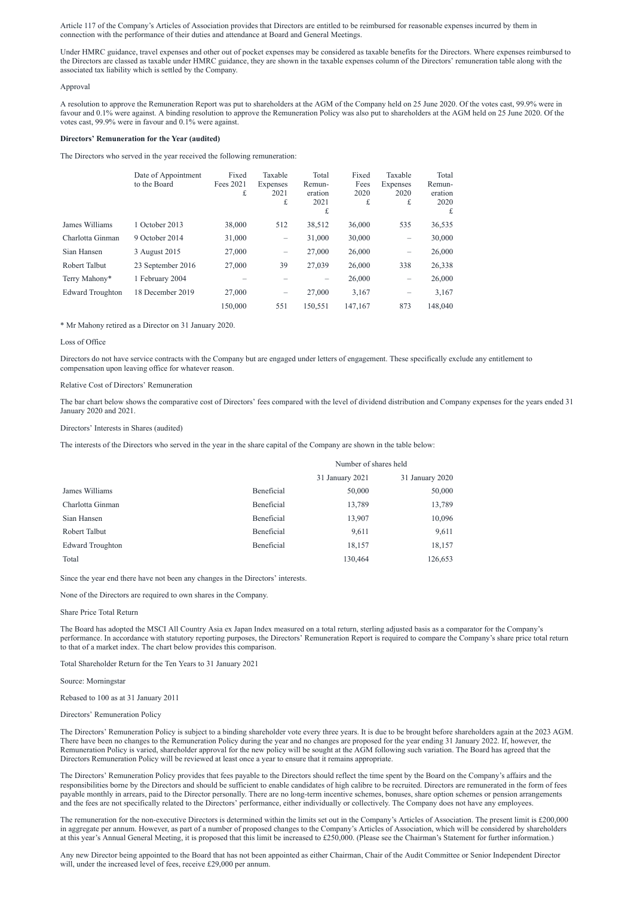Article 117 of the Company's Articles of Association provides that Directors are entitled to be reimbursed for reasonable expenses incurred by them in connection with the performance of their duties and attendance at Board and General Meetings.

Under HMRC guidance, travel expenses and other out of pocket expenses may be considered as taxable benefits for the Directors. Where expenses reimbursed to the Directors are classed as taxable under HMRC guidance, they are shown in the taxable expenses column of the Directors' remuneration table along with the associated tax liability which is settled by the Company.

Approval

A resolution to approve the Remuneration Report was put to shareholders at the AGM of the Company held on 25 June 2020. Of the votes cast, 99.9% were in favour and 0.1% were against. A binding resolution to approve the Remuneration Policy was also put to shareholders at the AGM held on 25 June 2020. Of the votes cast, 99.9% were in favour and 0.1% were against.

**Directors' Remuneration for the Year (audited)**

The Directors who served in the year received the following remuneration:

| | Date of Appointment to the Board | Fixed Fees 2021 £ | Taxable Expenses 2021 £ | Total Remuneration 2021 £ | Fixed Fees 2020 £ | Taxable Expenses 2020 £ | Total Remuneration 2020 £ |
|---|---|---|---|---|---|---|---|
| James Williams | 1 October 2013 | 38,000 | 512 | 38,512 | 36,000 | 535 | 36,535 |
| Charlotta Ginman | 9 October 2014 | 31,000 | – | 31,000 | 30,000 | – | 30,000 |
| Sian Hansen | 3 August 2015 | 27,000 | – | 27,000 | 26,000 | – | 26,000 |
| Robert Talbut | 23 September 2016 | 27,000 | 39 | 27,039 | 26,000 | 338 | 26,338 |
| Terry Mahony* | 1 February 2004 | – | – | – | 26,000 | – | 26,000 |
| Edward Troughton | 18 December 2019 | 27,000 | – | 27,000 | 3,167 | – | 3,167 |
| | | 150,000 | 551 | 150,551 | 147,167 | 873 | 148,040 |

* Mr Mahony retired as a Director on 31 January 2020.

Loss of Office

Directors do not have service contracts with the Company but are engaged under letters of engagement. These specifically exclude any entitlement to compensation upon leaving office for whatever reason.

Relative Cost of Directors' Remuneration

The bar chart below shows the comparative cost of Directors' fees compared with the level of dividend distribution and Company expenses for the years ended 31 January 2020 and 2021.

Directors' Interests in Shares (audited)

The interests of the Directors who served in the year in the share capital of the Company are shown in the table below:

| | | Number of shares held | |
|---|---|---|---|
| | | 31 January 2021 | 31 January 2020 |
| James Williams | Beneficial | 50,000 | 50,000 |
| Charlotta Ginman | Beneficial | 13,789 | 13,789 |
| Sian Hansen | Beneficial | 13,907 | 10,096 |
| Robert Talbut | Beneficial | 9,611 | 9,611 |
| Edward Troughton | Beneficial | 18,157 | 18,157 |
| Total | | 130,464 | 126,653 |

Since the year end there have not been any changes in the Directors' interests.

None of the Directors are required to own shares in the Company.

Share Price Total Return

The Board has adopted the MSCI All Country Asia ex Japan Index measured on a total return, sterling adjusted basis as a comparator for the Company's performance. In accordance with statutory reporting purposes, the Directors' Remuneration Report is required to compare the Company's share price total return to that of a market index. The chart below provides this comparison.

Total Shareholder Return for the Ten Years to 31 January 2021

Source: Morningstar

Rebased to 100 as at 31 January 2011

Directors' Remuneration Policy

The Directors' Remuneration Policy is subject to a binding shareholder vote every three years. It is due to be brought before shareholders again at the 2023 AGM. There have been no changes to the Remuneration Policy during the year and no changes are proposed for the year ending 31 January 2022. If, however, the Remuneration Policy is varied, shareholder approval for the new policy will be sought at the AGM following such variation. The Board has agreed that the Directors Remuneration Policy will be reviewed at least once a year to ensure that it remains appropriate.

The Directors' Remuneration Policy provides that fees payable to the Directors should reflect the time spent by the Board on the Company's affairs and the responsibilities borne by the Directors and should be sufficient to enable candidates of high calibre to be recruited. Directors are remunerated in the form of fees payable monthly in arrears, paid to the Director personally. There are no long-term incentive schemes, bonuses, share option schemes or pension arrangements and the fees are not specifically related to the Directors' performance, either individually or collectively. The Company does not have any employees.

The remuneration for the non-executive Directors is determined within the limits set out in the Company's Articles of Association. The present limit is £200,000 in aggregate per annum. However, as part of a number of proposed changes to the Company's Articles of Association, which will be considered by shareholders at this year's Annual General Meeting, it is proposed that this limit be increased to £250,000. (Please see the Chairman's Statement for further information.)

Any new Director being appointed to the Board that has not been appointed as either Chairman, Chair of the Audit Committee or Senior Independent Director will, under the increased level of fees, receive £29,000 per annum.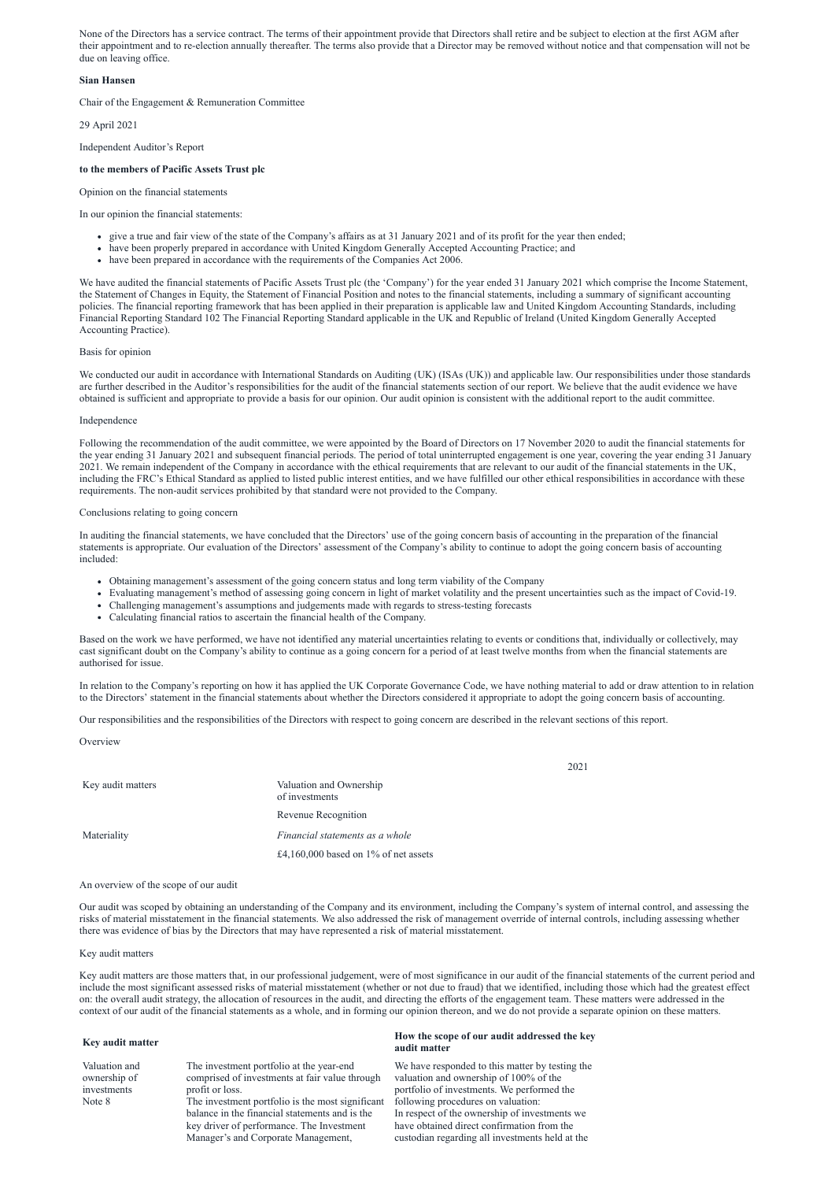None of the Directors has a service contract. The terms of their appointment provide that Directors shall retire and be subject to election at the first AGM after their appointment and to re-election annually thereafter. The terms also provide that a Director may be removed without notice and that compensation will not be due on leaving office.

**Sian Hansen**

Chair of the Engagement & Remuneration Committee

29 April 2021

Independent Auditor's Report

**to the members of Pacific Assets Trust plc**

Opinion on the financial statements

In our opinion the financial statements:

- give a true and fair view of the state of the Company's affairs as at 31 January 2021 and of its profit for the year then ended;
- have been properly prepared in accordance with United Kingdom Generally Accepted Accounting Practice; and
- have been prepared in accordance with the requirements of the Companies Act 2006.

We have audited the financial statements of Pacific Assets Trust plc (the 'Company') for the year ended 31 January 2021 which comprise the Income Statement, the Statement of Changes in Equity, the Statement of Financial Position and notes to the financial statements, including a summary of significant accounting policies. The financial reporting framework that has been applied in their preparation is applicable law and United Kingdom Accounting Standards, including Financial Reporting Standard 102 The Financial Reporting Standard applicable in the UK and Republic of Ireland (United Kingdom Generally Accepted Accounting Practice).

Basis for opinion

We conducted our audit in accordance with International Standards on Auditing (UK) (ISAs (UK)) and applicable law. Our responsibilities under those standards are further described in the Auditor's responsibilities for the audit of the financial statements section of our report. We believe that the audit evidence we have obtained is sufficient and appropriate to provide a basis for our opinion. Our audit opinion is consistent with the additional report to the audit committee.

Independence

Following the recommendation of the audit committee, we were appointed by the Board of Directors on 17 November 2020 to audit the financial statements for the year ending 31 January 2021 and subsequent financial periods. The period of total uninterrupted engagement is one year, covering the year ending 31 January 2021. We remain independent of the Company in accordance with the ethical requirements that are relevant to our audit of the financial statements in the UK, including the FRC's Ethical Standard as applied to listed public interest entities, and we have fulfilled our other ethical responsibilities in accordance with these requirements. The non-audit services prohibited by that standard were not provided to the Company.

Conclusions relating to going concern

In auditing the financial statements, we have concluded that the Directors' use of the going concern basis of accounting in the preparation of the financial statements is appropriate. Our evaluation of the Directors' assessment of the Company's ability to continue to adopt the going concern basis of accounting included:

- Obtaining management's assessment of the going concern status and long term viability of the Company
- Evaluating management's method of assessing going concern in light of market volatility and the present uncertainties such as the impact of Covid-19.
- Challenging management's assumptions and judgements made with regards to stress-testing forecasts
- Calculating financial ratios to ascertain the financial health of the Company.

Based on the work we have performed, we have not identified any material uncertainties relating to events or conditions that, individually or collectively, may cast significant doubt on the Company's ability to continue as a going concern for a period of at least twelve months from when the financial statements are authorised for issue.

In relation to the Company's reporting on how it has applied the UK Corporate Governance Code, we have nothing material to add or draw attention to in relation to the Directors' statement in the financial statements about whether the Directors considered it appropriate to adopt the going concern basis of accounting.

Our responsibilities and the responsibilities of the Directors with respect to going concern are described in the relevant sections of this report.

Overview

| | | 2021 |
|---|---|---|
| Key audit matters | Valuation and Ownership of investments | |
| | Revenue Recognition | |
| Materiality | *Financial statements as a whole* | |
| | £4,160,000 based on 1% of net assets | |

An overview of the scope of our audit

Our audit was scoped by obtaining an understanding of the Company and its environment, including the Company's system of internal control, and assessing the risks of material misstatement in the financial statements. We also addressed the risk of management override of internal controls, including assessing whether there was evidence of bias by the Directors that may have represented a risk of material misstatement.

Key audit matters

Key audit matters are those matters that, in our professional judgement, were of most significance in our audit of the financial statements of the current period and include the most significant assessed risks of material misstatement (whether or not due to fraud) that we identified, including those which had the greatest effect on: the overall audit strategy, the allocation of resources in the audit, and directing the efforts of the engagement team. These matters were addressed in the context of our audit of the financial statements as a whole, and in forming our opinion thereon, and we do not provide a separate opinion on these matters.

| **Key audit matter** | | **How the scope of our audit addressed the key audit matter** |
|---|---|---|
| Valuation and ownership of investments<br>Note 8 | The investment portfolio at the year-end comprised of investments at fair value through profit or loss.<br>The investment portfolio is the most significant balance in the financial statements and is the key driver of performance. The Investment Manager's and Corporate Management, | We have responded to this matter by testing the valuation and ownership of 100% of the portfolio of investments. We performed the following procedures on valuation:<br>In respect of the ownership of investments we have obtained direct confirmation from the custodian regarding all investments held at the |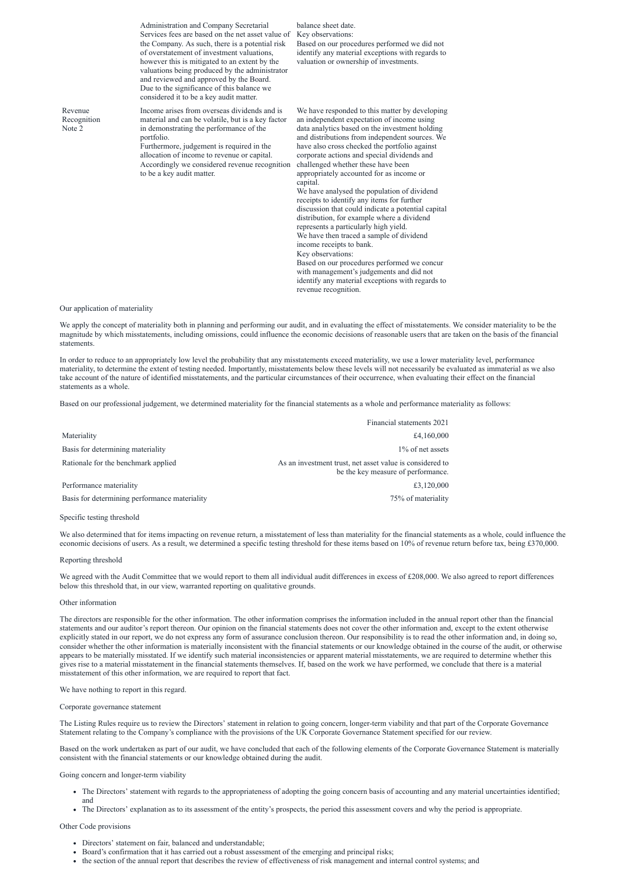| | | |
|---|---|---|
| | Administration and Company Secretarial Services fees are based on the net asset value of the Company. As such, there is a potential risk of overstatement of investment valuations, however this is mitigated to an extent by the valuations being produced by the administrator and reviewed and approved by the Board. Due to the significance of this balance we considered it to be a key audit matter. | balance sheet date.<br>Key observations:<br>Based on our procedures performed we did not identify any material exceptions with regards to valuation or ownership of investments. |
| Revenue Recognition<br>Note 2 | Income arises from overseas dividends and is material and can be volatile, but is a key factor in demonstrating the performance of the portfolio.<br>Furthermore, judgement is required in the allocation of income to revenue or capital. Accordingly we considered revenue recognition to be a key audit matter. | We have responded to this matter by developing an independent expectation of income using data analytics based on the investment holding and distributions from independent sources. We have also cross checked the portfolio against corporate actions and special dividends and challenged whether these have been appropriately accounted for as income or capital.<br>We have analysed the population of dividend receipts to identify any items for further discussion that could indicate a potential capital distribution, for example where a dividend represents a particularly high yield.<br>We have then traced a sample of dividend income receipts to bank.<br>Key observations:<br>Based on our procedures performed we concur with management's judgements and did not identify any material exceptions with regards to revenue recognition. |

Our application of materiality

We apply the concept of materiality both in planning and performing our audit, and in evaluating the effect of misstatements. We consider materiality to be the magnitude by which misstatements, including omissions, could influence the economic decisions of reasonable users that are taken on the basis of the financial statements.

In order to reduce to an appropriately low level the probability that any misstatements exceed materiality, we use a lower materiality level, performance materiality, to determine the extent of testing needed. Importantly, misstatements below these levels will not necessarily be evaluated as immaterial as we also take account of the nature of identified misstatements, and the particular circumstances of their occurrence, when evaluating their effect on the financial statements as a whole.

Based on our professional judgement, we determined materiality for the financial statements as a whole and performance materiality as follows:

| | Financial statements 2021 |
|---|---|
| Materiality | £4,160,000 |
| Basis for determining materiality | 1% of net assets |
| Rationale for the benchmark applied | As an investment trust, net asset value is considered to be the key measure of performance. |
| Performance materiality | £3,120,000 |
| Basis for determining performance materiality | 75% of materiality |

Specific testing threshold

We also determined that for items impacting on revenue return, a misstatement of less than materiality for the financial statements as a whole, could influence the economic decisions of users. As a result, we determined a specific testing threshold for these items based on 10% of revenue return before tax, being £370,000.

Reporting threshold

We agreed with the Audit Committee that we would report to them all individual audit differences in excess of £208,000. We also agreed to report differences below this threshold that, in our view, warranted reporting on qualitative grounds.

Other information

The directors are responsible for the other information. The other information comprises the information included in the annual report other than the financial statements and our auditor's report thereon. Our opinion on the financial statements does not cover the other information and, except to the extent otherwise explicitly stated in our report, we do not express any form of assurance conclusion thereon. Our responsibility is to read the other information and, in doing so, consider whether the other information is materially inconsistent with the financial statements or our knowledge obtained in the course of the audit, or otherwise appears to be materially misstated. If we identify such material inconsistencies or apparent material misstatements, we are required to determine whether this gives rise to a material misstatement in the financial statements themselves. If, based on the work we have performed, we conclude that there is a material misstatement of this other information, we are required to report that fact.

We have nothing to report in this regard.

Corporate governance statement

The Listing Rules require us to review the Directors' statement in relation to going concern, longer-term viability and that part of the Corporate Governance Statement relating to the Company's compliance with the provisions of the UK Corporate Governance Statement specified for our review.

Based on the work undertaken as part of our audit, we have concluded that each of the following elements of the Corporate Governance Statement is materially consistent with the financial statements or our knowledge obtained during the audit.

Going concern and longer-term viability

- The Directors' statement with regards to the appropriateness of adopting the going concern basis of accounting and any material uncertainties identified; and
- The Directors' explanation as to its assessment of the entity's prospects, the period this assessment covers and why the period is appropriate.

Other Code provisions

- Directors' statement on fair, balanced and understandable;
- Board's confirmation that it has carried out a robust assessment of the emerging and principal risks;
- the section of the annual report that describes the review of effectiveness of risk management and internal control systems; and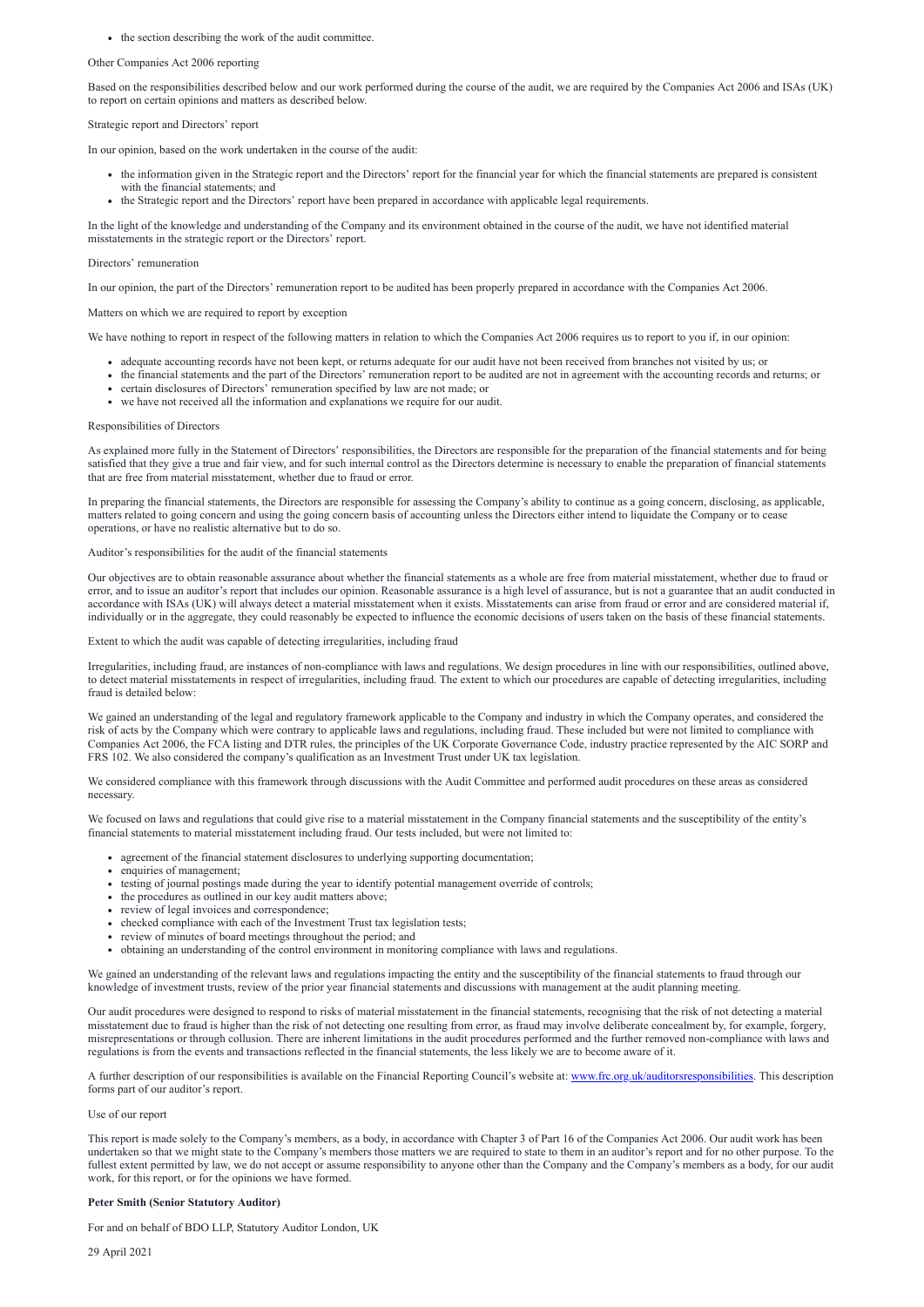- the section describing the work of the audit committee.

Other Companies Act 2006 reporting

Based on the responsibilities described below and our work performed during the course of the audit, we are required by the Companies Act 2006 and ISAs (UK) to report on certain opinions and matters as described below.

Strategic report and Directors' report

In our opinion, based on the work undertaken in the course of the audit:

- the information given in the Strategic report and the Directors' report for the financial year for which the financial statements are prepared is consistent with the financial statements; and
- the Strategic report and the Directors' report have been prepared in accordance with applicable legal requirements.

In the light of the knowledge and understanding of the Company and its environment obtained in the course of the audit, we have not identified material misstatements in the strategic report or the Directors' report.

Directors' remuneration

In our opinion, the part of the Directors' remuneration report to be audited has been properly prepared in accordance with the Companies Act 2006.

Matters on which we are required to report by exception

We have nothing to report in respect of the following matters in relation to which the Companies Act 2006 requires us to report to you if, in our opinion:

- adequate accounting records have not been kept, or returns adequate for our audit have not been received from branches not visited by us; or
- the financial statements and the part of the Directors' remuneration report to be audited are not in agreement with the accounting records and returns; or
- certain disclosures of Directors' remuneration specified by law are not made; or
- we have not received all the information and explanations we require for our audit.

Responsibilities of Directors

As explained more fully in the Statement of Directors' responsibilities, the Directors are responsible for the preparation of the financial statements and for being satisfied that they give a true and fair view, and for such internal control as the Directors determine is necessary to enable the preparation of financial statements that are free from material misstatement, whether due to fraud or error.

In preparing the financial statements, the Directors are responsible for assessing the Company's ability to continue as a going concern, disclosing, as applicable, matters related to going concern and using the going concern basis of accounting unless the Directors either intend to liquidate the Company or to cease operations, or have no realistic alternative but to do so.

Auditor's responsibilities for the audit of the financial statements

Our objectives are to obtain reasonable assurance about whether the financial statements as a whole are free from material misstatement, whether due to fraud or error, and to issue an auditor's report that includes our opinion. Reasonable assurance is a high level of assurance, but is not a guarantee that an audit conducted in accordance with ISAs (UK) will always detect a material misstatement when it exists. Misstatements can arise from fraud or error and are considered material if, individually or in the aggregate, they could reasonably be expected to influence the economic decisions of users taken on the basis of these financial statements.

Extent to which the audit was capable of detecting irregularities, including fraud

Irregularities, including fraud, are instances of non-compliance with laws and regulations. We design procedures in line with our responsibilities, outlined above, to detect material misstatements in respect of irregularities, including fraud. The extent to which our procedures are capable of detecting irregularities, including fraud is detailed below:

We gained an understanding of the legal and regulatory framework applicable to the Company and industry in which the Company operates, and considered the risk of acts by the Company which were contrary to applicable laws and regulations, including fraud. These included but were not limited to compliance with Companies Act 2006, the FCA listing and DTR rules, the principles of the UK Corporate Governance Code, industry practice represented by the AIC SORP and FRS 102. We also considered the company's qualification as an Investment Trust under UK tax legislation.

We considered compliance with this framework through discussions with the Audit Committee and performed audit procedures on these areas as considered necessary.

We focused on laws and regulations that could give rise to a material misstatement in the Company financial statements and the susceptibility of the entity's financial statements to material misstatement including fraud. Our tests included, but were not limited to:

- agreement of the financial statement disclosures to underlying supporting documentation;
- enquiries of management;
- testing of journal postings made during the year to identify potential management override of controls;
- the procedures as outlined in our key audit matters above;
- review of legal invoices and correspondence;
- checked compliance with each of the Investment Trust tax legislation tests;
- review of minutes of board meetings throughout the period; and
- obtaining an understanding of the control environment in monitoring compliance with laws and regulations.

We gained an understanding of the relevant laws and regulations impacting the entity and the susceptibility of the financial statements to fraud through our knowledge of investment trusts, review of the prior year financial statements and discussions with management at the audit planning meeting.

Our audit procedures were designed to respond to risks of material misstatement in the financial statements, recognising that the risk of not detecting a material misstatement due to fraud is higher than the risk of not detecting one resulting from error, as fraud may involve deliberate concealment by, for example, forgery, misrepresentations or through collusion. There are inherent limitations in the audit procedures performed and the further removed non-compliance with laws and regulations is from the events and transactions reflected in the financial statements, the less likely we are to become aware of it.

A further description of our responsibilities is available on the Financial Reporting Council's website at: [www.frc.org.uk/auditorsresponsibilities](www.frc.org.uk/auditorsresponsibilities). This description forms part of our auditor's report.

Use of our report

This report is made solely to the Company's members, as a body, in accordance with Chapter 3 of Part 16 of the Companies Act 2006. Our audit work has been undertaken so that we might state to the Company's members those matters we are required to state to them in an auditor's report and for no other purpose. To the fullest extent permitted by law, we do not accept or assume responsibility to anyone other than the Company and the Company's members as a body, for our audit work, for this report, or for the opinions we have formed.

**Peter Smith (Senior Statutory Auditor)**

For and on behalf of BDO LLP, Statutory Auditor London, UK

29 April 2021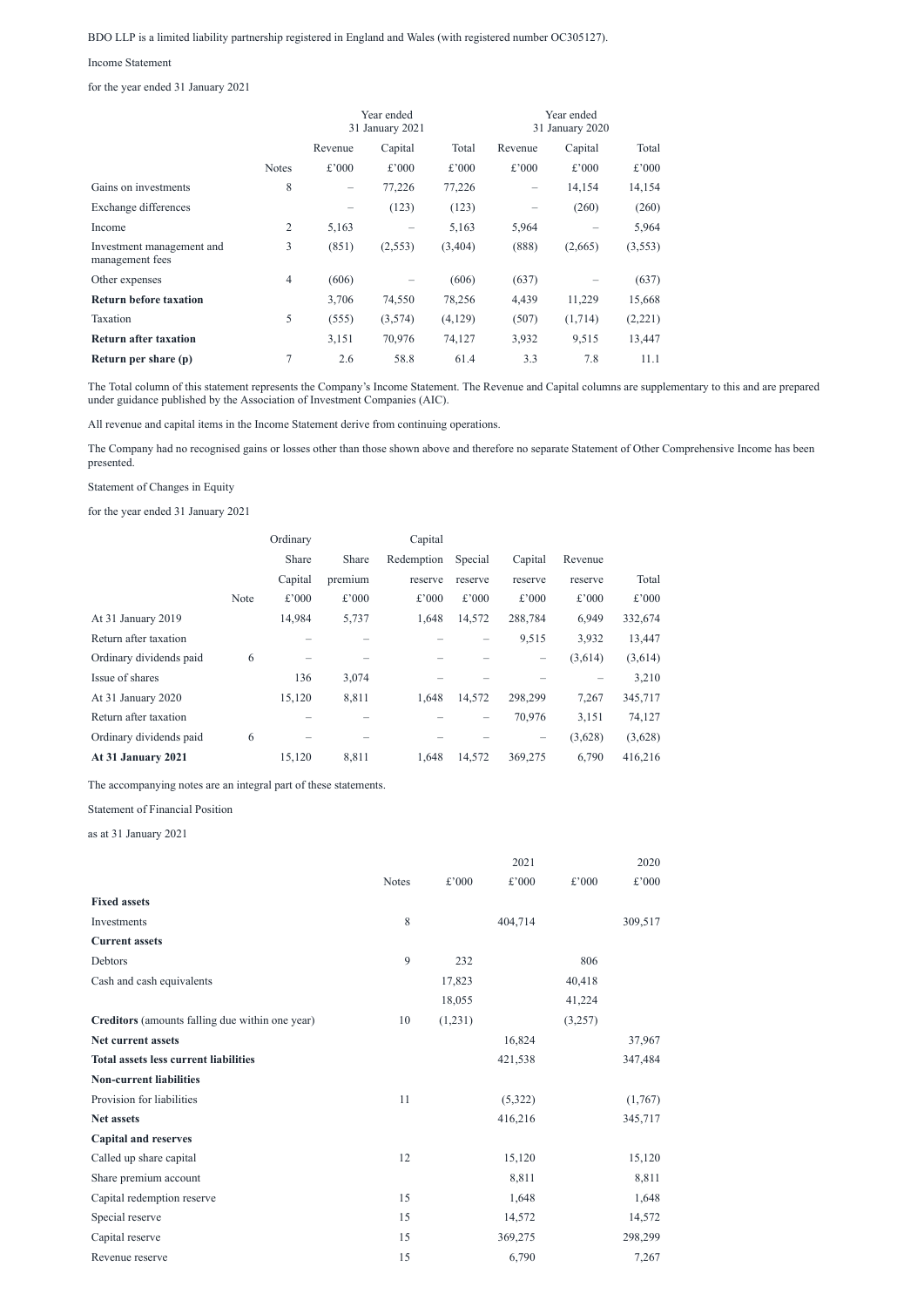BDO LLP is a limited liability partnership registered in England and Wales (with registered number OC305127).

## Income Statement

for the year ended 31 January 2021

| | | Year ended 31 January 2021 | | | Year ended 31 January 2020 | | |
|---|---|---|---|---|---|---|---|
| | | Revenue | Capital | Total | Revenue | Capital | Total |
| | Notes | £'000 | £'000 | £'000 | £'000 | £'000 | £'000 |
| Gains on investments | 8 | – | 77,226 | 77,226 | – | 14,154 | 14,154 |
| Exchange differences | | – | (123) | (123) | – | (260) | (260) |
| Income | 2 | 5,163 | – | 5,163 | 5,964 | – | 5,964 |
| Investment management and management fees | 3 | (851) | (2,553) | (3,404) | (888) | (2,665) | (3,553) |
| Other expenses | 4 | (606) | – | (606) | (637) | – | (637) |
| **Return before taxation** | | 3,706 | 74,550 | 78,256 | 4,439 | 11,229 | 15,668 |
| Taxation | 5 | (555) | (3,574) | (4,129) | (507) | (1,714) | (2,221) |
| **Return after taxation** | | 3,151 | 70,976 | 74,127 | 3,932 | 9,515 | 13,447 |
| **Return per share (p)** | 7 | 2.6 | 58.8 | 61.4 | 3.3 | 7.8 | 11.1 |

The Total column of this statement represents the Company's Income Statement. The Revenue and Capital columns are supplementary to this and are prepared under guidance published by the Association of Investment Companies (AIC).

All revenue and capital items in the Income Statement derive from continuing operations.

The Company had no recognised gains or losses other than those shown above and therefore no separate Statement of Other Comprehensive Income has been presented.

## Statement of Changes in Equity

for the year ended 31 January 2021

| | Note | Ordinary Share Capital £'000 | Share premium £'000 | Capital Redemption reserve £'000 | Special reserve £'000 | Capital reserve £'000 | Revenue reserve £'000 | Total £'000 |
|---|---|---|---|---|---|---|---|---|
| At 31 January 2019 | | 14,984 | 5,737 | 1,648 | 14,572 | 288,784 | 6,949 | 332,674 |
| Return after taxation | | – | – | – | – | 9,515 | 3,932 | 13,447 |
| Ordinary dividends paid | 6 | – | – | – | – | – | (3,614) | (3,614) |
| Issue of shares | | 136 | 3,074 | – | – | – | – | 3,210 |
| At 31 January 2020 | | 15,120 | 8,811 | 1,648 | 14,572 | 298,299 | 7,267 | 345,717 |
| Return after taxation | | – | – | – | – | 70,976 | 3,151 | 74,127 |
| Ordinary dividends paid | 6 | – | – | – | – | – | (3,628) | (3,628) |
| **At 31 January 2021** | | 15,120 | 8,811 | 1,648 | 14,572 | 369,275 | 6,790 | 416,216 |

The accompanying notes are an integral part of these statements.

## Statement of Financial Position

as at 31 January 2021

| | Notes | £'000 | 2021 £'000 | £'000 | 2020 £'000 |
|---|---|---|---|---|---|
| **Fixed assets** | | | | | |
| Investments | 8 | | 404,714 | | 309,517 |
| **Current assets** | | | | | |
| Debtors | 9 | 232 | | 806 | |
| Cash and cash equivalents | | 17,823 | | 40,418 | |
| | | 18,055 | | 41,224 | |
| **Creditors** (amounts falling due within one year) | 10 | (1,231) | | (3,257) | |
| **Net current assets** | | | 16,824 | | 37,967 |
| **Total assets less current liabilities** | | | 421,538 | | 347,484 |
| **Non-current liabilities** | | | | | |
| Provision for liabilities | 11 | | (5,322) | | (1,767) |
| **Net assets** | | | 416,216 | | 345,717 |
| **Capital and reserves** | | | | | |
| Called up share capital | 12 | | 15,120 | | 15,120 |
| Share premium account | | | 8,811 | | 8,811 |
| Capital redemption reserve | 15 | | 1,648 | | 1,648 |
| Special reserve | 15 | | 14,572 | | 14,572 |
| Capital reserve | 15 | | 369,275 | | 298,299 |
| Revenue reserve | 15 | | 6,790 | | 7,267 |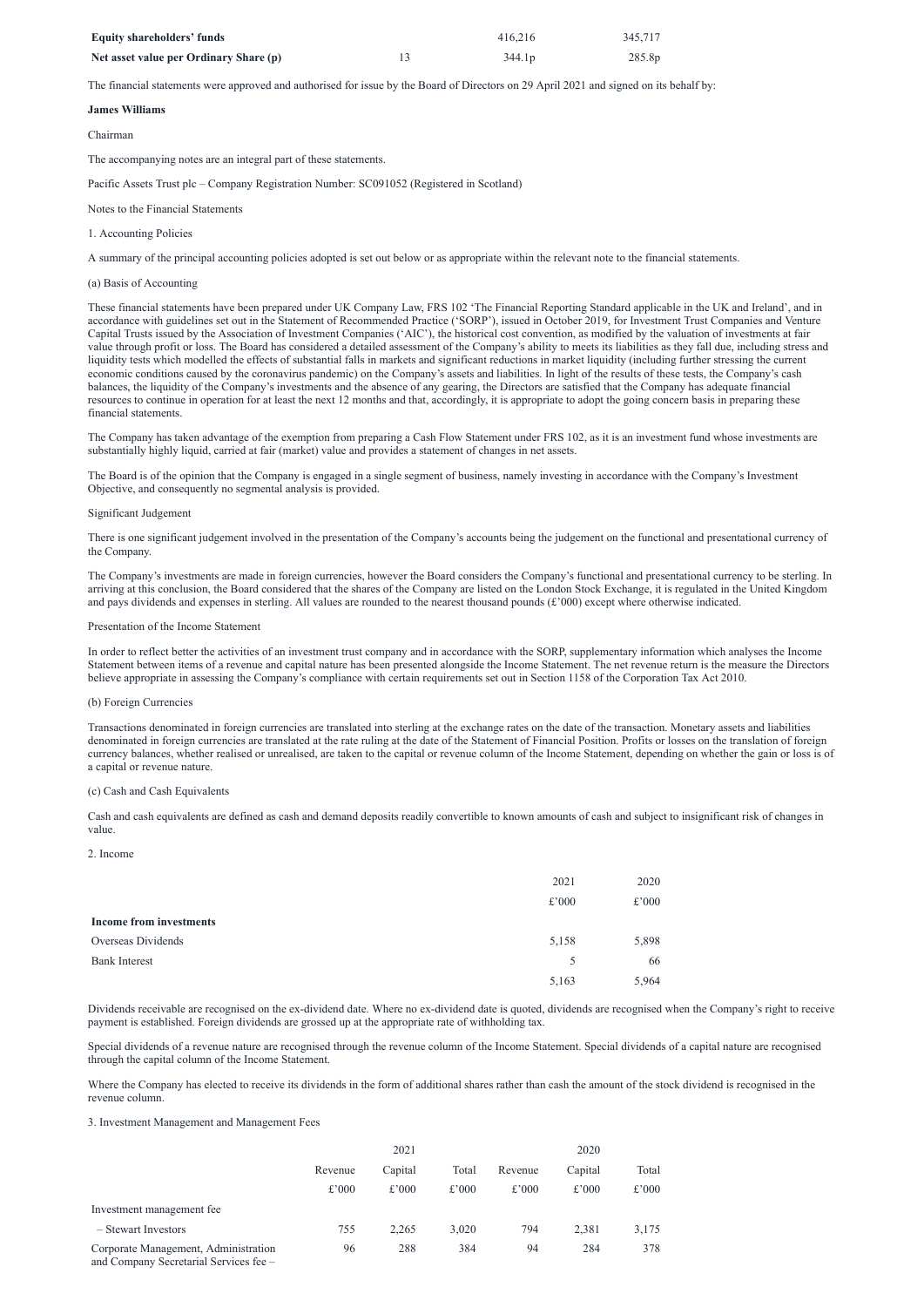| | | | |
|---|---|---|---|
| **Equity shareholders' funds** | | 416,216 | 345,717 |
| **Net asset value per Ordinary Share (p)** | 13 | 344.1p | 285.8p |

The financial statements were approved and authorised for issue by the Board of Directors on 29 April 2021 and signed on its behalf by:

**James Williams**

Chairman

The accompanying notes are an integral part of these statements.

Pacific Assets Trust plc – Company Registration Number: SC091052 (Registered in Scotland)

Notes to the Financial Statements

1. Accounting Policies

A summary of the principal accounting policies adopted is set out below or as appropriate within the relevant note to the financial statements.

(a) Basis of Accounting

These financial statements have been prepared under UK Company Law, FRS 102 'The Financial Reporting Standard applicable in the UK and Ireland', and in accordance with guidelines set out in the Statement of Recommended Practice ('SORP'), issued in October 2019, for Investment Trust Companies and Venture Capital Trusts issued by the Association of Investment Companies ('AIC'), the historical cost convention, as modified by the valuation of investments at fair value through profit or loss. The Board has considered a detailed assessment of the Company's ability to meets its liabilities as they fall due, including stress and liquidity tests which modelled the effects of substantial falls in markets and significant reductions in market liquidity (including further stressing the current economic conditions caused by the coronavirus pandemic) on the Company's assets and liabilities. In light of the results of these tests, the Company's cash balances, the liquidity of the Company's investments and the absence of any gearing, the Directors are satisfied that the Company has adequate financial resources to continue in operation for at least the next 12 months and that, accordingly, it is appropriate to adopt the going concern basis in preparing these financial statements.

The Company has taken advantage of the exemption from preparing a Cash Flow Statement under FRS 102, as it is an investment fund whose investments are substantially highly liquid, carried at fair (market) value and provides a statement of changes in net assets.

The Board is of the opinion that the Company is engaged in a single segment of business, namely investing in accordance with the Company's Investment Objective, and consequently no segmental analysis is provided.

Significant Judgement

There is one significant judgement involved in the presentation of the Company's accounts being the judgement on the functional and presentational currency of the Company.

The Company's investments are made in foreign currencies, however the Board considers the Company's functional and presentational currency to be sterling. In arriving at this conclusion, the Board considered that the shares of the Company are listed on the London Stock Exchange, it is regulated in the United Kingdom and pays dividends and expenses in sterling. All values are rounded to the nearest thousand pounds (£'000) except where otherwise indicated.

Presentation of the Income Statement

In order to reflect better the activities of an investment trust company and in accordance with the SORP, supplementary information which analyses the Income Statement between items of a revenue and capital nature has been presented alongside the Income Statement. The net revenue return is the measure the Directors believe appropriate in assessing the Company's compliance with certain requirements set out in Section 1158 of the Corporation Tax Act 2010.

(b) Foreign Currencies

Transactions denominated in foreign currencies are translated into sterling at the exchange rates on the date of the transaction. Monetary assets and liabilities denominated in foreign currencies are translated at the rate ruling at the date of the Statement of Financial Position. Profits or losses on the translation of foreign currency balances, whether realised or unrealised, are taken to the capital or revenue column of the Income Statement, depending on whether the gain or loss is of a capital or revenue nature.

(c) Cash and Cash Equivalents

Cash and cash equivalents are defined as cash and demand deposits readily convertible to known amounts of cash and subject to insignificant risk of changes in value.

2. Income

| | 2021 | 2020 |
|---|---|---|
| | £'000 | £'000 |
| **Income from investments** | | |
| Overseas Dividends | 5,158 | 5,898 |
| Bank Interest | 5 | 66 |
| | 5,163 | 5,964 |

Dividends receivable are recognised on the ex-dividend date. Where no ex-dividend date is quoted, dividends are recognised when the Company's right to receive payment is established. Foreign dividends are grossed up at the appropriate rate of withholding tax.

Special dividends of a revenue nature are recognised through the revenue column of the Income Statement. Special dividends of a capital nature are recognised through the capital column of the Income Statement.

Where the Company has elected to receive its dividends in the form of additional shares rather than cash the amount of the stock dividend is recognised in the revenue column.

3. Investment Management and Management Fees

| | 2021 | | | 2020 | | |
|---|---|---|---|---|---|---|
| | Revenue | Capital | Total | Revenue | Capital | Total |
| | £'000 | £'000 | £'000 | £'000 | £'000 | £'000 |
| Investment management fee | | | | | | |
| – Stewart Investors | 755 | 2,265 | 3,020 | 794 | 2,381 | 3,175 |
| Corporate Management, Administration and Company Secretarial Services fee – | 96 | 288 | 384 | 94 | 284 | 378 |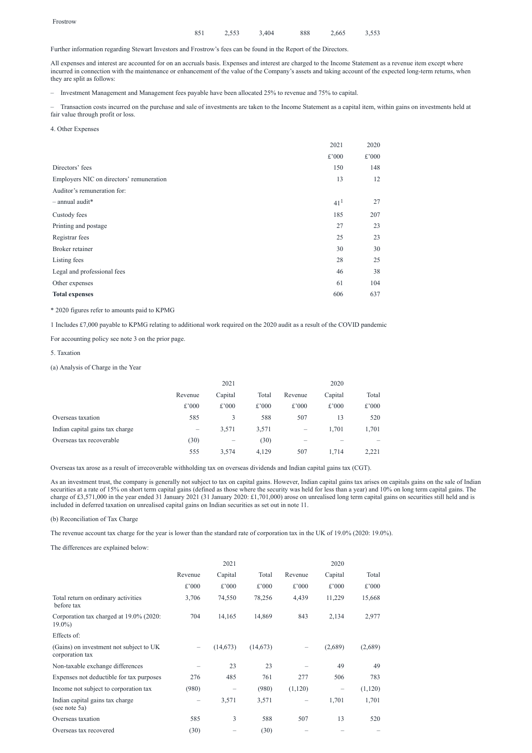| Frostrow | 851 | 2,553 | 3,404 | 888 | 2,665 | 3,553 |
|---|---|---|---|---|---|---|

Further information regarding Stewart Investors and Frostrow's fees can be found in the Report of the Directors.

All expenses and interest are accounted for on an accruals basis. Expenses and interest are charged to the Income Statement as a revenue item except where incurred in connection with the maintenance or enhancement of the value of the Company's assets and taking account of the expected long-term returns, when they are split as follows:

– Investment Management and Management fees payable have been allocated 25% to revenue and 75% to capital.

– Transaction costs incurred on the purchase and sale of investments are taken to the Income Statement as a capital item, within gains on investments held at fair value through profit or loss.

4. Other Expenses

| | 2021 | 2020 |
|---|---|---|
| | £'000 | £'000 |
| Directors' fees | 150 | 148 |
| Employers NIC on directors' remuneration | 13 | 12 |
| Auditor's remuneration for: | | |
| – annual audit* | 41[1] | 27 |
| Custody fees | 185 | 207 |
| Printing and postage | 27 | 23 |
| Registrar fees | 25 | 23 |
| Broker retainer | 30 | 30 |
| Listing fees | 28 | 25 |
| Legal and professional fees | 46 | 38 |
| Other expenses | 61 | 104 |
| **Total expenses** | 606 | 637 |

* 2020 figures refer to amounts paid to KPMG

1 Includes £7,000 payable to KPMG relating to additional work required on the 2020 audit as a result of the COVID pandemic

For accounting policy see note 3 on the prior page.

5. Taxation

(a) Analysis of Charge in the Year

| | 2021 | | | 2020 | | |
|---|---|---|---|---|---|---|
| | Revenue | Capital | Total | Revenue | Capital | Total |
| | £'000 | £'000 | £'000 | £'000 | £'000 | £'000 |
| Overseas taxation | 585 | 3 | 588 | 507 | 13 | 520 |
| Indian capital gains tax charge | – | 3,571 | 3,571 | – | 1,701 | 1,701 |
| Overseas tax recoverable | (30) | – | (30) | – | – | – |
| | 555 | 3,574 | 4,129 | 507 | 1,714 | 2,221 |

Overseas tax arose as a result of irrecoverable withholding tax on overseas dividends and Indian capital gains tax (CGT).

As an investment trust, the company is generally not subject to tax on capital gains. However, Indian capital gains tax arises on capitals gains on the sale of Indian securities at a rate of 15% on short term capital gains (defined as those where the security was held for less than a year) and 10% on long term capital gains. The charge of £3,571,000 in the year ended 31 January 2021 (31 January 2020: £1,701,000) arose on unrealised long term capital gains on securities still held and is included in deferred taxation on unrealised capital gains on Indian securities as set out in note 11.

(b) Reconciliation of Tax Charge

The revenue account tax charge for the year is lower than the standard rate of corporation tax in the UK of 19.0% (2020: 19.0%).

The differences are explained below:

| | 2021 | | | 2020 | | |
|---|---|---|---|---|---|---|
| | Revenue | Capital | Total | Revenue | Capital | Total |
| | £'000 | £'000 | £'000 | £'000 | £'000 | £'000 |
| Total return on ordinary activities before tax | 3,706 | 74,550 | 78,256 | 4,439 | 11,229 | 15,668 |
| Corporation tax charged at 19.0% (2020: 19.0%) | 704 | 14,165 | 14,869 | 843 | 2,134 | 2,977 |
| Effects of: | | | | | | |
| (Gains) on investment not subject to UK corporation tax | – | (14,673) | (14,673) | – | (2,689) | (2,689) |
| Non-taxable exchange differences | – | 23 | 23 | – | 49 | 49 |
| Expenses not deductible for tax purposes | 276 | 485 | 761 | 277 | 506 | 783 |
| Income not subject to corporation tax | (980) | – | (980) | (1,120) | – | (1,120) |
| Indian capital gains tax charge (see note 5a) | – | 3,571 | 3,571 | – | 1,701 | 1,701 |
| Overseas taxation | 585 | 3 | 588 | 507 | 13 | 520 |
| Overseas tax recovered | (30) | – | (30) | – | – | – |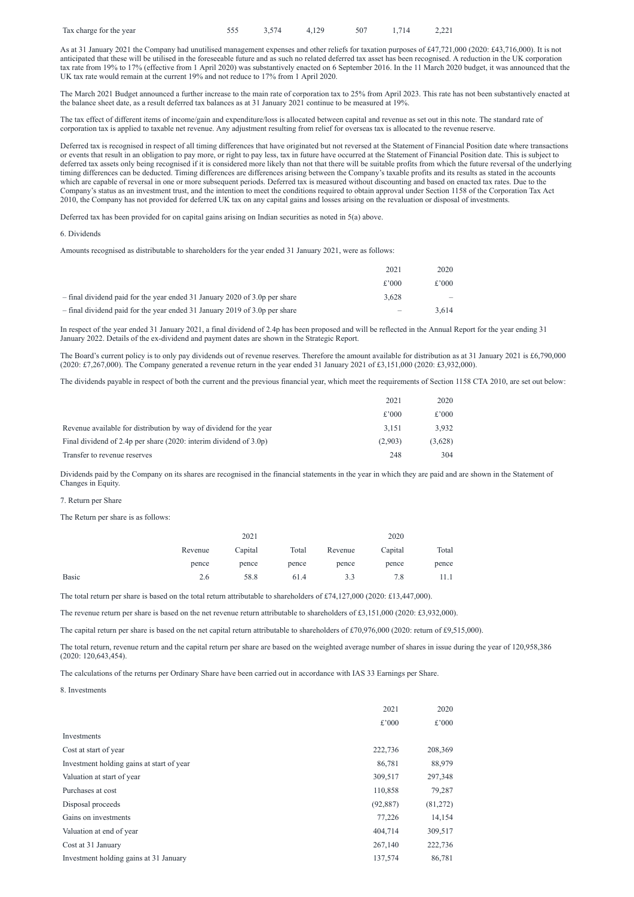| Tax charge for the year | 555 | 3,574 | 4,129 | 507 | 1,714 | 2,221 |
|---|---|---|---|---|---|---|

As at 31 January 2021 the Company had unutilised management expenses and other reliefs for taxation purposes of £47,721,000 (2020: £43,716,000). It is not anticipated that these will be utilised in the foreseeable future and as such no related deferred tax asset has been recognised. A reduction in the UK corporation tax rate from 19% to 17% (effective from 1 April 2020) was substantively enacted on 6 September 2016. In the 11 March 2020 budget, it was announced that the UK tax rate would remain at the current 19% and not reduce to 17% from 1 April 2020.

The March 2021 Budget announced a further increase to the main rate of corporation tax to 25% from April 2023. This rate has not been substantively enacted at the balance sheet date, as a result deferred tax balances as at 31 January 2021 continue to be measured at 19%.

The tax effect of different items of income/gain and expenditure/loss is allocated between capital and revenue as set out in this note. The standard rate of corporation tax is applied to taxable net revenue. Any adjustment resulting from relief for overseas tax is allocated to the revenue reserve.

Deferred tax is recognised in respect of all timing differences that have originated but not reversed at the Statement of Financial Position date where transactions or events that result in an obligation to pay more, or right to pay less, tax in future have occurred at the Statement of Financial Position date. This is subject to deferred tax assets only being recognised if it is considered more likely than not that there will be suitable profits from which the future reversal of the underlying timing differences can be deducted. Timing differences are differences arising between the Company's taxable profits and its results as stated in the accounts which are capable of reversal in one or more subsequent periods. Deferred tax is measured without discounting and based on enacted tax rates. Due to the Company's status as an investment trust, and the intention to meet the conditions required to obtain approval under Section 1158 of the Corporation Tax Act 2010, the Company has not provided for deferred UK tax on any capital gains and losses arising on the revaluation or disposal of investments.

Deferred tax has been provided for on capital gains arising on Indian securities as noted in 5(a) above.

6. Dividends

Amounts recognised as distributable to shareholders for the year ended 31 January 2021, were as follows:

| | 2021 | 2020 |
|---|---|---|
| | £'000 | £'000 |
| – final dividend paid for the year ended 31 January 2020 of 3.0p per share | 3,628 | – |
| – final dividend paid for the year ended 31 January 2019 of 3.0p per share | – | 3,614 |

In respect of the year ended 31 January 2021, a final dividend of 2.4p has been proposed and will be reflected in the Annual Report for the year ending 31 January 2022. Details of the ex-dividend and payment dates are shown in the Strategic Report.

The Board's current policy is to only pay dividends out of revenue reserves. Therefore the amount available for distribution as at 31 January 2021 is £6,790,000 (2020: £7,267,000). The Company generated a revenue return in the year ended 31 January 2021 of £3,151,000 (2020: £3,932,000).

The dividends payable in respect of both the current and the previous financial year, which meet the requirements of Section 1158 CTA 2010, are set out below:

| | 2021 | 2020 |
|---|---|---|
| | £'000 | £'000 |
| Revenue available for distribution by way of dividend for the year | 3,151 | 3,932 |
| Final dividend of 2.4p per share (2020: interim dividend of 3.0p) | (2,903) | (3,628) |
| Transfer to revenue reserves | 248 | 304 |

Dividends paid by the Company on its shares are recognised in the financial statements in the year in which they are paid and are shown in the Statement of Changes in Equity.

7. Return per Share

The Return per share is as follows:

| | | 2021 | | | 2020 | |
|---|---|---|---|---|---|---|
| | Revenue | Capital | Total | Revenue | Capital | Total |
| | pence | pence | pence | pence | pence | pence |
| Basic | 2.6 | 58.8 | 61.4 | 3.3 | 7.8 | 11.1 |

The total return per share is based on the total return attributable to shareholders of £74,127,000 (2020: £13,447,000).

The revenue return per share is based on the net revenue return attributable to shareholders of £3,151,000 (2020: £3,932,000).

The capital return per share is based on the net capital return attributable to shareholders of £70,976,000 (2020: return of £9,515,000).

The total return, revenue return and the capital return per share are based on the weighted average number of shares in issue during the year of 120,958,386 (2020: 120,643,454).

The calculations of the returns per Ordinary Share have been carried out in accordance with IAS 33 Earnings per Share.

8. Investments

| | 2021 | 2020 |
|---|---|---|
| | £'000 | £'000 |
| Investments | | |
| Cost at start of year | 222,736 | 208,369 |
| Investment holding gains at start of year | 86,781 | 88,979 |
| Valuation at start of year | 309,517 | 297,348 |
| Purchases at cost | 110,858 | 79,287 |
| Disposal proceeds | (92,887) | (81,272) |
| Gains on investments | 77,226 | 14,154 |
| Valuation at end of year | 404,714 | 309,517 |
| Cost at 31 January | 267,140 | 222,736 |
| Investment holding gains at 31 January | 137,574 | 86,781 |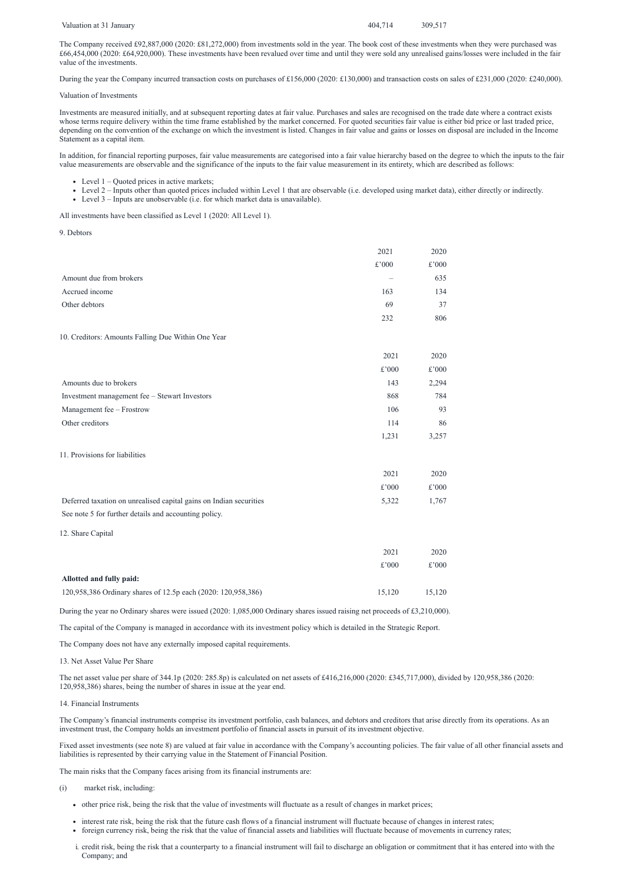| | | |
|---|---|---|
| Valuation at 31 January | 404,714 | 309,517 |

The Company received £92,887,000 (2020: £81,272,000) from investments sold in the year. The book cost of these investments when they were purchased was £66,454,000 (2020: £64,920,000). These investments have been revalued over time and until they were sold any unrealised gains/losses were included in the fair value of the investments.

During the year the Company incurred transaction costs on purchases of £156,000 (2020: £130,000) and transaction costs on sales of £231,000 (2020: £240,000).

Valuation of Investments

Investments are measured initially, and at subsequent reporting dates at fair value. Purchases and sales are recognised on the trade date where a contract exists whose terms require delivery within the time frame established by the market concerned. For quoted securities fair value is either bid price or last traded price, depending on the convention of the exchange on which the investment is listed. Changes in fair value and gains or losses on disposal are included in the Income Statement as a capital item.

In addition, for financial reporting purposes, fair value measurements are categorised into a fair value hierarchy based on the degree to which the inputs to the fair value measurements are observable and the significance of the inputs to the fair value measurement in its entirety, which are described as follows:

- Level 1 – Quoted prices in active markets;
- Level 2 – Inputs other than quoted prices included within Level 1 that are observable (i.e. developed using market data), either directly or indirectly.
- Level 3 – Inputs are unobservable (i.e. for which market data is unavailable).

All investments have been classified as Level 1 (2020: All Level 1).

## 9. Debtors

| | 2021 | 2020 |
|---|---|---|
| | £'000 | £'000 |
| Amount due from brokers | – | 635 |
| Accrued income | 163 | 134 |
| Other debtors | 69 | 37 |
| | 232 | 806 |

## 10. Creditors: Amounts Falling Due Within One Year

| | 2021 | 2020 |
|---|---|---|
| | £'000 | £'000 |
| Amounts due to brokers | 143 | 2,294 |
| Investment management fee – Stewart Investors | 868 | 784 |
| Management fee – Frostrow | 106 | 93 |
| Other creditors | 114 | 86 |
| | 1,231 | 3,257 |

## 11. Provisions for liabilities

| | 2021 | 2020 |
|---|---|---|
| | £'000 | £'000 |
| Deferred taxation on unrealised capital gains on Indian securities | 5,322 | 1,767 |
| See note 5 for further details and accounting policy. | | |

## 12. Share Capital

| | 2021 | 2020 |
|---|---|---|
| | £'000 | £'000 |
| **Allotted and fully paid:** | | |
| 120,958,386 Ordinary shares of 12.5p each (2020: 120,958,386) | 15,120 | 15,120 |

During the year no Ordinary shares were issued (2020: 1,085,000 Ordinary shares issued raising net proceeds of £3,210,000).

The capital of the Company is managed in accordance with its investment policy which is detailed in the Strategic Report.

The Company does not have any externally imposed capital requirements.

## 13. Net Asset Value Per Share

The net asset value per share of 344.1p (2020: 285.8p) is calculated on net assets of £416,216,000 (2020: £345,717,000), divided by 120,958,386 (2020: 120,958,386) shares, being the number of shares in issue at the year end.

## 14. Financial Instruments

The Company's financial instruments comprise its investment portfolio, cash balances, and debtors and creditors that arise directly from its operations. As an investment trust, the Company holds an investment portfolio of financial assets in pursuit of its investment objective.

Fixed asset investments (see note 8) are valued at fair value in accordance with the Company's accounting policies. The fair value of all other financial assets and liabilities is represented by their carrying value in the Statement of Financial Position.

The main risks that the Company faces arising from its financial instruments are:

(i) market risk, including:

- other price risk, being the risk that the value of investments will fluctuate as a result of changes in market prices;
- interest rate risk, being the risk that the future cash flows of a financial instrument will fluctuate because of changes in interest rates;
- foreign currency risk, being the risk that the value of financial assets and liabilities will fluctuate because of movements in currency rates;

i. credit risk, being the risk that a counterparty to a financial instrument will fail to discharge an obligation or commitment that it has entered into with the Company; and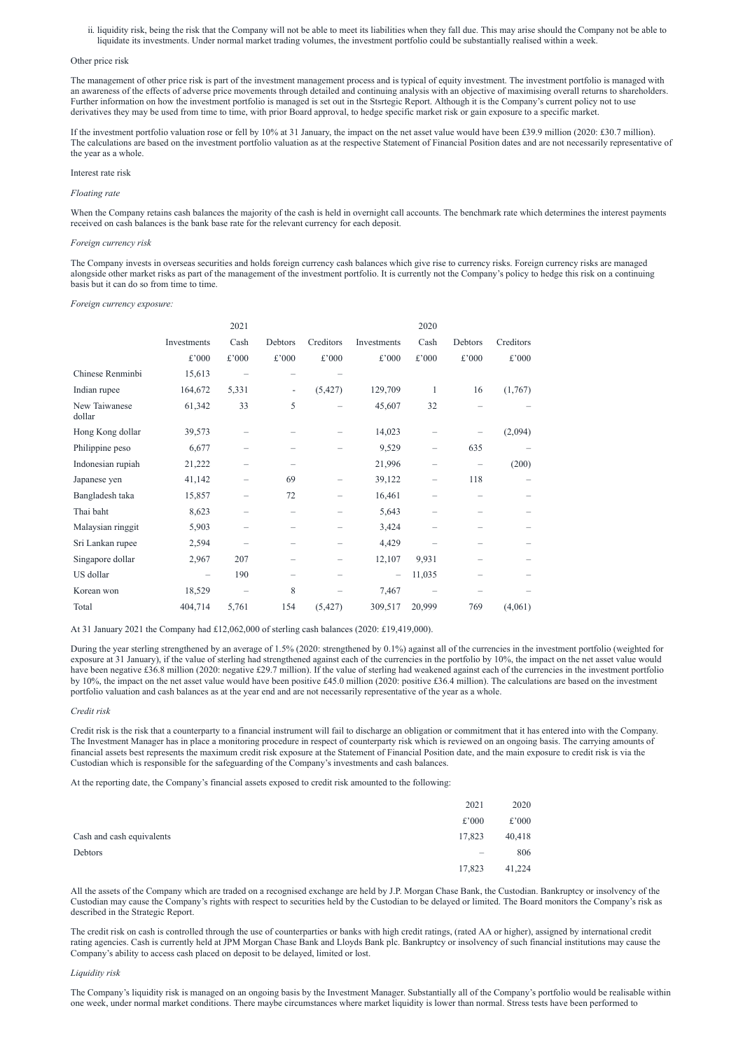ii. liquidity risk, being the risk that the Company will not be able to meet its liabilities when they fall due. This may arise should the Company not be able to liquidate its investments. Under normal market trading volumes, the investment portfolio could be substantially realised within a week.

Other price risk

The management of other price risk is part of the investment management process and is typical of equity investment. The investment portfolio is managed with an awareness of the effects of adverse price movements through detailed and continuing analysis with an objective of maximising overall returns to shareholders. Further information on how the investment portfolio is managed is set out in the Stsrtegic Report. Although it is the Company's current policy not to use derivatives they may be used from time to time, with prior Board approval, to hedge specific market risk or gain exposure to a specific market.

If the investment portfolio valuation rose or fell by 10% at 31 January, the impact on the net asset value would have been £39.9 million (2020: £30.7 million). The calculations are based on the investment portfolio valuation as at the respective Statement of Financial Position dates and are not necessarily representative of the year as a whole.

Interest rate risk

*Floating rate*

When the Company retains cash balances the majority of the cash is held in overnight call accounts. The benchmark rate which determines the interest payments received on cash balances is the bank base rate for the relevant currency for each deposit.

*Foreign currency risk*

The Company invests in overseas securities and holds foreign currency cash balances which give rise to currency risks. Foreign currency risks are managed alongside other market risks as part of the management of the investment portfolio. It is currently not the Company's policy to hedge this risk on a continuing basis but it can do so from time to time.

*Foreign currency exposure:*

| | | 2021 | | | | 2020 | | |
|---|---|---|---|---|---|---|---|---|
| | Investments | Cash | Debtors | Creditors | Investments | Cash | Debtors | Creditors |
| | £'000 | £'000 | £'000 | £'000 | £'000 | £'000 | £'000 | £'000 |
| Chinese Renminbi | 15,613 | – | – | – | | | | |
| Indian rupee | 164,672 | 5,331 | - | (5,427) | 129,709 | 1 | 16 | (1,767) |
| New Taiwanese dollar | 61,342 | 33 | 5 | – | 45,607 | 32 | – | – |
| Hong Kong dollar | 39,573 | – | – | – | 14,023 | – | – | (2,094) |
| Philippine peso | 6,677 | – | – | – | 9,529 | – | 635 | – |
| Indonesian rupiah | 21,222 | – | – | | 21,996 | – | – | (200) |
| Japanese yen | 41,142 | – | 69 | – | 39,122 | – | 118 | – |
| Bangladesh taka | 15,857 | – | 72 | – | 16,461 | – | – | – |
| Thai baht | 8,623 | – | – | – | 5,643 | – | – | – |
| Malaysian ringgit | 5,903 | – | – | – | 3,424 | – | – | – |
| Sri Lankan rupee | 2,594 | – | – | – | 4,429 | – | – | – |
| Singapore dollar | 2,967 | 207 | – | – | 12,107 | 9,931 | – | – |
| US dollar | – | 190 | – | – | – | 11,035 | – | – |
| Korean won | 18,529 | – | 8 | – | 7,467 | – | – | – |
| Total | 404,714 | 5,761 | 154 | (5,427) | 309,517 | 20,999 | 769 | (4,061) |

At 31 January 2021 the Company had £12,062,000 of sterling cash balances (2020: £19,419,000).

During the year sterling strengthened by an average of 1.5% (2020: strengthened by 0.1%) against all of the currencies in the investment portfolio (weighted for exposure at 31 January), if the value of sterling had strengthened against each of the currencies in the portfolio by 10%, the impact on the net asset value would have been negative £36.8 million (2020: negative £29.7 million). If the value of sterling had weakened against each of the currencies in the investment portfolio by 10%, the impact on the net asset value would have been positive £45.0 million (2020: positive £36.4 million). The calculations are based on the investment portfolio valuation and cash balances as at the year end and are not necessarily representative of the year as a whole.

*Credit risk*

Credit risk is the risk that a counterparty to a financial instrument will fail to discharge an obligation or commitment that it has entered into with the Company. The Investment Manager has in place a monitoring procedure in respect of counterparty risk which is reviewed on an ongoing basis. The carrying amounts of financial assets best represents the maximum credit risk exposure at the Statement of Financial Position date, and the main exposure to credit risk is via the Custodian which is responsible for the safeguarding of the Company's investments and cash balances.

At the reporting date, the Company's financial assets exposed to credit risk amounted to the following:

| | 2021 | 2020 |
|---|---|---|
| | £'000 | £'000 |
| Cash and cash equivalents | 17,823 | 40,418 |
| Debtors | – | 806 |
| | 17,823 | 41,224 |

All the assets of the Company which are traded on a recognised exchange are held by J.P. Morgan Chase Bank, the Custodian. Bankruptcy or insolvency of the Custodian may cause the Company's rights with respect to securities held by the Custodian to be delayed or limited. The Board monitors the Company's risk as described in the Strategic Report.

The credit risk on cash is controlled through the use of counterparties or banks with high credit ratings, (rated AA or higher), assigned by international credit rating agencies. Cash is currently held at JPM Morgan Chase Bank and Lloyds Bank plc. Bankruptcy or insolvency of such financial institutions may cause the Company's ability to access cash placed on deposit to be delayed, limited or lost.

*Liquidity risk*

The Company's liquidity risk is managed on an ongoing basis by the Investment Manager. Substantially all of the Company's portfolio would be realisable within one week, under normal market conditions. There maybe circumstances where market liquidity is lower than normal. Stress tests have been performed to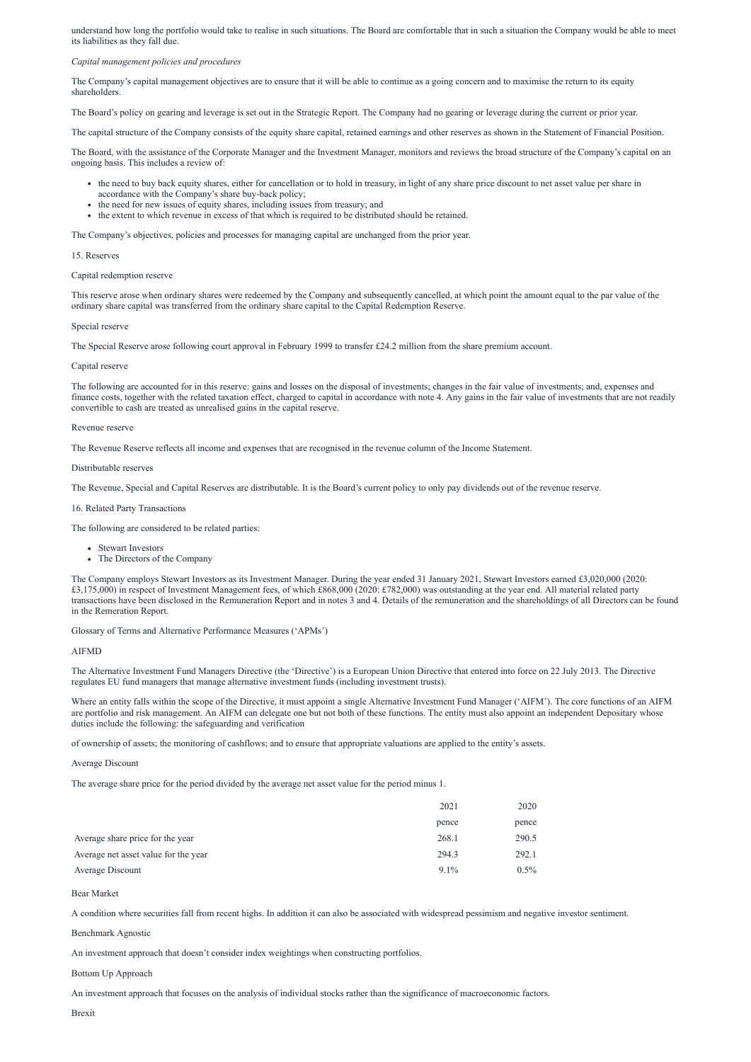understand how long the portfolio would take to realise in such situations. The Board are comfortable that in such a situation the Company would be able to meet its liabilities as they fall due.

*Capital management policies and procedures*

The Company's capital management objectives are to ensure that it will be able to continue as a going concern and to maximise the return to its equity shareholders.

The Board's policy on gearing and leverage is set out in the Strategic Report. The Company had no gearing or leverage during the current or prior year.

The capital structure of the Company consists of the equity share capital, retained earnings and other reserves as shown in the Statement of Financial Position.

The Board, with the assistance of the Corporate Manager and the Investment Manager, monitors and reviews the broad structure of the Company's capital on an ongoing basis. This includes a review of:

- the need to buy back equity shares, either for cancellation or to hold in treasury, in light of any share price discount to net asset value per share in accordance with the Company's share buy-back policy;
- the need for new issues of equity shares, including issues from treasury; and
- the extent to which revenue in excess of that which is required to be distributed should be retained.

The Company's objectives, policies and processes for managing capital are unchanged from the prior year.

15. Reserves

Capital redemption reserve

This reserve arose when ordinary shares were redeemed by the Company and subsequently cancelled, at which point the amount equal to the par value of the ordinary share capital was transferred from the ordinary share capital to the Capital Redemption Reserve.

Special reserve

The Special Reserve arose following court approval in February 1999 to transfer £24.2 million from the share premium account.

Capital reserve

The following are accounted for in this reserve: gains and losses on the disposal of investments; changes in the fair value of investments; and, expenses and finance costs, together with the related taxation effect, charged to capital in accordance with note 4. Any gains in the fair value of investments that are not readily convertible to cash are treated as unrealised gains in the capital reserve.

Revenue reserve

The Revenue Reserve reflects all income and expenses that are recognised in the revenue column of the Income Statement.

Distributable reserves

The Revenue, Special and Capital Reserves are distributable. It is the Board's current policy to only pay dividends out of the revenue reserve.

16. Related Party Transactions

The following are considered to be related parties:

- Stewart Investors
- The Directors of the Company

The Company employs Stewart Investors as its Investment Manager. During the year ended 31 January 2021, Stewart Investors earned £3,020,000 (2020: £3,175,000) in respect of Investment Management fees, of which £868,000 (2020: £782,000) was outstanding at the year end. All material related party transactions have been disclosed in the Remuneration Report and in notes 3 and 4. Details of the remuneration and the shareholdings of all Directors can be found in the Remeration Report.

Glossary of Terms and Alternative Performance Measures ('APMs')

AIFMD

The Alternative Investment Fund Managers Directive (the 'Directive') is a European Union Directive that entered into force on 22 July 2013. The Directive regulates EU fund managers that manage alternative investment funds (including investment trusts).

Where an entity falls within the scope of the Directive, it must appoint a single Alternative Investment Fund Manager ('AIFM'). The core functions of an AIFM are portfolio and risk management. An AIFM can delegate one but not both of these functions. The entity must also appoint an independent Depositary whose duties include the following: the safeguarding and verification

of ownership of assets; the monitoring of cashflows; and to ensure that appropriate valuations are applied to the entity's assets.

Average Discount

The average share price for the period divided by the average net asset value for the period minus 1.

| | 2021 | 2020 |
|---|---|---|
| | pence | pence |
| Average share price for the year | 268.1 | 290.5 |
| Average net asset value for the year | 294.3 | 292.1 |
| Average Discount | 9.1% | 0.5% |

Bear Market

A condition where securities fall from recent highs. In addition it can also be associated with widespread pessimism and negative investor sentiment.

Benchmark Agnostic

An investment approach that doesn't consider index weightings when constructing portfolios.

Bottom Up Approach

An investment approach that focuses on the analysis of individual stocks rather than the significance of macroeconomic factors.

Brexit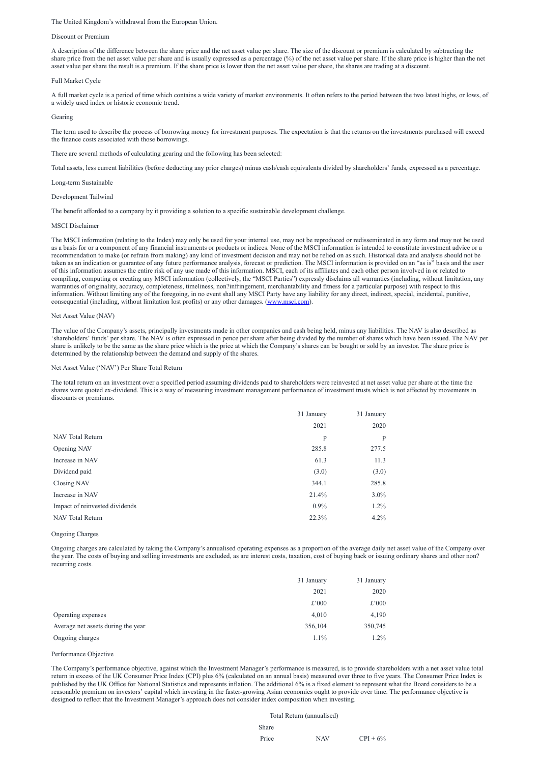The United Kingdom's withdrawal from the European Union.

### Discount or Premium

A description of the difference between the share price and the net asset value per share. The size of the discount or premium is calculated by subtracting the share price from the net asset value per share and is usually expressed as a percentage (%) of the net asset value per share. If the share price is higher than the net asset value per share the result is a premium. If the share price is lower than the net asset value per share, the shares are trading at a discount.

### Full Market Cycle

A full market cycle is a period of time which contains a wide variety of market environments. It often refers to the period between the two latest highs, or lows, of a widely used index or historic economic trend.

### Gearing

The term used to describe the process of borrowing money for investment purposes. The expectation is that the returns on the investments purchased will exceed the finance costs associated with those borrowings.

There are several methods of calculating gearing and the following has been selected:

Total assets, less current liabilities (before deducting any prior charges) minus cash/cash equivalents divided by shareholders' funds, expressed as a percentage.

### Long-term Sustainable

### Development Tailwind

The benefit afforded to a company by it providing a solution to a specific sustainable development challenge.

### MSCI Disclaimer

The MSCI information (relating to the Index) may only be used for your internal use, may not be reproduced or redisseminated in any form and may not be used as a basis for or a component of any financial instruments or products or indices. None of the MSCI information is intended to constitute investment advice or a recommendation to make (or refrain from making) any kind of investment decision and may not be relied on as such. Historical data and analysis should not be taken as an indication or guarantee of any future performance analysis, forecast or prediction. The MSCI information is provided on an "as is" basis and the user of this information assumes the entire risk of any use made of this information. MSCI, each of its affiliates and each other person involved in or related to compiling, computing or creating any MSCI information (collectively, the "MSCI Parties") expressly disclaims all warranties (including, without limitation, any warranties of originality, accuracy, completeness, timeliness, non?infringement, merchantability and fitness for a particular purpose) with respect to this information. Without limiting any of the foregoing, in no event shall any MSCI Party have any liability for any direct, indirect, special, incidental, punitive, consequential (including, without limitation lost profits) or any other damages. (www.msci.com).

### Net Asset Value (NAV)

The value of the Company's assets, principally investments made in other companies and cash being held, minus any liabilities. The NAV is also described as 'shareholders' funds' per share. The NAV is often expressed in pence per share after being divided by the number of shares which have been issued. The NAV per share is unlikely to be the same as the share price which is the price at which the Company's shares can be bought or sold by an investor. The share price is determined by the relationship between the demand and supply of the shares.

### Net Asset Value ('NAV') Per Share Total Return

The total return on an investment over a specified period assuming dividends paid to shareholders were reinvested at net asset value per share at the time the shares were quoted ex-dividend. This is a way of measuring investment management performance of investment trusts which is not affected by movements in discounts or premiums.

| | 31 January 2021 | 31 January 2020 |
|---|---|---|
| NAV Total Return | p | p |
| Opening NAV | 285.8 | 277.5 |
| Increase in NAV | 61.3 | 11.3 |
| Dividend paid | (3.0) | (3.0) |
| Closing NAV | 344.1 | 285.8 |
| Increase in NAV | 21.4% | 3.0% |
| Impact of reinvested dividends | 0.9% | 1.2% |
| NAV Total Return | 22.3% | 4.2% |

### Ongoing Charges

Ongoing charges are calculated by taking the Company's annualised operating expenses as a proportion of the average daily net asset value of the Company over the year. The costs of buying and selling investments are excluded, as are interest costs, taxation, cost of buying back or issuing ordinary shares and other non?recurring costs.

| | 31 January 2021 | 31 January 2020 |
|---|---|---|
| | £'000 | £'000 |
| Operating expenses | 4,010 | 4,190 |
| Average net assets during the year | 356,104 | 350,745 |
| Ongoing charges | 1.1% | 1.2% |

### Performance Objective

The Company's performance objective, against which the Investment Manager's performance is measured, is to provide shareholders with a net asset value total return in excess of the UK Consumer Price Index (CPI) plus 6% (calculated on an annual basis) measured over three to five years. The Consumer Price Index is published by the UK Office for National Statistics and represents inflation. The additional 6% is a fixed element to represent what the Board considers to be a reasonable premium on investors' capital which investing in the faster-growing Asian economies ought to provide over time. The performance objective is designed to reflect that the Investment Manager's approach does not consider index composition when investing.

| Total Return (annualised) | | |
|---|---|---|
| Share Price | NAV | CPI + 6% |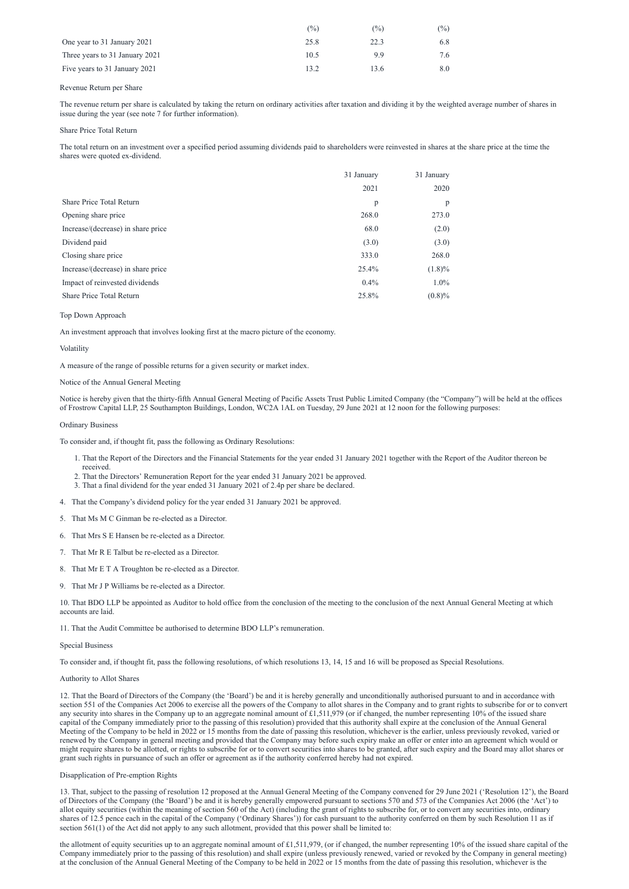| | (%) | (%) | (%) |
|---|---|---|---|
| One year to 31 January 2021 | 25.8 | 22.3 | 6.8 |
| Three years to 31 January 2021 | 10.5 | 9.9 | 7.6 |
| Five years to 31 January 2021 | 13.2 | 13.6 | 8.0 |

Revenue Return per Share

The revenue return per share is calculated by taking the return on ordinary activities after taxation and dividing it by the weighted average number of shares in issue during the year (see note 7 for further information).

Share Price Total Return

The total return on an investment over a specified period assuming dividends paid to shareholders were reinvested in shares at the share price at the time the shares were quoted ex-dividend.

| | 31 January 2021 | 31 January 2020 |
|---|---|---|
| Share Price Total Return | p | p |
| Opening share price | 268.0 | 273.0 |
| Increase/(decrease) in share price | 68.0 | (2.0) |
| Dividend paid | (3.0) | (3.0) |
| Closing share price | 333.0 | 268.0 |
| Increase/(decrease) in share price | 25.4% | (1.8)% |
| Impact of reinvested dividends | 0.4% | 1.0% |
| Share Price Total Return | 25.8% | (0.8)% |

Top Down Approach

An investment approach that involves looking first at the macro picture of the economy.

Volatility

A measure of the range of possible returns for a given security or market index.

## Notice of the Annual General Meeting

Notice is hereby given that the thirty-fifth Annual General Meeting of Pacific Assets Trust Public Limited Company (the "Company") will be held at the offices of Frostrow Capital LLP, 25 Southampton Buildings, London, WC2A 1AL on Tuesday, 29 June 2021 at 12 noon for the following purposes:

### Ordinary Business

To consider and, if thought fit, pass the following as Ordinary Resolutions:

1. That the Report of the Directors and the Financial Statements for the year ended 31 January 2021 together with the Report of the Auditor thereon be received.
2. That the Directors' Remuneration Report for the year ended 31 January 2021 be approved.
3. That a final dividend for the year ended 31 January 2021 of 2.4p per share be declared.
4. That the Company's dividend policy for the year ended 31 January 2021 be approved.
5. That Ms M C Ginman be re-elected as a Director.
6. That Mrs S E Hansen be re-elected as a Director.
7. That Mr R E Talbut be re-elected as a Director.
8. That Mr E T A Troughton be re-elected as a Director.
9. That Mr J P Williams be re-elected as a Director.
10. That BDO LLP be appointed as Auditor to hold office from the conclusion of the meeting to the conclusion of the next Annual General Meeting at which accounts are laid.
11. That the Audit Committee be authorised to determine BDO LLP's remuneration.

### Special Business

To consider and, if thought fit, pass the following resolutions, of which resolutions 13, 14, 15 and 16 will be proposed as Special Resolutions.

Authority to Allot Shares

12. That the Board of Directors of the Company (the 'Board') be and it is hereby generally and unconditionally authorised pursuant to and in accordance with section 551 of the Companies Act 2006 to exercise all the powers of the Company to allot shares in the Company and to grant rights to subscribe for or to convert any security into shares in the Company up to an aggregate nominal amount of £1,511,979 (or if changed, the number representing 10% of the issued share capital of the Company immediately prior to the passing of this resolution) provided that this authority shall expire at the conclusion of the Annual General Meeting of the Company to be held in 2022 or 15 months from the date of passing this resolution, whichever is the earlier, unless previously revoked, varied or renewed by the Company in general meeting and provided that the Company may before such expiry make an offer or enter into an agreement which would or might require shares to be allotted, or rights to subscribe for or to convert securities into shares to be granted, after such expiry and the Board may allot shares or grant such rights in pursuance of such an offer or agreement as if the authority conferred hereby had not expired.

Disapplication of Pre-emption Rights

13. That, subject to the passing of resolution 12 proposed at the Annual General Meeting of the Company convened for 29 June 2021 ('Resolution 12'), the Board of Directors of the Company (the 'Board') be and it is hereby generally empowered pursuant to sections 570 and 573 of the Companies Act 2006 (the 'Act') to allot equity securities (within the meaning of section 560 of the Act) (including the grant of rights to subscribe for, or to convert any securities into, ordinary shares of 12.5 pence each in the capital of the Company ('Ordinary Shares')) for cash pursuant to the authority conferred on them by such Resolution 11 as if section 561(1) of the Act did not apply to any such allotment, provided that this power shall be limited to:

the allotment of equity securities up to an aggregate nominal amount of £1,511,979, (or if changed, the number representing 10% of the issued share capital of the Company immediately prior to the passing of this resolution) and shall expire (unless previously renewed, varied or revoked by the Company in general meeting) at the conclusion of the Annual General Meeting of the Company to be held in 2022 or 15 months from the date of passing this resolution, whichever is the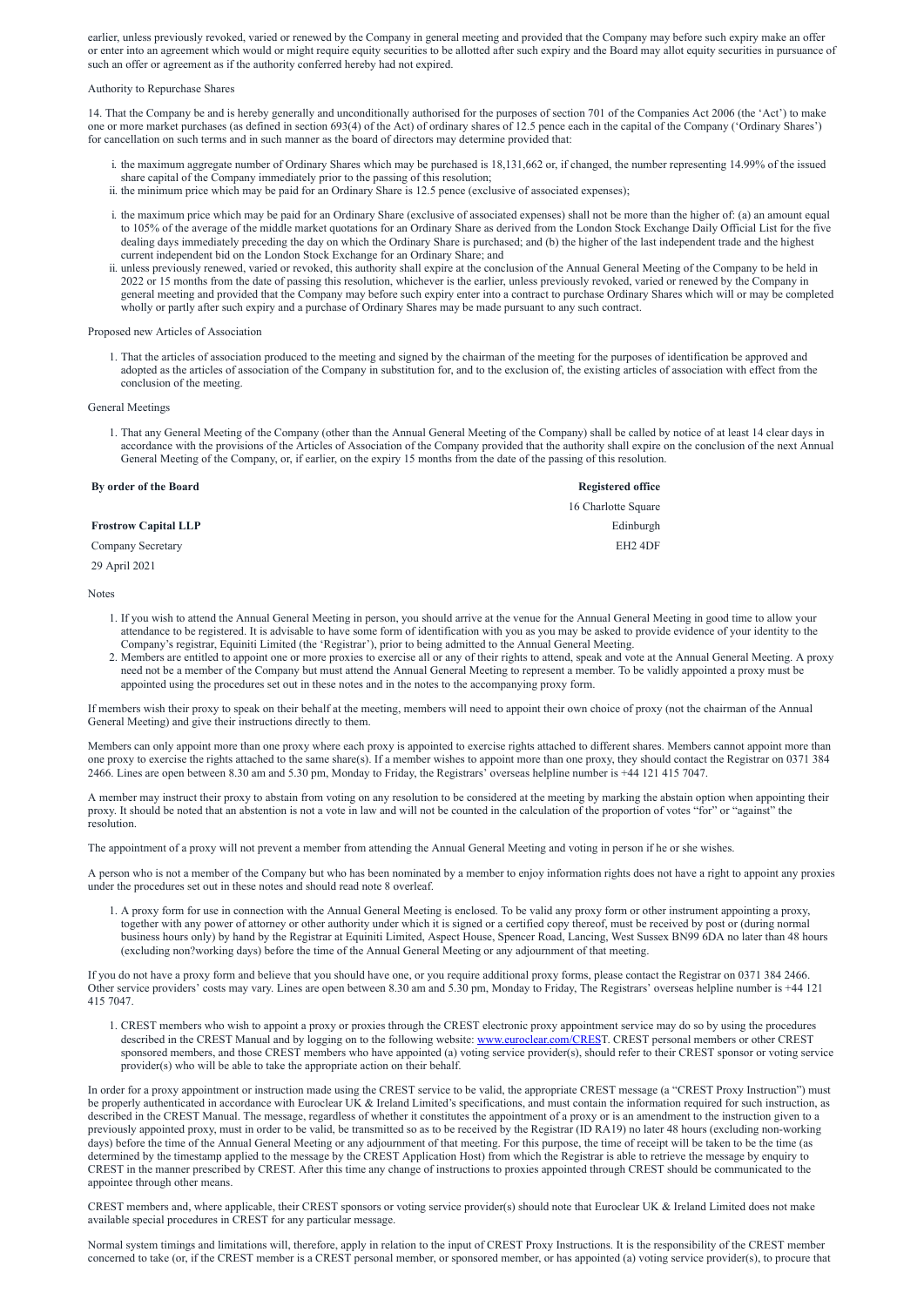earlier, unless previously revoked, varied or renewed by the Company in general meeting and provided that the Company may before such expiry make an offer or enter into an agreement which would or might require equity securities to be allotted after such expiry and the Board may allot equity securities in pursuance of such an offer or agreement as if the authority conferred hereby had not expired.

Authority to Repurchase Shares

14. That the Company be and is hereby generally and unconditionally authorised for the purposes of section 701 of the Companies Act 2006 (the 'Act') to make one or more market purchases (as defined in section 693(4) of the Act) of ordinary shares of 12.5 pence each in the capital of the Company ('Ordinary Shares') for cancellation on such terms and in such manner as the board of directors may determine provided that:

i. the maximum aggregate number of Ordinary Shares which may be purchased is 18,131,662 or, if changed, the number representing 14.99% of the issued share capital of the Company immediately prior to the passing of this resolution;
ii. the minimum price which may be paid for an Ordinary Share is 12.5 pence (exclusive of associated expenses);

i. the maximum price which may be paid for an Ordinary Share (exclusive of associated expenses) shall not be more than the higher of: (a) an amount equal to 105% of the average of the middle market quotations for an Ordinary Share as derived from the London Stock Exchange Daily Official List for the five dealing days immediately preceding the day on which the Ordinary Share is purchased; and (b) the higher of the last independent trade and the highest current independent bid on the London Stock Exchange for an Ordinary Share; and
ii. unless previously renewed, varied or revoked, this authority shall expire at the conclusion of the Annual General Meeting of the Company to be held in 2022 or 15 months from the date of passing this resolution, whichever is the earlier, unless previously revoked, varied or renewed by the Company in general meeting and provided that the Company may before such expiry enter into a contract to purchase Ordinary Shares which will or may be completed wholly or partly after such expiry and a purchase of Ordinary Shares may be made pursuant to any such contract.

Proposed new Articles of Association

1. That the articles of association produced to the meeting and signed by the chairman of the meeting for the purposes of identification be approved and adopted as the articles of association of the Company in substitution for, and to the exclusion of, the existing articles of association with effect from the conclusion of the meeting.

General Meetings

1. That any General Meeting of the Company (other than the Annual General Meeting of the Company) shall be called by notice of at least 14 clear days in accordance with the provisions of the Articles of Association of the Company provided that the authority shall expire on the conclusion of the next Annual General Meeting of the Company, or, if earlier, on the expiry 15 months from the date of the passing of this resolution.

| **By order of the Board** | **Registered office** |
|---|---|
| | 16 Charlotte Square |
| **Frostrow Capital LLP** | Edinburgh |
| Company Secretary | EH2 4DF |
| 29 April 2021 | |

Notes

1. If you wish to attend the Annual General Meeting in person, you should arrive at the venue for the Annual General Meeting in good time to allow your attendance to be registered. It is advisable to have some form of identification with you as you may be asked to provide evidence of your identity to the Company's registrar, Equiniti Limited (the 'Registrar'), prior to being admitted to the Annual General Meeting.
2. Members are entitled to appoint one or more proxies to exercise all or any of their rights to attend, speak and vote at the Annual General Meeting. A proxy need not be a member of the Company but must attend the Annual General Meeting to represent a member. To be validly appointed a proxy must be appointed using the procedures set out in these notes and in the notes to the accompanying proxy form.

If members wish their proxy to speak on their behalf at the meeting, members will need to appoint their own choice of proxy (not the chairman of the Annual General Meeting) and give their instructions directly to them.

Members can only appoint more than one proxy where each proxy is appointed to exercise rights attached to different shares. Members cannot appoint more than one proxy to exercise the rights attached to the same share(s). If a member wishes to appoint more than one proxy, they should contact the Registrar on 0371 384 2466. Lines are open between 8.30 am and 5.30 pm, Monday to Friday, the Registrars' overseas helpline number is +44 121 415 7047.

A member may instruct their proxy to abstain from voting on any resolution to be considered at the meeting by marking the abstain option when appointing their proxy. It should be noted that an abstention is not a vote in law and will not be counted in the calculation of the proportion of votes "for" or "against" the resolution.

The appointment of a proxy will not prevent a member from attending the Annual General Meeting and voting in person if he or she wishes.

A person who is not a member of the Company but who has been nominated by a member to enjoy information rights does not have a right to appoint any proxies under the procedures set out in these notes and should read note 8 overleaf.

1. A proxy form for use in connection with the Annual General Meeting is enclosed. To be valid any proxy form or other instrument appointing a proxy, together with any power of attorney or other authority under which it is signed or a certified copy thereof, must be received by post or (during normal business hours only) by hand by the Registrar at Equiniti Limited, Aspect House, Spencer Road, Lancing, West Sussex BN99 6DA no later than 48 hours (excluding non?working days) before the time of the Annual General Meeting or any adjournment of that meeting.

If you do not have a proxy form and believe that you should have one, or you require additional proxy forms, please contact the Registrar on 0371 384 2466. Other service providers' costs may vary. Lines are open between 8.30 am and 5.30 pm, Monday to Friday, The Registrars' overseas helpline number is +44 121 415 7047.

1. CREST members who wish to appoint a proxy or proxies through the CREST electronic proxy appointment service may do so by using the procedures described in the CREST Manual and by logging on to the following website: www.euroclear.com/CREST. CREST personal members or other CREST sponsored members, and those CREST members who have appointed (a) voting service provider(s), should refer to their CREST sponsor or voting service provider(s) who will be able to take the appropriate action on their behalf.

In order for a proxy appointment or instruction made using the CREST service to be valid, the appropriate CREST message (a "CREST Proxy Instruction") must be properly authenticated in accordance with Euroclear UK & Ireland Limited's specifications, and must contain the information required for such instruction, as described in the CREST Manual. The message, regardless of whether it constitutes the appointment of a proxy or is an amendment to the instruction given to a previously appointed proxy, must in order to be valid, be transmitted so as to be received by the Registrar (ID RA19) no later 48 hours (excluding non-working days) before the time of the Annual General Meeting or any adjournment of that meeting. For this purpose, the time of receipt will be taken to be the time (as determined by the timestamp applied to the message by the CREST Application Host) from which the Registrar is able to retrieve the message by enquiry to CREST in the manner prescribed by CREST. After this time any change of instructions to proxies appointed through CREST should be communicated to the appointee through other means.

CREST members and, where applicable, their CREST sponsors or voting service provider(s) should note that Euroclear UK & Ireland Limited does not make available special procedures in CREST for any particular message.

Normal system timings and limitations will, therefore, apply in relation to the input of CREST Proxy Instructions. It is the responsibility of the CREST member concerned to take (or, if the CREST member is a CREST personal member, or sponsored member, or has appointed (a) voting service provider(s), to procure that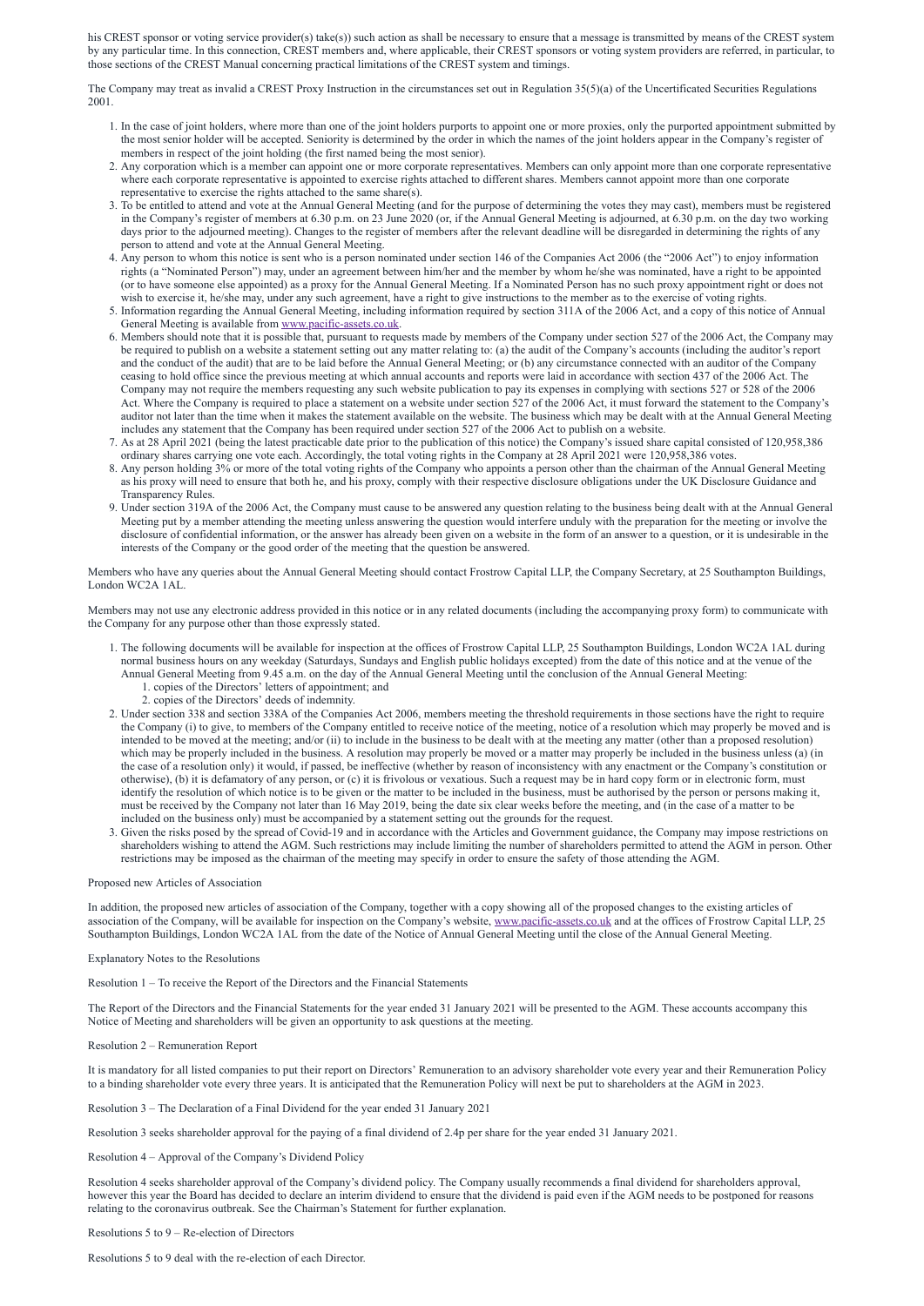his CREST sponsor or voting service provider(s) take(s)) such action as shall be necessary to ensure that a message is transmitted by means of the CREST system by any particular time. In this connection, CREST members and, where applicable, their CREST sponsors or voting system providers are referred, in particular, to those sections of the CREST Manual concerning practical limitations of the CREST system and timings.

The Company may treat as invalid a CREST Proxy Instruction in the circumstances set out in Regulation 35(5)(a) of the Uncertificated Securities Regulations 2001.

1. In the case of joint holders, where more than one of the joint holders purports to appoint one or more proxies, only the purported appointment submitted by the most senior holder will be accepted. Seniority is determined by the order in which the names of the joint holders appear in the Company's register of members in respect of the joint holding (the first named being the most senior).
2. Any corporation which is a member can appoint one or more corporate representatives. Members can only appoint more than one corporate representative where each corporate representative is appointed to exercise rights attached to different shares. Members cannot appoint more than one corporate representative to exercise the rights attached to the same share(s).
3. To be entitled to attend and vote at the Annual General Meeting (and for the purpose of determining the votes they may cast), members must be registered in the Company's register of members at 6.30 p.m. on 23 June 2020 (or, if the Annual General Meeting is adjourned, at 6.30 p.m. on the day two working days prior to the adjourned meeting). Changes to the register of members after the relevant deadline will be disregarded in determining the rights of any person to attend and vote at the Annual General Meeting.
4. Any person to whom this notice is sent who is a person nominated under section 146 of the Companies Act 2006 (the "2006 Act") to enjoy information rights (a "Nominated Person") may, under an agreement between him/her and the member by whom he/she was nominated, have a right to be appointed (or to have someone else appointed) as a proxy for the Annual General Meeting. If a Nominated Person has no such proxy appointment right or does not wish to exercise it, he/she may, under any such agreement, have a right to give instructions to the member as to the exercise of voting rights.
5. Information regarding the Annual General Meeting, including information required by section 311A of the 2006 Act, and a copy of this notice of Annual General Meeting is available from www.pacific-assets.co.uk.
6. Members should note that it is possible that, pursuant to requests made by members of the Company under section 527 of the 2006 Act, the Company may be required to publish on a website a statement setting out any matter relating to: (a) the audit of the Company's accounts (including the auditor's report and the conduct of the audit) that are to be laid before the Annual General Meeting; or (b) any circumstance connected with an auditor of the Company ceasing to hold office since the previous meeting at which annual accounts and reports were laid in accordance with section 437 of the 2006 Act. The Company may not require the members requesting any such website publication to pay its expenses in complying with sections 527 or 528 of the 2006 Act. Where the Company is required to place a statement on a website under section 527 of the 2006 Act, it must forward the statement to the Company's auditor not later than the time when it makes the statement available on the website. The business which may be dealt with at the Annual General Meeting includes any statement that the Company has been required under section 527 of the 2006 Act to publish on a website.
7. As at 28 April 2021 (being the latest practicable date prior to the publication of this notice) the Company's issued share capital consisted of 120,958,386 ordinary shares carrying one vote each. Accordingly, the total voting rights in the Company at 28 April 2021 were 120,958,386 votes.
8. Any person holding 3% or more of the total voting rights of the Company who appoints a person other than the chairman of the Annual General Meeting as his proxy will need to ensure that both he, and his proxy, comply with their respective disclosure obligations under the UK Disclosure Guidance and Transparency Rules.
9. Under section 319A of the 2006 Act, the Company must cause to be answered any question relating to the business being dealt with at the Annual General Meeting put by a member attending the meeting unless answering the question would interfere unduly with the preparation for the meeting or involve the disclosure of confidential information, or the answer has already been given on a website in the form of an answer to a question, or it is undesirable in the interests of the Company or the good order of the meeting that the question be answered.

Members who have any queries about the Annual General Meeting should contact Frostrow Capital LLP, the Company Secretary, at 25 Southampton Buildings, London WC2A 1AL.

Members may not use any electronic address provided in this notice or in any related documents (including the accompanying proxy form) to communicate with the Company for any purpose other than those expressly stated.

1. The following documents will be available for inspection at the offices of Frostrow Capital LLP, 25 Southampton Buildings, London WC2A 1AL during normal business hours on any weekday (Saturdays, Sundays and English public holidays excepted) from the date of this notice and at the venue of the Annual General Meeting from 9.45 a.m. on the day of the Annual General Meeting until the conclusion of the Annual General Meeting:
    1. copies of the Directors' letters of appointment; and
    2. copies of the Directors' deeds of indemnity.
2. Under section 338 and section 338A of the Companies Act 2006, members meeting the threshold requirements in those sections have the right to require the Company (i) to give, to members of the Company entitled to receive notice of the meeting, notice of a resolution which may properly be moved and is intended to be moved at the meeting; and/or (ii) to include in the business to be dealt with at the meeting any matter (other than a proposed resolution) which may be properly included in the business. A resolution may properly be moved or a matter may properly be included in the business unless (a) (in the case of a resolution only) it would, if passed, be ineffective (whether by reason of inconsistency with any enactment or the Company's constitution or otherwise), (b) it is defamatory of any person, or (c) it is frivolous or vexatious. Such a request may be in hard copy form or in electronic form, must identify the resolution of which notice is to be given or the matter to be included in the business, must be authorised by the person or persons making it, must be received by the Company not later than 16 May 2019, being the date six clear weeks before the meeting, and (in the case of a matter to be included on the business only) must be accompanied by a statement setting out the grounds for the request.
3. Given the risks posed by the spread of Covid-19 and in accordance with the Articles and Government guidance, the Company may impose restrictions on shareholders wishing to attend the AGM. Such restrictions may include limiting the number of shareholders permitted to attend the AGM in person. Other restrictions may be imposed as the chairman of the meeting may specify in order to ensure the safety of those attending the AGM.

Proposed new Articles of Association

In addition, the proposed new articles of association of the Company, together with a copy showing all of the proposed changes to the existing articles of association of the Company, will be available for inspection on the Company's website, www.pacific-assets.co.uk and at the offices of Frostrow Capital LLP, 25 Southampton Buildings, London WC2A 1AL from the date of the Notice of Annual General Meeting until the close of the Annual General Meeting.

Explanatory Notes to the Resolutions

Resolution 1 – To receive the Report of the Directors and the Financial Statements

The Report of the Directors and the Financial Statements for the year ended 31 January 2021 will be presented to the AGM. These accounts accompany this Notice of Meeting and shareholders will be given an opportunity to ask questions at the meeting.

Resolution 2 – Remuneration Report

It is mandatory for all listed companies to put their report on Directors' Remuneration to an advisory shareholder vote every year and their Remuneration Policy to a binding shareholder vote every three years. It is anticipated that the Remuneration Policy will next be put to shareholders at the AGM in 2023.

Resolution 3 – The Declaration of a Final Dividend for the year ended 31 January 2021

Resolution 3 seeks shareholder approval for the paying of a final dividend of 2.4p per share for the year ended 31 January 2021.

Resolution 4 – Approval of the Company's Dividend Policy

Resolution 4 seeks shareholder approval of the Company's dividend policy. The Company usually recommends a final dividend for shareholders approval, however this year the Board has decided to declare an interim dividend to ensure that the dividend is paid even if the AGM needs to be postponed for reasons relating to the coronavirus outbreak. See the Chairman's Statement for further explanation.

Resolutions 5 to 9 – Re-election of Directors

Resolutions 5 to 9 deal with the re-election of each Director.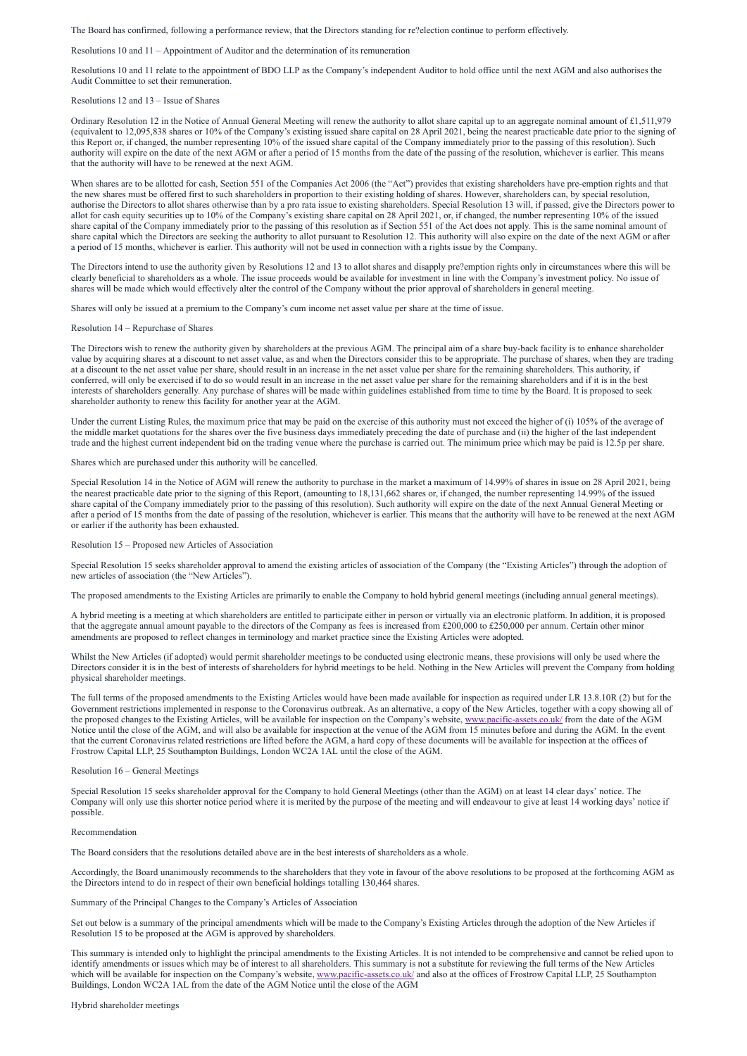The Board has confirmed, following a performance review, that the Directors standing for re?election continue to perform effectively.

## Resolutions 10 and 11 – Appointment of Auditor and the determination of its remuneration

Resolutions 10 and 11 relate to the appointment of BDO LLP as the Company's independent Auditor to hold office until the next AGM and also authorises the Audit Committee to set their remuneration.

## Resolutions 12 and 13 – Issue of Shares

Ordinary Resolution 12 in the Notice of Annual General Meeting will renew the authority to allot share capital up to an aggregate nominal amount of £1,511,979 (equivalent to 12,095,838 shares or 10% of the Company's existing issued share capital on 28 April 2021, being the nearest practicable date prior to the signing of this Report or, if changed, the number representing 10% of the issued share capital of the Company immediately prior to the passing of this resolution). Such authority will expire on the date of the next AGM or after a period of 15 months from the date of the passing of the resolution, whichever is earlier. This means that the authority will have to be renewed at the next AGM.

When shares are to be allotted for cash, Section 551 of the Companies Act 2006 (the "Act") provides that existing shareholders have pre-emption rights and that the new shares must be offered first to such shareholders in proportion to their existing holding of shares. However, shareholders can, by special resolution, authorise the Directors to allot shares otherwise than by a pro rata issue to existing shareholders. Special Resolution 13 will, if passed, give the Directors power to allot for cash equity securities up to 10% of the Company's existing share capital on 28 April 2021, or, if changed, the number representing 10% of the issued share capital of the Company immediately prior to the passing of this resolution as if Section 551 of the Act does not apply. This is the same nominal amount of share capital which the Directors are seeking the authority to allot pursuant to Resolution 12. This authority will also expire on the date of the next AGM or after a period of 15 months, whichever is earlier. This authority will not be used in connection with a rights issue by the Company.

The Directors intend to use the authority given by Resolutions 12 and 13 to allot shares and disapply pre?emption rights only in circumstances where this will be clearly beneficial to shareholders as a whole. The issue proceeds would be available for investment in line with the Company's investment policy. No issue of shares will be made which would effectively alter the control of the Company without the prior approval of shareholders in general meeting.

Shares will only be issued at a premium to the Company's cum income net asset value per share at the time of issue.

## Resolution 14 – Repurchase of Shares

The Directors wish to renew the authority given by shareholders at the previous AGM. The principal aim of a share buy-back facility is to enhance shareholder value by acquiring shares at a discount to net asset value, as and when the Directors consider this to be appropriate. The purchase of shares, when they are trading at a discount to the net asset value per share, should result in an increase in the net asset value per share for the remaining shareholders. This authority, if conferred, will only be exercised if to do so would result in an increase in the net asset value per share for the remaining shareholders and if it is in the best interests of shareholders generally. Any purchase of shares will be made within guidelines established from time to time by the Board. It is proposed to seek shareholder authority to renew this facility for another year at the AGM.

Under the current Listing Rules, the maximum price that may be paid on the exercise of this authority must not exceed the higher of (i) 105% of the average of the middle market quotations for the shares over the five business days immediately preceding the date of purchase and (ii) the higher of the last independent trade and the highest current independent bid on the trading venue where the purchase is carried out. The minimum price which may be paid is 12.5p per share.

Shares which are purchased under this authority will be cancelled.

Special Resolution 14 in the Notice of AGM will renew the authority to purchase in the market a maximum of 14.99% of shares in issue on 28 April 2021, being the nearest practicable date prior to the signing of this Report, (amounting to 18,131,662 shares or, if changed, the number representing 14.99% of the issued share capital of the Company immediately prior to the passing of this resolution). Such authority will expire on the date of the next Annual General Meeting or after a period of 15 months from the date of passing of the resolution, whichever is earlier. This means that the authority will have to be renewed at the next AGM or earlier if the authority has been exhausted.

## Resolution 15 – Proposed new Articles of Association

Special Resolution 15 seeks shareholder approval to amend the existing articles of association of the Company (the "Existing Articles") through the adoption of new articles of association (the "New Articles").

The proposed amendments to the Existing Articles are primarily to enable the Company to hold hybrid general meetings (including annual general meetings).

A hybrid meeting is a meeting at which shareholders are entitled to participate either in person or virtually via an electronic platform. In addition, it is proposed that the aggregate annual amount payable to the directors of the Company as fees is increased from £200,000 to £250,000 per annum. Certain other minor amendments are proposed to reflect changes in terminology and market practice since the Existing Articles were adopted.

Whilst the New Articles (if adopted) would permit shareholder meetings to be conducted using electronic means, these provisions will only be used where the Directors consider it is in the best of interests of shareholders for hybrid meetings to be held. Nothing in the New Articles will prevent the Company from holding physical shareholder meetings.

The full terms of the proposed amendments to the Existing Articles would have been made available for inspection as required under LR 13.8.10R (2) but for the Government restrictions implemented in response to the Coronavirus outbreak. As an alternative, a copy of the New Articles, together with a copy showing all of the proposed changes to the Existing Articles, will be available for inspection on the Company's website, www.pacific-assets.co.uk/ from the date of the AGM Notice until the close of the AGM, and will also be available for inspection at the venue of the AGM from 15 minutes before and during the AGM. In the event that the current Coronavirus related restrictions are lifted before the AGM, a hard copy of these documents will be available for inspection at the offices of Frostrow Capital LLP, 25 Southampton Buildings, London WC2A 1AL until the close of the AGM.

## Resolution 16 – General Meetings

Special Resolution 15 seeks shareholder approval for the Company to hold General Meetings (other than the AGM) on at least 14 clear days' notice. The Company will only use this shorter notice period where it is merited by the purpose of the meeting and will endeavour to give at least 14 working days' notice if possible.

## Recommendation

The Board considers that the resolutions detailed above are in the best interests of shareholders as a whole.

Accordingly, the Board unanimously recommends to the shareholders that they vote in favour of the above resolutions to be proposed at the forthcoming AGM as the Directors intend to do in respect of their own beneficial holdings totalling 130,464 shares.

## Summary of the Principal Changes to the Company's Articles of Association

Set out below is a summary of the principal amendments which will be made to the Company's Existing Articles through the adoption of the New Articles if Resolution 15 to be proposed at the AGM is approved by shareholders.

This summary is intended only to highlight the principal amendments to the Existing Articles. It is not intended to be comprehensive and cannot be relied upon to identify amendments or issues which may be of interest to all shareholders. This summary is not a substitute for reviewing the full terms of the New Articles which will be available for inspection on the Company's website, www.pacific-assets.co.uk/ and also at the offices of Frostrow Capital LLP, 25 Southampton Buildings, London WC2A 1AL from the date of the AGM Notice until the close of the AGM

### Hybrid shareholder meetings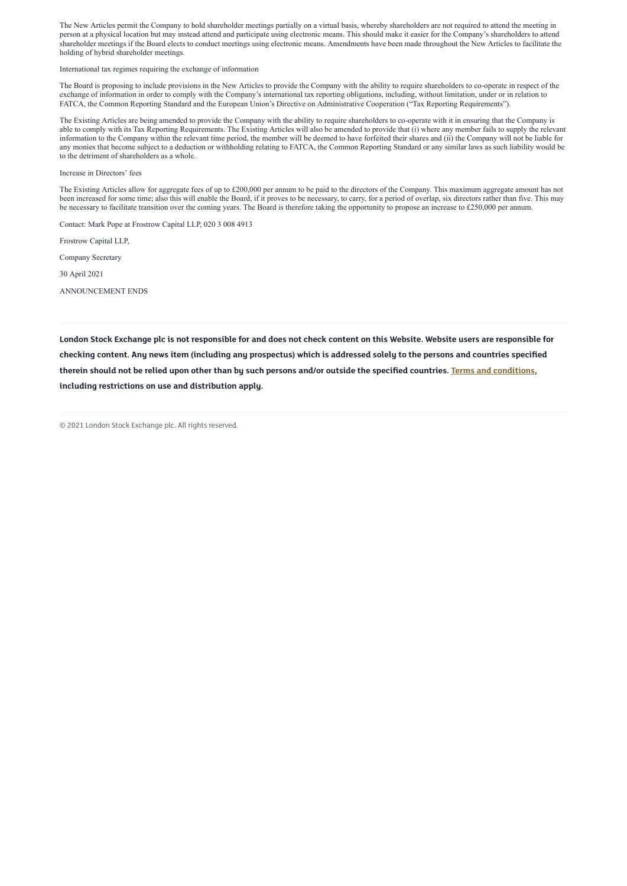The New Articles permit the Company to hold shareholder meetings partially on a virtual basis, whereby shareholders are not required to attend the meeting in person at a physical location but may instead attend and participate using electronic means. This should make it easier for the Company's shareholders to attend shareholder meetings if the Board elects to conduct meetings using electronic means. Amendments have been made throughout the New Articles to facilitate the holding of hybrid shareholder meetings.

International tax regimes requiring the exchange of information

The Board is proposing to include provisions in the New Articles to provide the Company with the ability to require shareholders to co-operate in respect of the exchange of information in order to comply with the Company's international tax reporting obligations, including, without limitation, under or in relation to FATCA, the Common Reporting Standard and the European Union's Directive on Administrative Cooperation ("Tax Reporting Requirements").

The Existing Articles are being amended to provide the Company with the ability to require shareholders to co-operate with it in ensuring that the Company is able to comply with its Tax Reporting Requirements. The Existing Articles will also be amended to provide that (i) where any member fails to supply the relevant information to the Company within the relevant time period, the member will be deemed to have forfeited their shares and (ii) the Company will not be liable for any monies that become subject to a deduction or withholding relating to FATCA, the Common Reporting Standard or any similar laws as such liability would be to the detriment of shareholders as a whole.

Increase in Directors' fees

The Existing Articles allow for aggregate fees of up to £200,000 per annum to be paid to the directors of the Company. This maximum aggregate amount has not been increased for some time; also this will enable the Board, if it proves to be necessary, to carry, for a period of overlap, six directors rather than five. This may be necessary to facilitate transition over the coming years. The Board is therefore taking the opportunity to propose an increase to £250,000 per annum.

Contact: Mark Pope at Frostrow Capital LLP, 020 3 008 4913

Frostrow Capital LLP,

Company Secretary

30 April 2021

ANNOUNCEMENT ENDS

---

**London Stock Exchange plc is not responsible for and does not check content on this Website. Website users are responsible for checking content. Any news item (including any prospectus) which is addressed solely to the persons and countries specified therein should not be relied upon other than by such persons and/or outside the specified countries. Terms and conditions, including restrictions on use and distribution apply.**

© 2021 London Stock Exchange plc. All rights reserved.